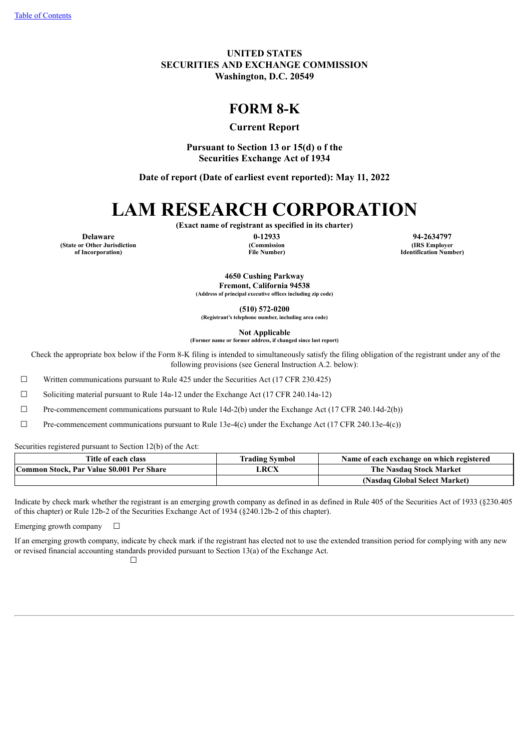[Table of Contents](#)

**UNITED STATES**
**SECURITIES AND EXCHANGE COMMISSION**
**Washington, D.C. 20549**

# FORM 8-K

**Current Report**

**Pursuant to Section 13 or 15(d) o f the**
**Securities Exchange Act of 1934**

**Date of report (Date of earliest event reported): May 11, 2022**

# LAM RESEARCH CORPORATION

**(Exact name of registrant as specified in its charter)**

| **Delaware** | **0-12933** | **94-2634797** |
|---|---|---|
| **(State or Other Jurisdiction of Incorporation)** | **(Commission File Number)** | **(IRS Employer Identification Number)** |

**4650 Cushing Parkway**
**Fremont, California 94538**
**(Address of principal executive offices including zip code)**

**(510) 572-0200**
**(Registrant's telephone number, including area code)**

**Not Applicable**
**(Former name or former address, if changed since last report)**

Check the appropriate box below if the Form 8-K filing is intended to simultaneously satisfy the filing obligation of the registrant under any of the following provisions (see General Instruction A.2. below):

☐ Written communications pursuant to Rule 425 under the Securities Act (17 CFR 230.425)

☐ Soliciting material pursuant to Rule 14a-12 under the Exchange Act (17 CFR 240.14a-12)

☐ Pre-commencement communications pursuant to Rule 14d-2(b) under the Exchange Act (17 CFR 240.14d-2(b))

☐ Pre-commencement communications pursuant to Rule 13e-4(c) under the Exchange Act (17 CFR 240.13e-4(c))

Securities registered pursuant to Section 12(b) of the Act:

| Title of each class | Trading Symbol | Name of each exchange on which registered |
|---|---|---|
| **Common Stock, Par Value $0.001 Per Share** | **LRCX** | **The Nasdaq Stock Market** |
| | | **(Nasdaq Global Select Market)** |

Indicate by check mark whether the registrant is an emerging growth company as defined in as defined in Rule 405 of the Securities Act of 1933 (§230.405 of this chapter) or Rule 12b-2 of the Securities Exchange Act of 1934 (§240.12b-2 of this chapter).

Emerging growth company ☐

If an emerging growth company, indicate by check mark if the registrant has elected not to use the extended transition period for complying with any new or revised financial accounting standards provided pursuant to Section 13(a) of the Exchange Act.

☐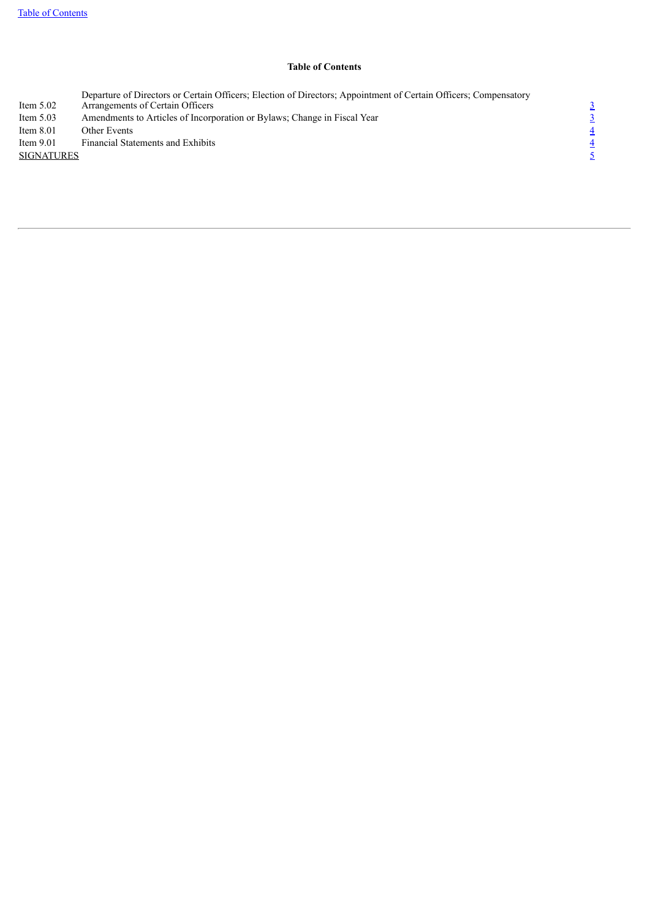**Table of Contents**

| | | |
|---|---|---|
| Item 5.02 | Departure of Directors or Certain Officers; Election of Directors; Appointment of Certain Officers; Compensatory Arrangements of Certain Officers | 3 |
| Item 5.03 | Amendments to Articles of Incorporation or Bylaws; Change in Fiscal Year | 3 |
| Item 8.01 | Other Events | 4 |
| Item 9.01 | Financial Statements and Exhibits | 4 |
| SIGNATURES | | 5 |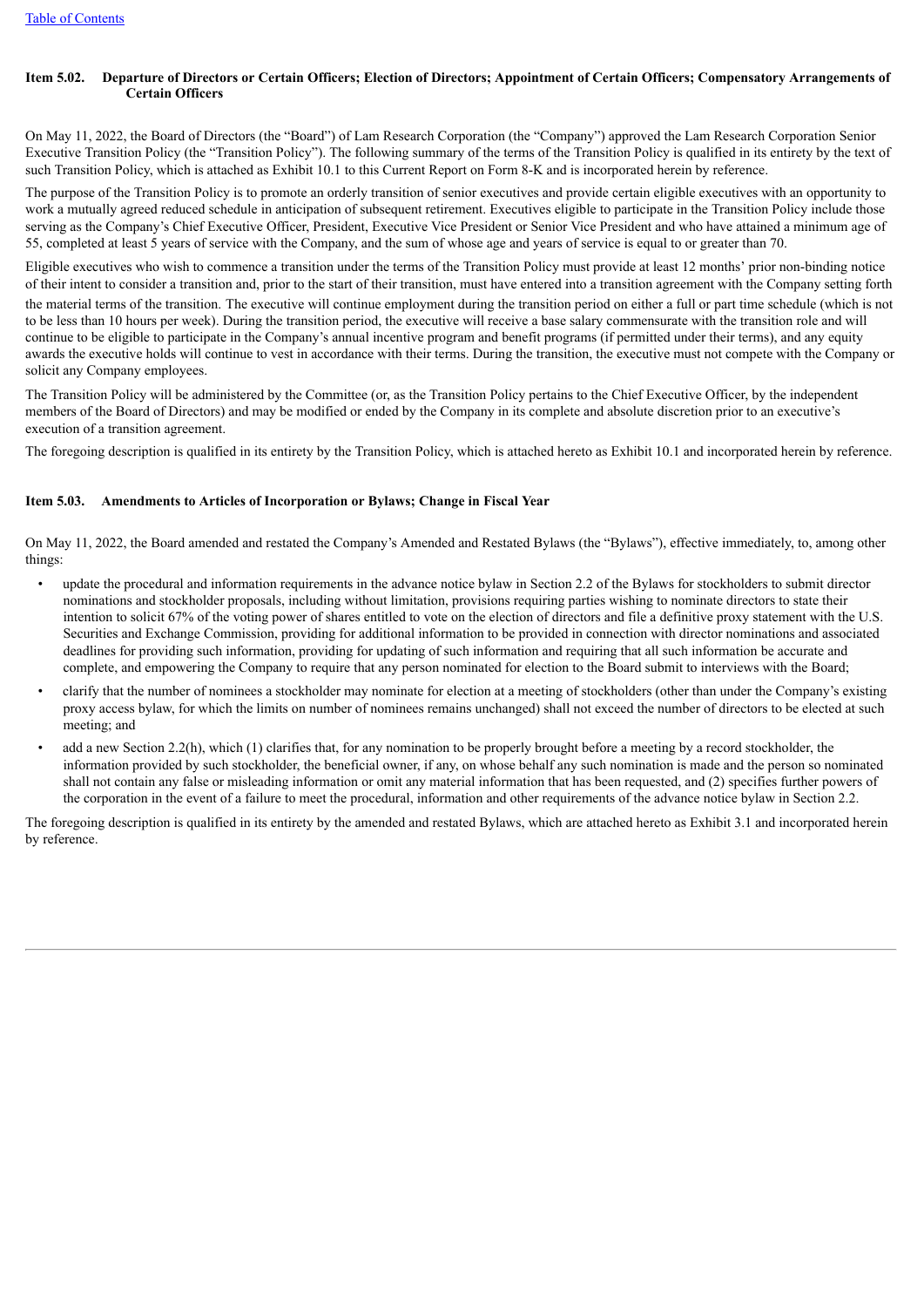### Item 5.02. Departure of Directors or Certain Officers; Election of Directors; Appointment of Certain Officers; Compensatory Arrangements of Certain Officers

On May 11, 2022, the Board of Directors (the "Board") of Lam Research Corporation (the "Company") approved the Lam Research Corporation Senior Executive Transition Policy (the "Transition Policy"). The following summary of the terms of the Transition Policy is qualified in its entirety by the text of such Transition Policy, which is attached as Exhibit 10.1 to this Current Report on Form 8-K and is incorporated herein by reference.

The purpose of the Transition Policy is to promote an orderly transition of senior executives and provide certain eligible executives with an opportunity to work a mutually agreed reduced schedule in anticipation of subsequent retirement. Executives eligible to participate in the Transition Policy include those serving as the Company's Chief Executive Officer, President, Executive Vice President or Senior Vice President and who have attained a minimum age of 55, completed at least 5 years of service with the Company, and the sum of whose age and years of service is equal to or greater than 70.

Eligible executives who wish to commence a transition under the terms of the Transition Policy must provide at least 12 months' prior non-binding notice of their intent to consider a transition and, prior to the start of their transition, must have entered into a transition agreement with the Company setting forth the material terms of the transition. The executive will continue employment during the transition period on either a full or part time schedule (which is not to be less than 10 hours per week). During the transition period, the executive will receive a base salary commensurate with the transition role and will continue to be eligible to participate in the Company's annual incentive program and benefit programs (if permitted under their terms), and any equity awards the executive holds will continue to vest in accordance with their terms. During the transition, the executive must not compete with the Company or solicit any Company employees.

The Transition Policy will be administered by the Committee (or, as the Transition Policy pertains to the Chief Executive Officer, by the independent members of the Board of Directors) and may be modified or ended by the Company in its complete and absolute discretion prior to an executive's execution of a transition agreement.

The foregoing description is qualified in its entirety by the Transition Policy, which is attached hereto as Exhibit 10.1 and incorporated herein by reference.

### Item 5.03. Amendments to Articles of Incorporation or Bylaws; Change in Fiscal Year

On May 11, 2022, the Board amended and restated the Company's Amended and Restated Bylaws (the "Bylaws"), effective immediately, to, among other things:

- update the procedural and information requirements in the advance notice bylaw in Section 2.2 of the Bylaws for stockholders to submit director nominations and stockholder proposals, including without limitation, provisions requiring parties wishing to nominate directors to state their intention to solicit 67% of the voting power of shares entitled to vote on the election of directors and file a definitive proxy statement with the U.S. Securities and Exchange Commission, providing for additional information to be provided in connection with director nominations and associated deadlines for providing such information, providing for updating of such information and requiring that all such information be accurate and complete, and empowering the Company to require that any person nominated for election to the Board submit to interviews with the Board;
- clarify that the number of nominees a stockholder may nominate for election at a meeting of stockholders (other than under the Company's existing proxy access bylaw, for which the limits on number of nominees remains unchanged) shall not exceed the number of directors to be elected at such meeting; and
- add a new Section 2.2(h), which (1) clarifies that, for any nomination to be properly brought before a meeting by a record stockholder, the information provided by such stockholder, the beneficial owner, if any, on whose behalf any such nomination is made and the person so nominated shall not contain any false or misleading information or omit any material information that has been requested, and (2) specifies further powers of the corporation in the event of a failure to meet the procedural, information and other requirements of the advance notice bylaw in Section 2.2.

The foregoing description is qualified in its entirety by the amended and restated Bylaws, which are attached hereto as Exhibit 3.1 and incorporated herein by reference.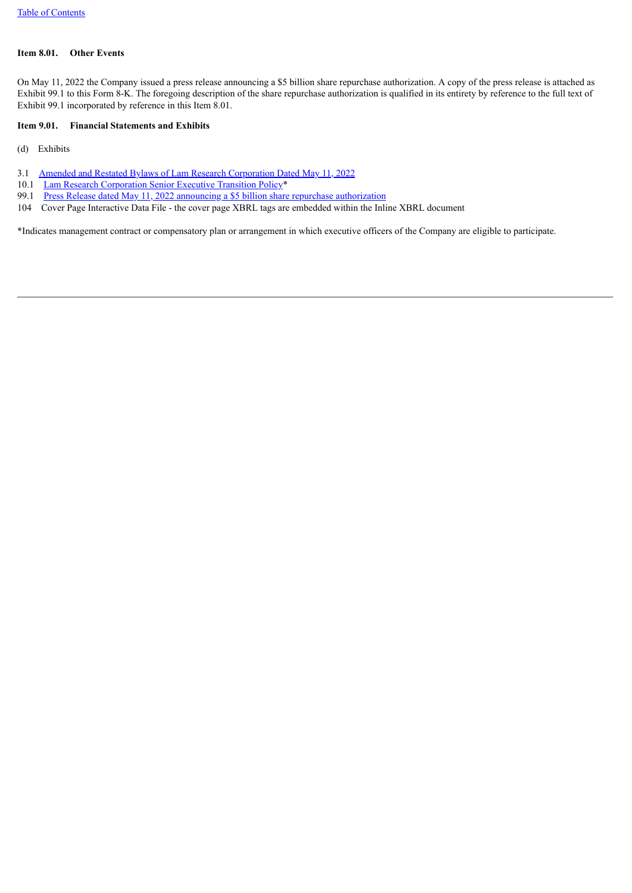**Item 8.01. Other Events**

On May 11, 2022 the Company issued a press release announcing a $5 billion share repurchase authorization. A copy of the press release is attached as Exhibit 99.1 to this Form 8-K. The foregoing description of the share repurchase authorization is qualified in its entirety by reference to the full text of Exhibit 99.1 incorporated by reference in this Item 8.01.

**Item 9.01. Financial Statements and Exhibits**

(d) Exhibits

3.1 Amended and Restated Bylaws of Lam Research Corporation Dated May 11, 2022
10.1 Lam Research Corporation Senior Executive Transition Policy*
99.1 Press Release dated May 11, 2022 announcing a $5 billion share repurchase authorization
104 Cover Page Interactive Data File - the cover page XBRL tags are embedded within the Inline XBRL document

*Indicates management contract or compensatory plan or arrangement in which executive officers of the Company are eligible to participate.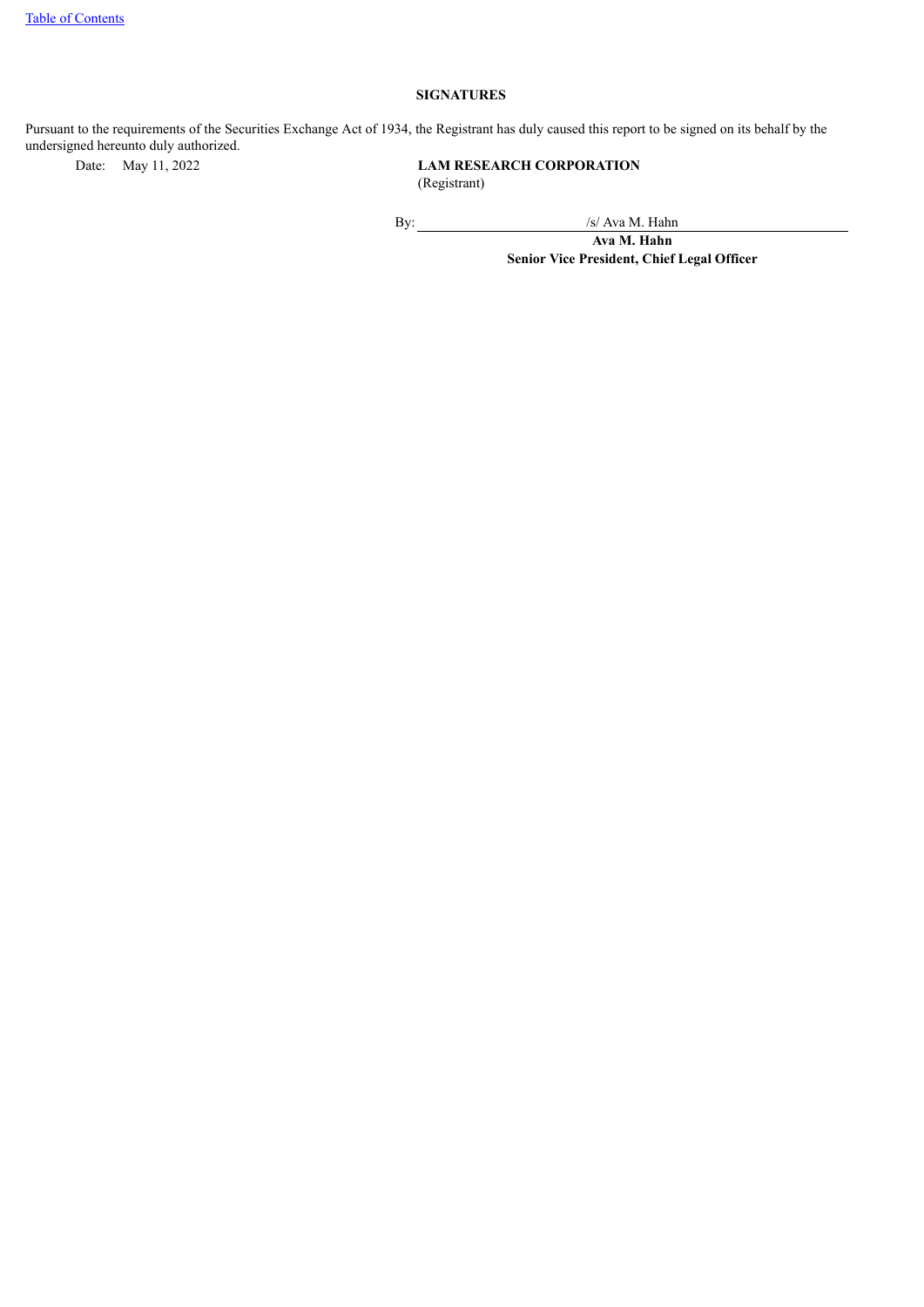[Table of Contents](#)

## SIGNATURES

Pursuant to the requirements of the Securities Exchange Act of 1934, the Registrant has duly caused this report to be signed on its behalf by the undersigned hereunto duly authorized.

Date: May 11, 2022

**LAM RESEARCH CORPORATION**
(Registrant)

By: /s/ Ava M. Hahn

**Ava M. Hahn**
**Senior Vice President, Chief Legal Officer**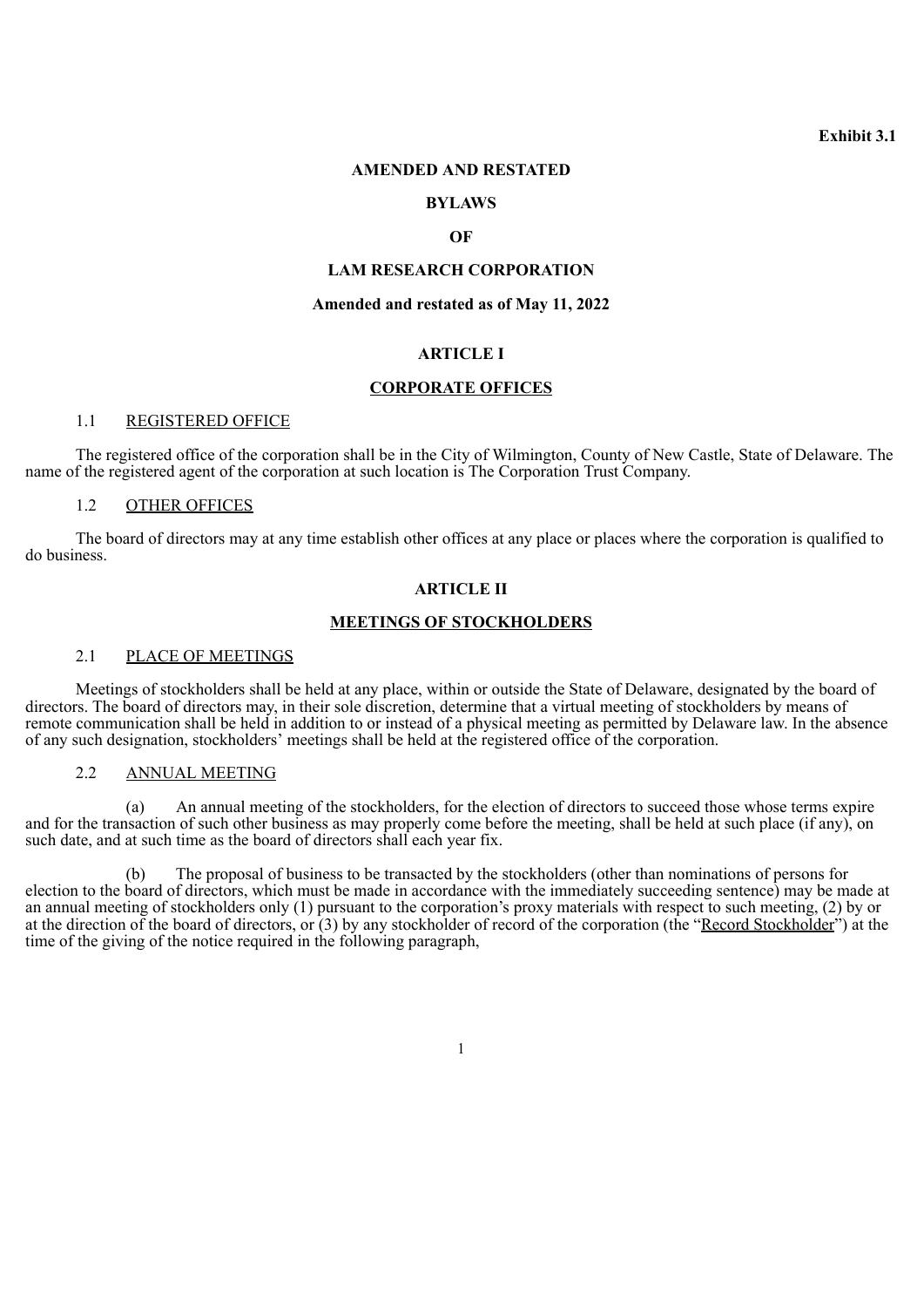**Exhibit 3.1**

# AMENDED AND RESTATED

# BYLAWS

# OF

# LAM RESEARCH CORPORATION

**Amended and restated as of May 11, 2022**

## ARTICLE I

## CORPORATE OFFICES

### 1.1 REGISTERED OFFICE

The registered office of the corporation shall be in the City of Wilmington, County of New Castle, State of Delaware. The name of the registered agent of the corporation at such location is The Corporation Trust Company.

### 1.2 OTHER OFFICES

The board of directors may at any time establish other offices at any place or places where the corporation is qualified to do business.

## ARTICLE II

## MEETINGS OF STOCKHOLDERS

### 2.1 PLACE OF MEETINGS

Meetings of stockholders shall be held at any place, within or outside the State of Delaware, designated by the board of directors. The board of directors may, in their sole discretion, determine that a virtual meeting of stockholders by means of remote communication shall be held in addition to or instead of a physical meeting as permitted by Delaware law. In the absence of any such designation, stockholders' meetings shall be held at the registered office of the corporation.

### 2.2 ANNUAL MEETING

(a) An annual meeting of the stockholders, for the election of directors to succeed those whose terms expire and for the transaction of such other business as may properly come before the meeting, shall be held at such place (if any), on such date, and at such time as the board of directors shall each year fix.

(b) The proposal of business to be transacted by the stockholders (other than nominations of persons for election to the board of directors, which must be made in accordance with the immediately succeeding sentence) may be made at an annual meeting of stockholders only (1) pursuant to the corporation's proxy materials with respect to such meeting, (2) by or at the direction of the board of directors, or (3) by any stockholder of record of the corporation (the "Record Stockholder") at the time of the giving of the notice required in the following paragraph,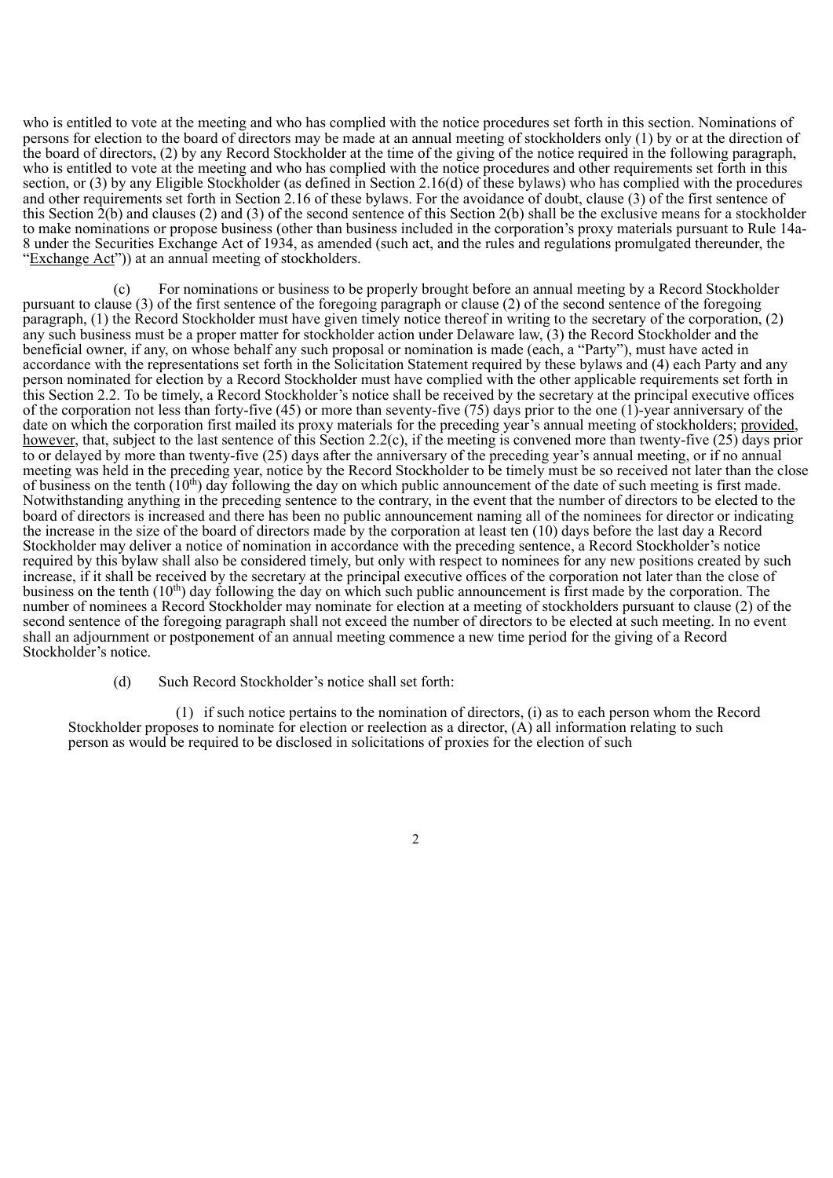who is entitled to vote at the meeting and who has complied with the notice procedures set forth in this section. Nominations of persons for election to the board of directors may be made at an annual meeting of stockholders only (1) by or at the direction of the board of directors, (2) by any Record Stockholder at the time of the giving of the notice required in the following paragraph, who is entitled to vote at the meeting and who has complied with the notice procedures and other requirements set forth in this section, or (3) by any Eligible Stockholder (as defined in Section 2.16(d) of these bylaws) who has complied with the procedures and other requirements set forth in Section 2.16 of these bylaws. For the avoidance of doubt, clause (3) of the first sentence of this Section 2(b) and clauses (2) and (3) of the second sentence of this Section 2(b) shall be the exclusive means for a stockholder to make nominations or propose business (other than business included in the corporation's proxy materials pursuant to Rule 14a-8 under the Securities Exchange Act of 1934, as amended (such act, and the rules and regulations promulgated thereunder, the "Exchange Act")) at an annual meeting of stockholders.

(c) For nominations or business to be properly brought before an annual meeting by a Record Stockholder pursuant to clause (3) of the first sentence of the foregoing paragraph or clause (2) of the second sentence of the foregoing paragraph, (1) the Record Stockholder must have given timely notice thereof in writing to the secretary of the corporation, (2) any such business must be a proper matter for stockholder action under Delaware law, (3) the Record Stockholder and the beneficial owner, if any, on whose behalf any such proposal or nomination is made (each, a "Party"), must have acted in accordance with the representations set forth in the Solicitation Statement required by these bylaws and (4) each Party and any person nominated for election by a Record Stockholder must have complied with the other applicable requirements set forth in this Section 2.2. To be timely, a Record Stockholder's notice shall be received by the secretary at the principal executive offices of the corporation not less than forty-five (45) or more than seventy-five (75) days prior to the one (1)-year anniversary of the date on which the corporation first mailed its proxy materials for the preceding year's annual meeting of stockholders; provided, however, that, subject to the last sentence of this Section 2.2(c), if the meeting is convened more than twenty-five (25) days prior to or delayed by more than twenty-five (25) days after the anniversary of the preceding year's annual meeting, or if no annual meeting was held in the preceding year, notice by the Record Stockholder to be timely must be so received not later than the close of business on the tenth (10th) day following the day on which public announcement of the date of such meeting is first made. Notwithstanding anything in the preceding sentence to the contrary, in the event that the number of directors to be elected to the board of directors is increased and there has been no public announcement naming all of the nominees for director or indicating the increase in the size of the board of directors made by the corporation at least ten (10) days before the last day a Record Stockholder may deliver a notice of nomination in accordance with the preceding sentence, a Record Stockholder's notice required by this bylaw shall also be considered timely, but only with respect to nominees for any new positions created by such increase, if it shall be received by the secretary at the principal executive offices of the corporation not later than the close of business on the tenth (10th) day following the day on which such public announcement is first made by the corporation. The number of nominees a Record Stockholder may nominate for election at a meeting of stockholders pursuant to clause (2) of the second sentence of the foregoing paragraph shall not exceed the number of directors to be elected at such meeting. In no event shall an adjournment or postponement of an annual meeting commence a new time period for the giving of a Record Stockholder's notice.

(d) Such Record Stockholder's notice shall set forth:

(1) if such notice pertains to the nomination of directors, (i) as to each person whom the Record Stockholder proposes to nominate for election or reelection as a director, (A) all information relating to such person as would be required to be disclosed in solicitations of proxies for the election of such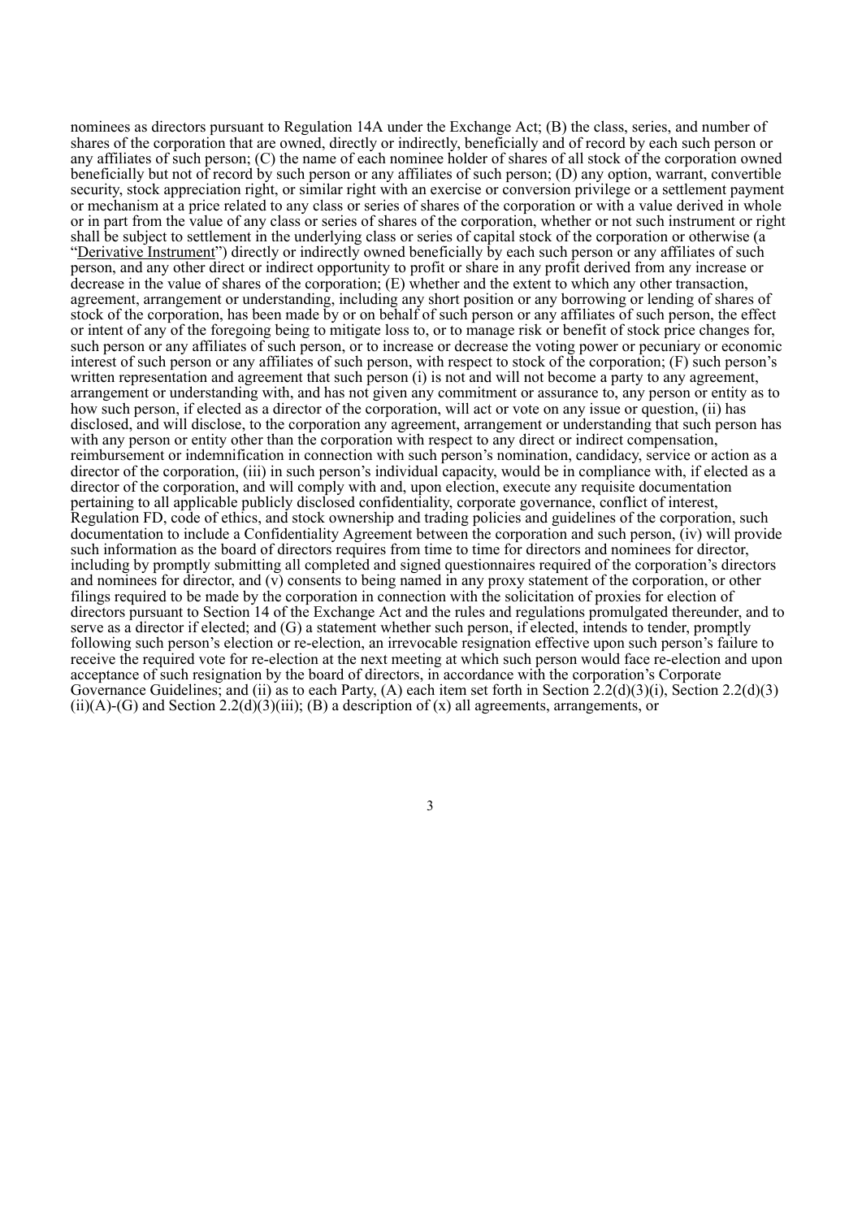nominees as directors pursuant to Regulation 14A under the Exchange Act; (B) the class, series, and number of shares of the corporation that are owned, directly or indirectly, beneficially and of record by each such person or any affiliates of such person; (C) the name of each nominee holder of shares of all stock of the corporation owned beneficially but not of record by such person or any affiliates of such person; (D) any option, warrant, convertible security, stock appreciation right, or similar right with an exercise or conversion privilege or a settlement payment or mechanism at a price related to any class or series of shares of the corporation or with a value derived in whole or in part from the value of any class or series of shares of the corporation, whether or not such instrument or right shall be subject to settlement in the underlying class or series of capital stock of the corporation or otherwise (a "Derivative Instrument") directly or indirectly owned beneficially by each such person or any affiliates of such person, and any other direct or indirect opportunity to profit or share in any profit derived from any increase or decrease in the value of shares of the corporation; (E) whether and the extent to which any other transaction, agreement, arrangement or understanding, including any short position or any borrowing or lending of shares of stock of the corporation, has been made by or on behalf of such person or any affiliates of such person, the effect or intent of any of the foregoing being to mitigate loss to, or to manage risk or benefit of stock price changes for, such person or any affiliates of such person, or to increase or decrease the voting power or pecuniary or economic interest of such person or any affiliates of such person, with respect to stock of the corporation; (F) such person's written representation and agreement that such person (i) is not and will not become a party to any agreement, arrangement or understanding with, and has not given any commitment or assurance to, any person or entity as to how such person, if elected as a director of the corporation, will act or vote on any issue or question, (ii) has disclosed, and will disclose, to the corporation any agreement, arrangement or understanding that such person has with any person or entity other than the corporation with respect to any direct or indirect compensation, reimbursement or indemnification in connection with such person's nomination, candidacy, service or action as a director of the corporation, (iii) in such person's individual capacity, would be in compliance with, if elected as a director of the corporation, and will comply with and, upon election, execute any requisite documentation pertaining to all applicable publicly disclosed confidentiality, corporate governance, conflict of interest, Regulation FD, code of ethics, and stock ownership and trading policies and guidelines of the corporation, such documentation to include a Confidentiality Agreement between the corporation and such person, (iv) will provide such information as the board of directors requires from time to time for directors and nominees for director, including by promptly submitting all completed and signed questionnaires required of the corporation's directors and nominees for director, and (v) consents to being named in any proxy statement of the corporation, or other filings required to be made by the corporation in connection with the solicitation of proxies for election of directors pursuant to Section 14 of the Exchange Act and the rules and regulations promulgated thereunder, and to serve as a director if elected; and (G) a statement whether such person, if elected, intends to tender, promptly following such person's election or re-election, an irrevocable resignation effective upon such person's failure to receive the required vote for re-election at the next meeting at which such person would face re-election and upon acceptance of such resignation by the board of directors, in accordance with the corporation's Corporate Governance Guidelines; and (ii) as to each Party, (A) each item set forth in Section 2.2(d)(3)(i), Section 2.2(d)(3)(ii)(A)-(G) and Section 2.2(d)(3)(iii); (B) a description of (x) all agreements, arrangements, or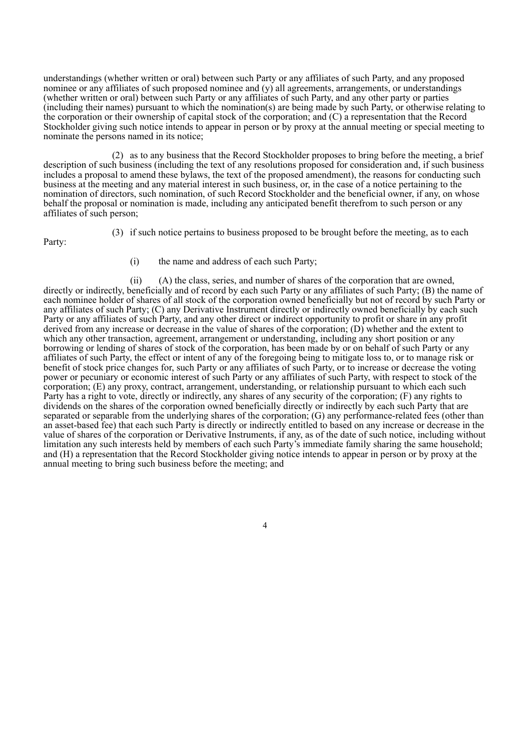understandings (whether written or oral) between such Party or any affiliates of such Party, and any proposed nominee or any affiliates of such proposed nominee and (y) all agreements, arrangements, or understandings (whether written or oral) between such Party or any affiliates of such Party, and any other party or parties (including their names) pursuant to which the nomination(s) are being made by such Party, or otherwise relating to the corporation or their ownership of capital stock of the corporation; and (C) a representation that the Record Stockholder giving such notice intends to appear in person or by proxy at the annual meeting or special meeting to nominate the persons named in its notice;

(2) as to any business that the Record Stockholder proposes to bring before the meeting, a brief description of such business (including the text of any resolutions proposed for consideration and, if such business includes a proposal to amend these bylaws, the text of the proposed amendment), the reasons for conducting such business at the meeting and any material interest in such business, or, in the case of a notice pertaining to the nomination of directors, such nomination, of such Record Stockholder and the beneficial owner, if any, on whose behalf the proposal or nomination is made, including any anticipated benefit therefrom to such person or any affiliates of such person;

(3) if such notice pertains to business proposed to be brought before the meeting, as to each Party:

(i) the name and address of each such Party;

(ii) (A) the class, series, and number of shares of the corporation that are owned, directly or indirectly, beneficially and of record by each such Party or any affiliates of such Party; (B) the name of each nominee holder of shares of all stock of the corporation owned beneficially but not of record by such Party or any affiliates of such Party; (C) any Derivative Instrument directly or indirectly owned beneficially by each such Party or any affiliates of such Party, and any other direct or indirect opportunity to profit or share in any profit derived from any increase or decrease in the value of shares of the corporation; (D) whether and the extent to which any other transaction, agreement, arrangement or understanding, including any short position or any borrowing or lending of shares of stock of the corporation, has been made by or on behalf of such Party or any affiliates of such Party, the effect or intent of any of the foregoing being to mitigate loss to, or to manage risk or benefit of stock price changes for, such Party or any affiliates of such Party, or to increase or decrease the voting power or pecuniary or economic interest of such Party or any affiliates of such Party, with respect to stock of the corporation; (E) any proxy, contract, arrangement, understanding, or relationship pursuant to which each such Party has a right to vote, directly or indirectly, any shares of any security of the corporation; (F) any rights to dividends on the shares of the corporation owned beneficially directly or indirectly by each such Party that are separated or separable from the underlying shares of the corporation; (G) any performance-related fees (other than an asset-based fee) that each such Party is directly or indirectly entitled to based on any increase or decrease in the value of shares of the corporation or Derivative Instruments, if any, as of the date of such notice, including without limitation any such interests held by members of each such Party's immediate family sharing the same household; and (H) a representation that the Record Stockholder giving notice intends to appear in person or by proxy at the annual meeting to bring such business before the meeting; and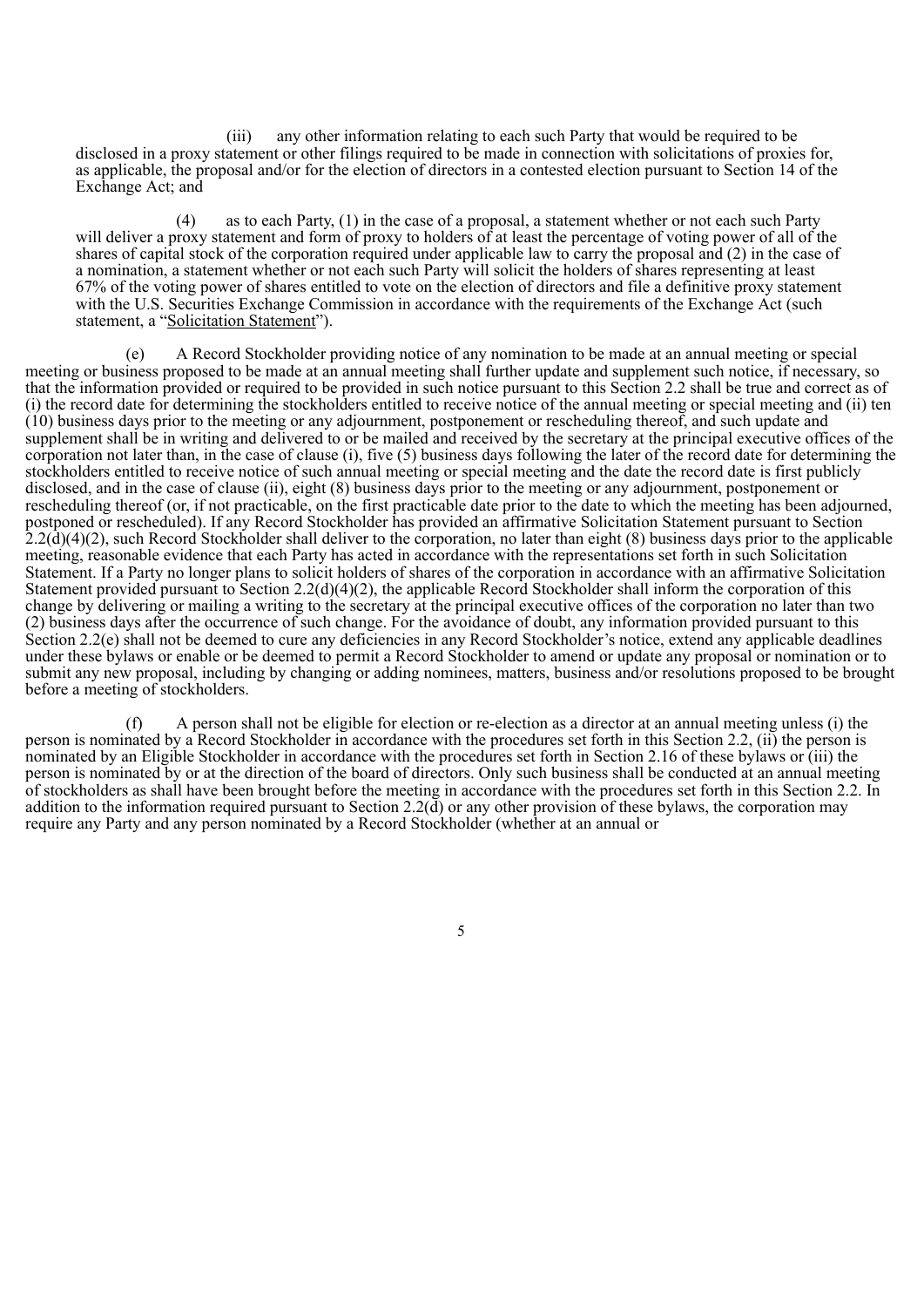(iii) any other information relating to each such Party that would be required to be disclosed in a proxy statement or other filings required to be made in connection with solicitations of proxies for, as applicable, the proposal and/or for the election of directors in a contested election pursuant to Section 14 of the Exchange Act; and

(4) as to each Party, (1) in the case of a proposal, a statement whether or not each such Party will deliver a proxy statement and form of proxy to holders of at least the percentage of voting power of all of the shares of capital stock of the corporation required under applicable law to carry the proposal and (2) in the case of a nomination, a statement whether or not each such Party will solicit the holders of shares representing at least 67% of the voting power of shares entitled to vote on the election of directors and file a definitive proxy statement with the U.S. Securities Exchange Commission in accordance with the requirements of the Exchange Act (such statement, a "Solicitation Statement").

(e) A Record Stockholder providing notice of any nomination to be made at an annual meeting or special meeting or business proposed to be made at an annual meeting shall further update and supplement such notice, if necessary, so that the information provided or required to be provided in such notice pursuant to this Section 2.2 shall be true and correct as of (i) the record date for determining the stockholders entitled to receive notice of the annual meeting or special meeting and (ii) ten (10) business days prior to the meeting or any adjournment, postponement or rescheduling thereof, and such update and supplement shall be in writing and delivered to or be mailed and received by the secretary at the principal executive offices of the corporation not later than, in the case of clause (i), five (5) business days following the later of the record date for determining the stockholders entitled to receive notice of such annual meeting or special meeting and the date the record date is first publicly disclosed, and in the case of clause (ii), eight (8) business days prior to the meeting or any adjournment, postponement or rescheduling thereof (or, if not practicable, on the first practicable date prior to the date to which the meeting has been adjourned, postponed or rescheduled). If any Record Stockholder has provided an affirmative Solicitation Statement pursuant to Section 2.2(d)(4)(2), such Record Stockholder shall deliver to the corporation, no later than eight (8) business days prior to the applicable meeting, reasonable evidence that each Party has acted in accordance with the representations set forth in such Solicitation Statement. If a Party no longer plans to solicit holders of shares of the corporation in accordance with an affirmative Solicitation Statement provided pursuant to Section 2.2(d)(4)(2), the applicable Record Stockholder shall inform the corporation of this change by delivering or mailing a writing to the secretary at the principal executive offices of the corporation no later than two (2) business days after the occurrence of such change. For the avoidance of doubt, any information provided pursuant to this Section 2.2(e) shall not be deemed to cure any deficiencies in any Record Stockholder's notice, extend any applicable deadlines under these bylaws or enable or be deemed to permit a Record Stockholder to amend or update any proposal or nomination or to submit any new proposal, including by changing or adding nominees, matters, business and/or resolutions proposed to be brought before a meeting of stockholders.

(f) A person shall not be eligible for election or re-election as a director at an annual meeting unless (i) the person is nominated by a Record Stockholder in accordance with the procedures set forth in this Section 2.2, (ii) the person is nominated by an Eligible Stockholder in accordance with the procedures set forth in Section 2.16 of these bylaws or (iii) the person is nominated by or at the direction of the board of directors. Only such business shall be conducted at an annual meeting of stockholders as shall have been brought before the meeting in accordance with the procedures set forth in this Section 2.2. In addition to the information required pursuant to Section 2.2(d) or any other provision of these bylaws, the corporation may require any Party and any person nominated by a Record Stockholder (whether at an annual or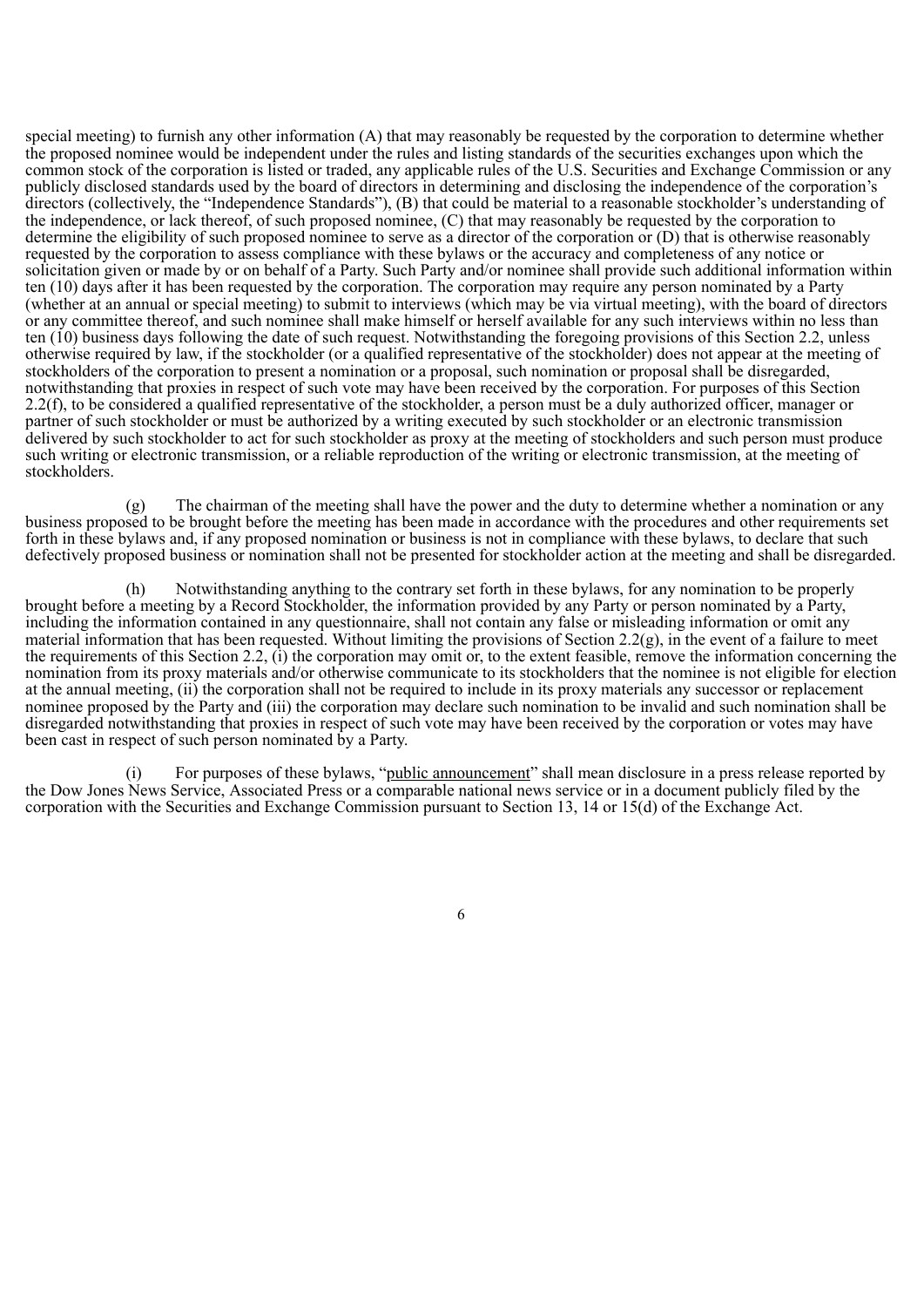special meeting) to furnish any other information (A) that may reasonably be requested by the corporation to determine whether the proposed nominee would be independent under the rules and listing standards of the securities exchanges upon which the common stock of the corporation is listed or traded, any applicable rules of the U.S. Securities and Exchange Commission or any publicly disclosed standards used by the board of directors in determining and disclosing the independence of the corporation's directors (collectively, the "Independence Standards"), (B) that could be material to a reasonable stockholder's understanding of the independence, or lack thereof, of such proposed nominee, (C) that may reasonably be requested by the corporation to determine the eligibility of such proposed nominee to serve as a director of the corporation or (D) that is otherwise reasonably requested by the corporation to assess compliance with these bylaws or the accuracy and completeness of any notice or solicitation given or made by or on behalf of a Party. Such Party and/or nominee shall provide such additional information within ten (10) days after it has been requested by the corporation. The corporation may require any person nominated by a Party (whether at an annual or special meeting) to submit to interviews (which may be via virtual meeting), with the board of directors or any committee thereof, and such nominee shall make himself or herself available for any such interviews within no less than ten (10) business days following the date of such request. Notwithstanding the foregoing provisions of this Section 2.2, unless otherwise required by law, if the stockholder (or a qualified representative of the stockholder) does not appear at the meeting of stockholders of the corporation to present a nomination or a proposal, such nomination or proposal shall be disregarded, notwithstanding that proxies in respect of such vote may have been received by the corporation. For purposes of this Section 2.2(f), to be considered a qualified representative of the stockholder, a person must be a duly authorized officer, manager or partner of such stockholder or must be authorized by a writing executed by such stockholder or an electronic transmission delivered by such stockholder to act for such stockholder as proxy at the meeting of stockholders and such person must produce such writing or electronic transmission, or a reliable reproduction of the writing or electronic transmission, at the meeting of stockholders.

(g) The chairman of the meeting shall have the power and the duty to determine whether a nomination or any business proposed to be brought before the meeting has been made in accordance with the procedures and other requirements set forth in these bylaws and, if any proposed nomination or business is not in compliance with these bylaws, to declare that such defectively proposed business or nomination shall not be presented for stockholder action at the meeting and shall be disregarded.

(h) Notwithstanding anything to the contrary set forth in these bylaws, for any nomination to be properly brought before a meeting by a Record Stockholder, the information provided by any Party or person nominated by a Party, including the information contained in any questionnaire, shall not contain any false or misleading information or omit any material information that has been requested. Without limiting the provisions of Section 2.2(g), in the event of a failure to meet the requirements of this Section 2.2, (i) the corporation may omit or, to the extent feasible, remove the information concerning the nomination from its proxy materials and/or otherwise communicate to its stockholders that the nominee is not eligible for election at the annual meeting, (ii) the corporation shall not be required to include in its proxy materials any successor or replacement nominee proposed by the Party and (iii) the corporation may declare such nomination to be invalid and such nomination shall be disregarded notwithstanding that proxies in respect of such vote may have been received by the corporation or votes may have been cast in respect of such person nominated by a Party.

(i) For purposes of these bylaws, "public announcement" shall mean disclosure in a press release reported by the Dow Jones News Service, Associated Press or a comparable national news service or in a document publicly filed by the corporation with the Securities and Exchange Commission pursuant to Section 13, 14 or 15(d) of the Exchange Act.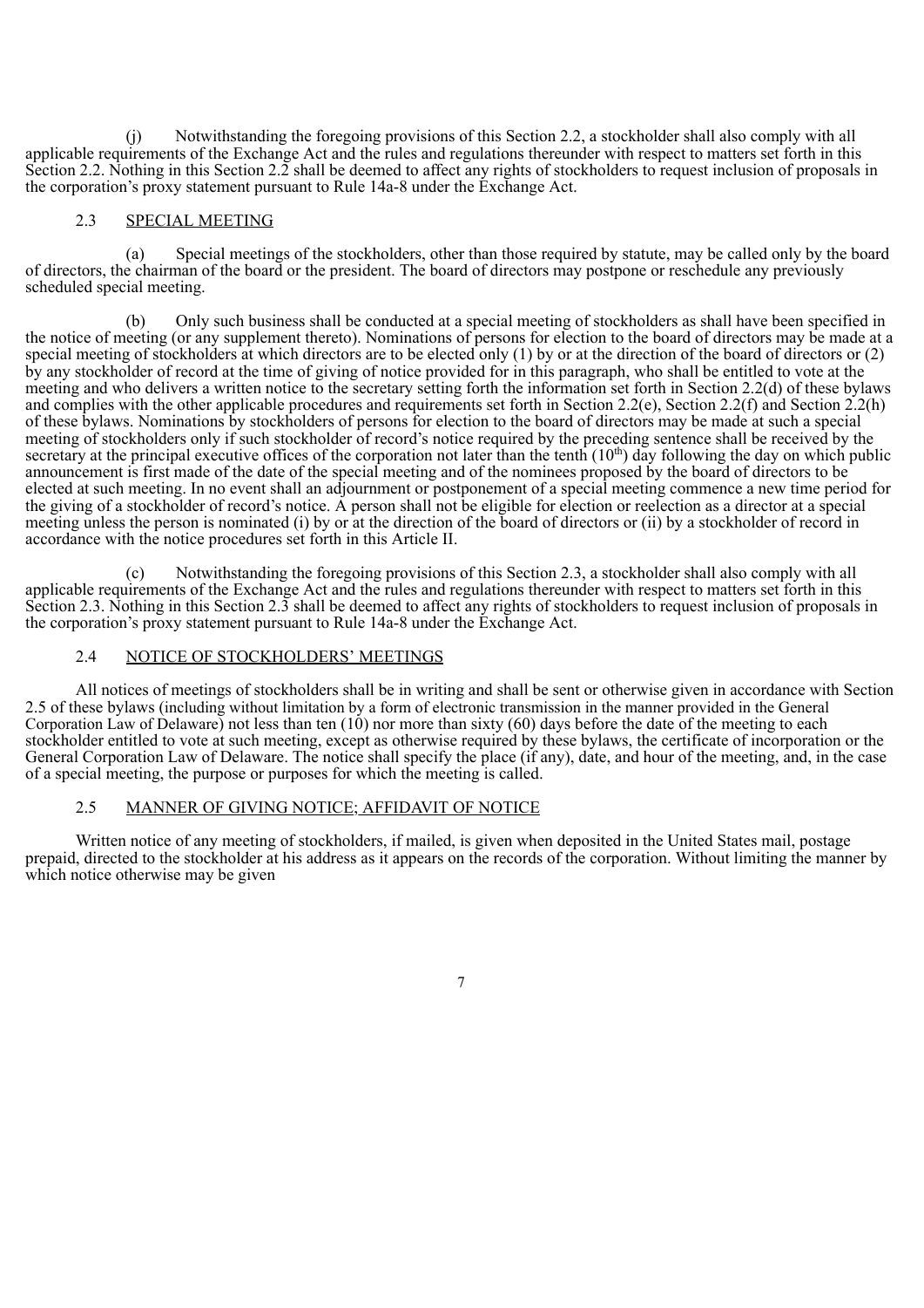(j) Notwithstanding the foregoing provisions of this Section 2.2, a stockholder shall also comply with all applicable requirements of the Exchange Act and the rules and regulations thereunder with respect to matters set forth in this Section 2.2. Nothing in this Section 2.2 shall be deemed to affect any rights of stockholders to request inclusion of proposals in the corporation's proxy statement pursuant to Rule 14a-8 under the Exchange Act.

## 2.3 SPECIAL MEETING

(a) Special meetings of the stockholders, other than those required by statute, may be called only by the board of directors, the chairman of the board or the president. The board of directors may postpone or reschedule any previously scheduled special meeting.

(b) Only such business shall be conducted at a special meeting of stockholders as shall have been specified in the notice of meeting (or any supplement thereto). Nominations of persons for election to the board of directors may be made at a special meeting of stockholders at which directors are to be elected only (1) by or at the direction of the board of directors or (2) by any stockholder of record at the time of giving of notice provided for in this paragraph, who shall be entitled to vote at the meeting and who delivers a written notice to the secretary setting forth the information set forth in Section 2.2(d) of these bylaws and complies with the other applicable procedures and requirements set forth in Section 2.2(e), Section 2.2(f) and Section 2.2(h) of these bylaws. Nominations by stockholders of persons for election to the board of directors may be made at such a special meeting of stockholders only if such stockholder of record's notice required by the preceding sentence shall be received by the secretary at the principal executive offices of the corporation not later than the tenth (10th) day following the day on which public announcement is first made of the date of the special meeting and of the nominees proposed by the board of directors to be elected at such meeting. In no event shall an adjournment or postponement of a special meeting commence a new time period for the giving of a stockholder of record's notice. A person shall not be eligible for election or reelection as a director at a special meeting unless the person is nominated (i) by or at the direction of the board of directors or (ii) by a stockholder of record in accordance with the notice procedures set forth in this Article II.

(c) Notwithstanding the foregoing provisions of this Section 2.3, a stockholder shall also comply with all applicable requirements of the Exchange Act and the rules and regulations thereunder with respect to matters set forth in this Section 2.3. Nothing in this Section 2.3 shall be deemed to affect any rights of stockholders to request inclusion of proposals in the corporation's proxy statement pursuant to Rule 14a-8 under the Exchange Act.

## 2.4 NOTICE OF STOCKHOLDERS' MEETINGS

All notices of meetings of stockholders shall be in writing and shall be sent or otherwise given in accordance with Section 2.5 of these bylaws (including without limitation by a form of electronic transmission in the manner provided in the General Corporation Law of Delaware) not less than ten (10) nor more than sixty (60) days before the date of the meeting to each stockholder entitled to vote at such meeting, except as otherwise required by these bylaws, the certificate of incorporation or the General Corporation Law of Delaware. The notice shall specify the place (if any), date, and hour of the meeting, and, in the case of a special meeting, the purpose or purposes for which the meeting is called.

## 2.5 MANNER OF GIVING NOTICE; AFFIDAVIT OF NOTICE

Written notice of any meeting of stockholders, if mailed, is given when deposited in the United States mail, postage prepaid, directed to the stockholder at his address as it appears on the records of the corporation. Without limiting the manner by which notice otherwise may be given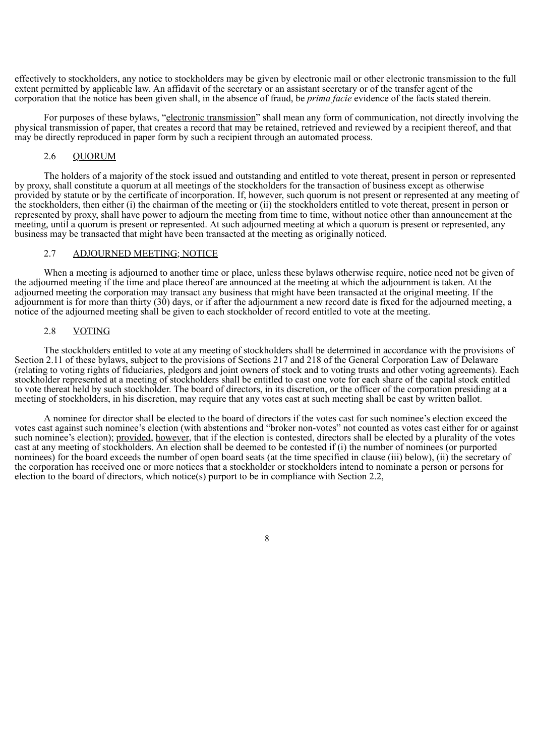effectively to stockholders, any notice to stockholders may be given by electronic mail or other electronic transmission to the full extent permitted by applicable law. An affidavit of the secretary or an assistant secretary or of the transfer agent of the corporation that the notice has been given shall, in the absence of fraud, be *prima facie* evidence of the facts stated therein.

For purposes of these bylaws, "electronic transmission" shall mean any form of communication, not directly involving the physical transmission of paper, that creates a record that may be retained, retrieved and reviewed by a recipient thereof, and that may be directly reproduced in paper form by such a recipient through an automated process.

### 2.6 QUORUM

The holders of a majority of the stock issued and outstanding and entitled to vote thereat, present in person or represented by proxy, shall constitute a quorum at all meetings of the stockholders for the transaction of business except as otherwise provided by statute or by the certificate of incorporation. If, however, such quorum is not present or represented at any meeting of the stockholders, then either (i) the chairman of the meeting or (ii) the stockholders entitled to vote thereat, present in person or represented by proxy, shall have power to adjourn the meeting from time to time, without notice other than announcement at the meeting, until a quorum is present or represented. At such adjourned meeting at which a quorum is present or represented, any business may be transacted that might have been transacted at the meeting as originally noticed.

### 2.7 ADJOURNED MEETING; NOTICE

When a meeting is adjourned to another time or place, unless these bylaws otherwise require, notice need not be given of the adjourned meeting if the time and place thereof are announced at the meeting at which the adjournment is taken. At the adjourned meeting the corporation may transact any business that might have been transacted at the original meeting. If the adjournment is for more than thirty (30) days, or if after the adjournment a new record date is fixed for the adjourned meeting, a notice of the adjourned meeting shall be given to each stockholder of record entitled to vote at the meeting.

### 2.8 VOTING

The stockholders entitled to vote at any meeting of stockholders shall be determined in accordance with the provisions of Section 2.11 of these bylaws, subject to the provisions of Sections 217 and 218 of the General Corporation Law of Delaware (relating to voting rights of fiduciaries, pledgors and joint owners of stock and to voting trusts and other voting agreements). Each stockholder represented at a meeting of stockholders shall be entitled to cast one vote for each share of the capital stock entitled to vote thereat held by such stockholder. The board of directors, in its discretion, or the officer of the corporation presiding at a meeting of stockholders, in his discretion, may require that any votes cast at such meeting shall be cast by written ballot.

A nominee for director shall be elected to the board of directors if the votes cast for such nominee's election exceed the votes cast against such nominee's election (with abstentions and "broker non-votes" not counted as votes cast either for or against such nominee's election); provided, however, that if the election is contested, directors shall be elected by a plurality of the votes cast at any meeting of stockholders. An election shall be deemed to be contested if (i) the number of nominees (or purported nominees) for the board exceeds the number of open board seats (at the time specified in clause (iii) below), (ii) the secretary of the corporation has received one or more notices that a stockholder or stockholders intend to nominate a person or persons for election to the board of directors, which notice(s) purport to be in compliance with Section 2.2,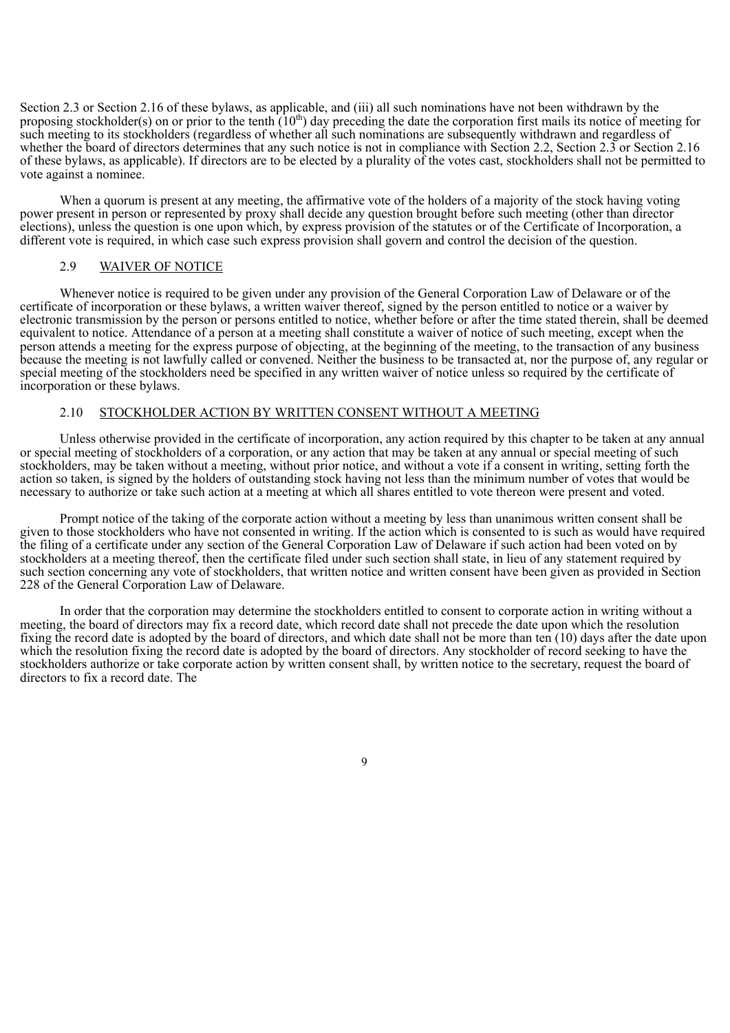Section 2.3 or Section 2.16 of these bylaws, as applicable, and (iii) all such nominations have not been withdrawn by the proposing stockholder(s) on or prior to the tenth (10th) day preceding the date the corporation first mails its notice of meeting for such meeting to its stockholders (regardless of whether all such nominations are subsequently withdrawn and regardless of whether the board of directors determines that any such notice is not in compliance with Section 2.2, Section 2.3 or Section 2.16 of these bylaws, as applicable). If directors are to be elected by a plurality of the votes cast, stockholders shall not be permitted to vote against a nominee.

When a quorum is present at any meeting, the affirmative vote of the holders of a majority of the stock having voting power present in person or represented by proxy shall decide any question brought before such meeting (other than director elections), unless the question is one upon which, by express provision of the statutes or of the Certificate of Incorporation, a different vote is required, in which case such express provision shall govern and control the decision of the question.

## 2.9 WAIVER OF NOTICE

Whenever notice is required to be given under any provision of the General Corporation Law of Delaware or of the certificate of incorporation or these bylaws, a written waiver thereof, signed by the person entitled to notice or a waiver by electronic transmission by the person or persons entitled to notice, whether before or after the time stated therein, shall be deemed equivalent to notice. Attendance of a person at a meeting shall constitute a waiver of notice of such meeting, except when the person attends a meeting for the express purpose of objecting, at the beginning of the meeting, to the transaction of any business because the meeting is not lawfully called or convened. Neither the business to be transacted at, nor the purpose of, any regular or special meeting of the stockholders need be specified in any written waiver of notice unless so required by the certificate of incorporation or these bylaws.

## 2.10 STOCKHOLDER ACTION BY WRITTEN CONSENT WITHOUT A MEETING

Unless otherwise provided in the certificate of incorporation, any action required by this chapter to be taken at any annual or special meeting of stockholders of a corporation, or any action that may be taken at any annual or special meeting of such stockholders, may be taken without a meeting, without prior notice, and without a vote if a consent in writing, setting forth the action so taken, is signed by the holders of outstanding stock having not less than the minimum number of votes that would be necessary to authorize or take such action at a meeting at which all shares entitled to vote thereon were present and voted.

Prompt notice of the taking of the corporate action without a meeting by less than unanimous written consent shall be given to those stockholders who have not consented in writing. If the action which is consented to is such as would have required the filing of a certificate under any section of the General Corporation Law of Delaware if such action had been voted on by stockholders at a meeting thereof, then the certificate filed under such section shall state, in lieu of any statement required by such section concerning any vote of stockholders, that written notice and written consent have been given as provided in Section 228 of the General Corporation Law of Delaware.

In order that the corporation may determine the stockholders entitled to consent to corporate action in writing without a meeting, the board of directors may fix a record date, which record date shall not precede the date upon which the resolution fixing the record date is adopted by the board of directors, and which date shall not be more than ten (10) days after the date upon which the resolution fixing the record date is adopted by the board of directors. Any stockholder of record seeking to have the stockholders authorize or take corporate action by written consent shall, by written notice to the secretary, request the board of directors to fix a record date. The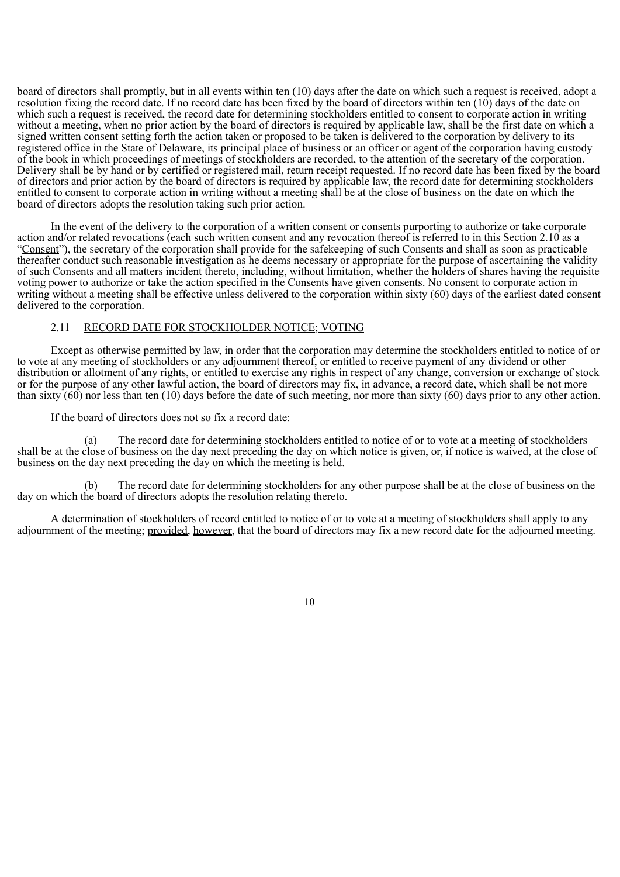board of directors shall promptly, but in all events within ten (10) days after the date on which such a request is received, adopt a resolution fixing the record date. If no record date has been fixed by the board of directors within ten (10) days of the date on which such a request is received, the record date for determining stockholders entitled to consent to corporate action in writing without a meeting, when no prior action by the board of directors is required by applicable law, shall be the first date on which a signed written consent setting forth the action taken or proposed to be taken is delivered to the corporation by delivery to its registered office in the State of Delaware, its principal place of business or an officer or agent of the corporation having custody of the book in which proceedings of meetings of stockholders are recorded, to the attention of the secretary of the corporation. Delivery shall be by hand or by certified or registered mail, return receipt requested. If no record date has been fixed by the board of directors and prior action by the board of directors is required by applicable law, the record date for determining stockholders entitled to consent to corporate action in writing without a meeting shall be at the close of business on the date on which the board of directors adopts the resolution taking such prior action.

In the event of the delivery to the corporation of a written consent or consents purporting to authorize or take corporate action and/or related revocations (each such written consent and any revocation thereof is referred to in this Section 2.10 as a "Consent"), the secretary of the corporation shall provide for the safekeeping of such Consents and shall as soon as practicable thereafter conduct such reasonable investigation as he deems necessary or appropriate for the purpose of ascertaining the validity of such Consents and all matters incident thereto, including, without limitation, whether the holders of shares having the requisite voting power to authorize or take the action specified in the Consents have given consents. No consent to corporate action in writing without a meeting shall be effective unless delivered to the corporation within sixty (60) days of the earliest dated consent delivered to the corporation.

## 2.11 RECORD DATE FOR STOCKHOLDER NOTICE; VOTING

Except as otherwise permitted by law, in order that the corporation may determine the stockholders entitled to notice of or to vote at any meeting of stockholders or any adjournment thereof, or entitled to receive payment of any dividend or other distribution or allotment of any rights, or entitled to exercise any rights in respect of any change, conversion or exchange of stock or for the purpose of any other lawful action, the board of directors may fix, in advance, a record date, which shall be not more than sixty (60) nor less than ten (10) days before the date of such meeting, nor more than sixty (60) days prior to any other action.

If the board of directors does not so fix a record date:

(a) The record date for determining stockholders entitled to notice of or to vote at a meeting of stockholders shall be at the close of business on the day next preceding the day on which notice is given, or, if notice is waived, at the close of business on the day next preceding the day on which the meeting is held.

(b) The record date for determining stockholders for any other purpose shall be at the close of business on the day on which the board of directors adopts the resolution relating thereto.

A determination of stockholders of record entitled to notice of or to vote at a meeting of stockholders shall apply to any adjournment of the meeting; provided, however, that the board of directors may fix a new record date for the adjourned meeting.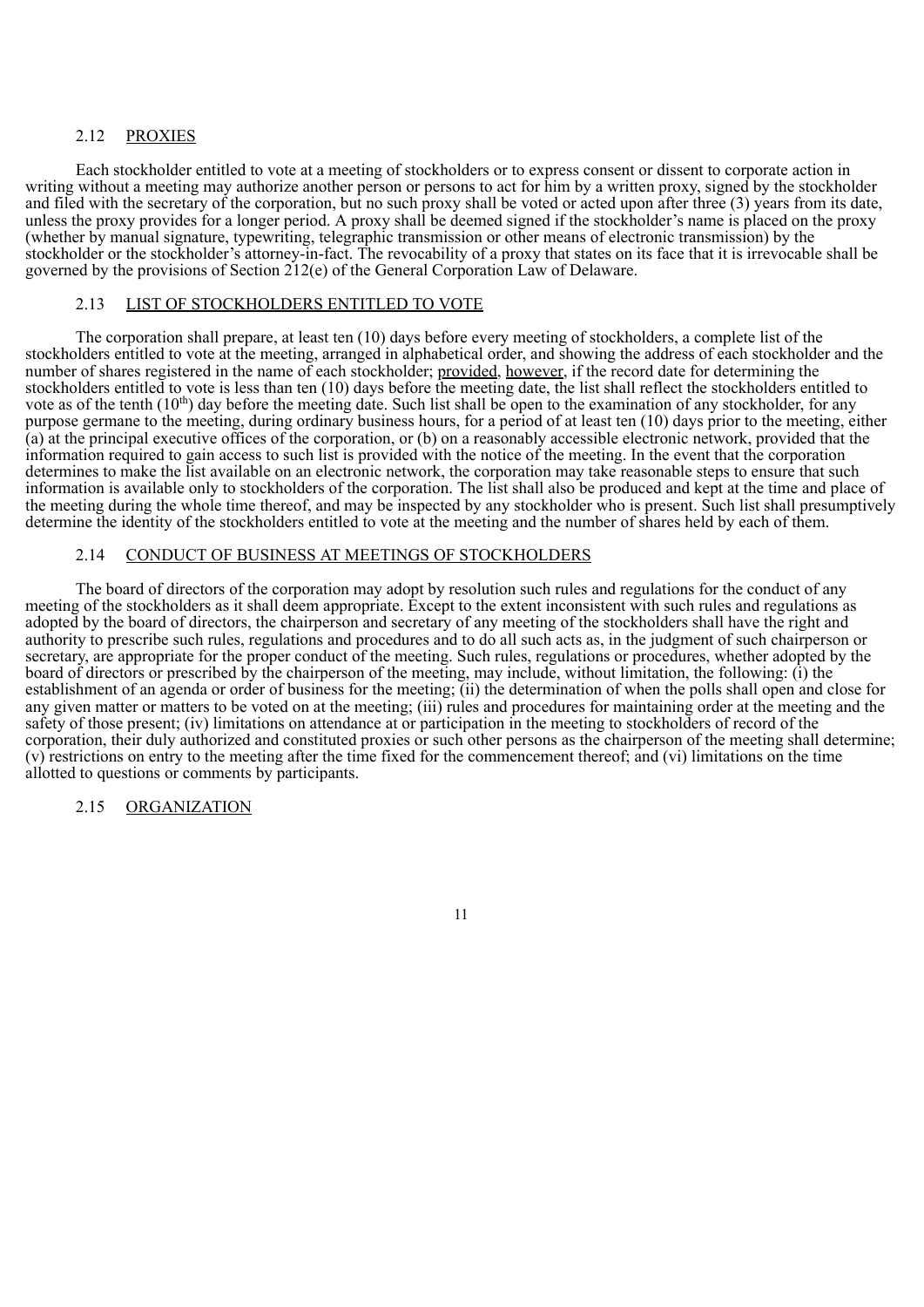## 2.12 <u>PROXIES</u>

Each stockholder entitled to vote at a meeting of stockholders or to express consent or dissent to corporate action in writing without a meeting may authorize another person or persons to act for him by a written proxy, signed by the stockholder and filed with the secretary of the corporation, but no such proxy shall be voted or acted upon after three (3) years from its date, unless the proxy provides for a longer period. A proxy shall be deemed signed if the stockholder's name is placed on the proxy (whether by manual signature, typewriting, telegraphic transmission or other means of electronic transmission) by the stockholder or the stockholder's attorney-in-fact. The revocability of a proxy that states on its face that it is irrevocable shall be governed by the provisions of Section 212(e) of the General Corporation Law of Delaware.

## 2.13 <u>LIST OF STOCKHOLDERS ENTITLED TO VOTE</u>

The corporation shall prepare, at least ten (10) days before every meeting of stockholders, a complete list of the stockholders entitled to vote at the meeting, arranged in alphabetical order, and showing the address of each stockholder and the number of shares registered in the name of each stockholder; <u>provided</u>, <u>however</u>, if the record date for determining the stockholders entitled to vote is less than ten (10) days before the meeting date, the list shall reflect the stockholders entitled to vote as of the tenth (10th) day before the meeting date. Such list shall be open to the examination of any stockholder, for any purpose germane to the meeting, during ordinary business hours, for a period of at least ten (10) days prior to the meeting, either (a) at the principal executive offices of the corporation, or (b) on a reasonably accessible electronic network, provided that the information required to gain access to such list is provided with the notice of the meeting. In the event that the corporation determines to make the list available on an electronic network, the corporation may take reasonable steps to ensure that such information is available only to stockholders of the corporation. The list shall also be produced and kept at the time and place of the meeting during the whole time thereof, and may be inspected by any stockholder who is present. Such list shall presumptively determine the identity of the stockholders entitled to vote at the meeting and the number of shares held by each of them.

## 2.14 <u>CONDUCT OF BUSINESS AT MEETINGS OF STOCKHOLDERS</u>

The board of directors of the corporation may adopt by resolution such rules and regulations for the conduct of any meeting of the stockholders as it shall deem appropriate. Except to the extent inconsistent with such rules and regulations as adopted by the board of directors, the chairperson and secretary of any meeting of the stockholders shall have the right and authority to prescribe such rules, regulations and procedures and to do all such acts as, in the judgment of such chairperson or secretary, are appropriate for the proper conduct of the meeting. Such rules, regulations or procedures, whether adopted by the board of directors or prescribed by the chairperson of the meeting, may include, without limitation, the following: (i) the establishment of an agenda or order of business for the meeting; (ii) the determination of when the polls shall open and close for any given matter or matters to be voted on at the meeting; (iii) rules and procedures for maintaining order at the meeting and the safety of those present; (iv) limitations on attendance at or participation in the meeting to stockholders of record of the corporation, their duly authorized and constituted proxies or such other persons as the chairperson of the meeting shall determine; (v) restrictions on entry to the meeting after the time fixed for the commencement thereof; and (vi) limitations on the time allotted to questions or comments by participants.

## 2.15 <u>ORGANIZATION</u>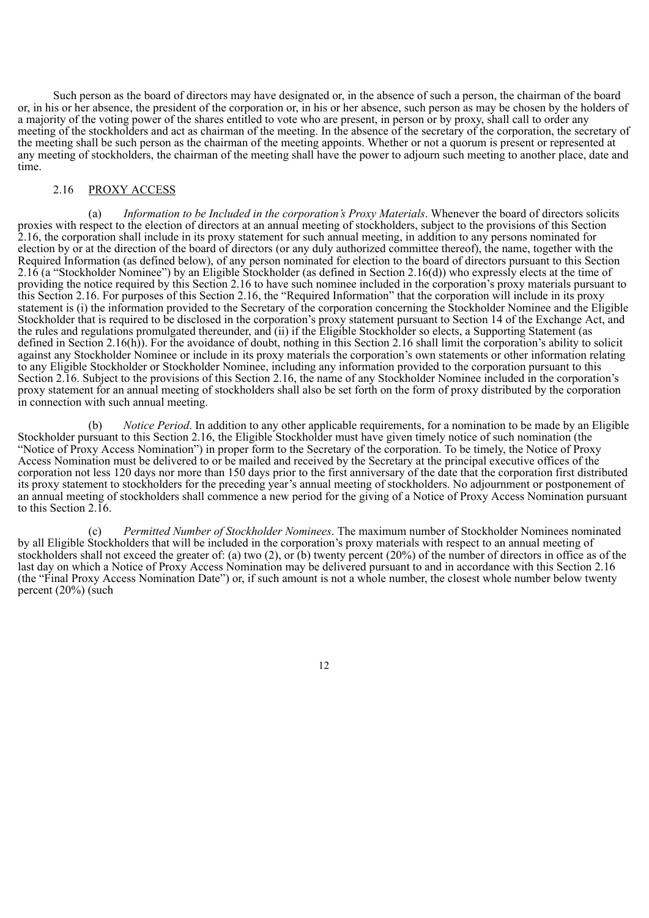Such person as the board of directors may have designated or, in the absence of such a person, the chairman of the board or, in his or her absence, the president of the corporation or, in his or her absence, such person as may be chosen by the holders of a majority of the voting power of the shares entitled to vote who are present, in person or by proxy, shall call to order any meeting of the stockholders and act as chairman of the meeting. In the absence of the secretary of the corporation, the secretary of the meeting shall be such person as the chairman of the meeting appoints. Whether or not a quorum is present or represented at any meeting of stockholders, the chairman of the meeting shall have the power to adjourn such meeting to another place, date and time.

## 2.16 PROXY ACCESS

(a) *Information to be Included in the corporation's Proxy Materials*. Whenever the board of directors solicits proxies with respect to the election of directors at an annual meeting of stockholders, subject to the provisions of this Section 2.16, the corporation shall include in its proxy statement for such annual meeting, in addition to any persons nominated for election by or at the direction of the board of directors (or any duly authorized committee thereof), the name, together with the Required Information (as defined below), of any person nominated for election to the board of directors pursuant to this Section 2.16 (a "Stockholder Nominee") by an Eligible Stockholder (as defined in Section 2.16(d)) who expressly elects at the time of providing the notice required by this Section 2.16 to have such nominee included in the corporation's proxy materials pursuant to this Section 2.16. For purposes of this Section 2.16, the "Required Information" that the corporation will include in its proxy statement is (i) the information provided to the Secretary of the corporation concerning the Stockholder Nominee and the Eligible Stockholder that is required to be disclosed in the corporation's proxy statement pursuant to Section 14 of the Exchange Act, and the rules and regulations promulgated thereunder, and (ii) if the Eligible Stockholder so elects, a Supporting Statement (as defined in Section 2.16(h)). For the avoidance of doubt, nothing in this Section 2.16 shall limit the corporation's ability to solicit against any Stockholder Nominee or include in its proxy materials the corporation's own statements or other information relating to any Eligible Stockholder or Stockholder Nominee, including any information provided to the corporation pursuant to this Section 2.16. Subject to the provisions of this Section 2.16, the name of any Stockholder Nominee included in the corporation's proxy statement for an annual meeting of stockholders shall also be set forth on the form of proxy distributed by the corporation in connection with such annual meeting.

(b) *Notice Period*. In addition to any other applicable requirements, for a nomination to be made by an Eligible Stockholder pursuant to this Section 2.16, the Eligible Stockholder must have given timely notice of such nomination (the "Notice of Proxy Access Nomination") in proper form to the Secretary of the corporation. To be timely, the Notice of Proxy Access Nomination must be delivered to or be mailed and received by the Secretary at the principal executive offices of the corporation not less 120 days nor more than 150 days prior to the first anniversary of the date that the corporation first distributed its proxy statement to stockholders for the preceding year's annual meeting of stockholders. No adjournment or postponement of an annual meeting of stockholders shall commence a new period for the giving of a Notice of Proxy Access Nomination pursuant to this Section 2.16.

(c) *Permitted Number of Stockholder Nominees*. The maximum number of Stockholder Nominees nominated by all Eligible Stockholders that will be included in the corporation's proxy materials with respect to an annual meeting of stockholders shall not exceed the greater of: (a) two (2), or (b) twenty percent (20%) of the number of directors in office as of the last day on which a Notice of Proxy Access Nomination may be delivered pursuant to and in accordance with this Section 2.16 (the "Final Proxy Access Nomination Date") or, if such amount is not a whole number, the closest whole number below twenty percent (20%) (such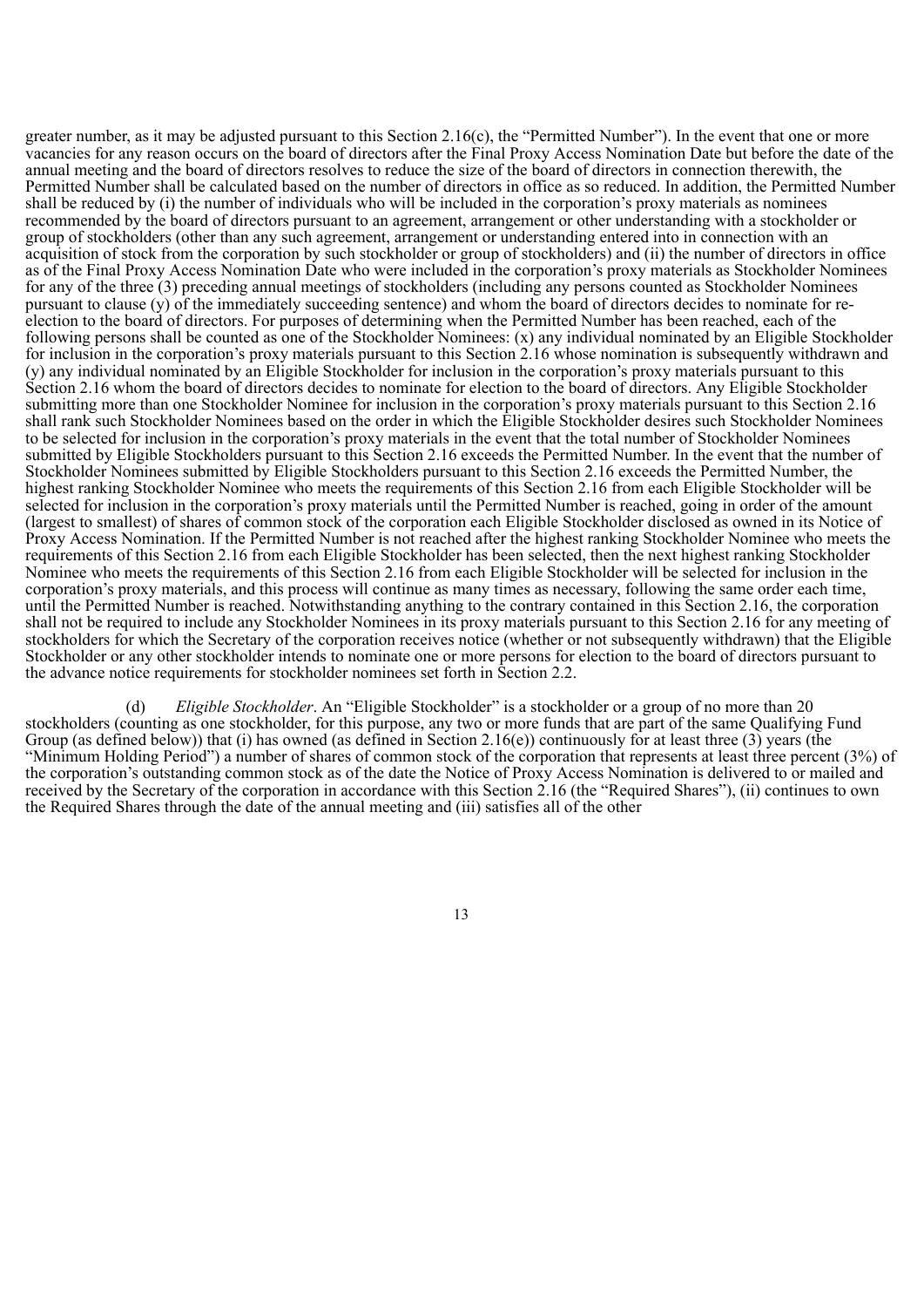greater number, as it may be adjusted pursuant to this Section 2.16(c), the "Permitted Number"). In the event that one or more vacancies for any reason occurs on the board of directors after the Final Proxy Access Nomination Date but before the date of the annual meeting and the board of directors resolves to reduce the size of the board of directors in connection therewith, the Permitted Number shall be calculated based on the number of directors in office as so reduced. In addition, the Permitted Number shall be reduced by (i) the number of individuals who will be included in the corporation's proxy materials as nominees recommended by the board of directors pursuant to an agreement, arrangement or other understanding with a stockholder or group of stockholders (other than any such agreement, arrangement or understanding entered into in connection with an acquisition of stock from the corporation by such stockholder or group of stockholders) and (ii) the number of directors in office as of the Final Proxy Access Nomination Date who were included in the corporation's proxy materials as Stockholder Nominees for any of the three (3) preceding annual meetings of stockholders (including any persons counted as Stockholder Nominees pursuant to clause (y) of the immediately succeeding sentence) and whom the board of directors decides to nominate for re-election to the board of directors. For purposes of determining when the Permitted Number has been reached, each of the following persons shall be counted as one of the Stockholder Nominees: (x) any individual nominated by an Eligible Stockholder for inclusion in the corporation's proxy materials pursuant to this Section 2.16 whose nomination is subsequently withdrawn and (y) any individual nominated by an Eligible Stockholder for inclusion in the corporation's proxy materials pursuant to this Section 2.16 whom the board of directors decides to nominate for election to the board of directors. Any Eligible Stockholder submitting more than one Stockholder Nominee for inclusion in the corporation's proxy materials pursuant to this Section 2.16 shall rank such Stockholder Nominees based on the order in which the Eligible Stockholder desires such Stockholder Nominees to be selected for inclusion in the corporation's proxy materials in the event that the total number of Stockholder Nominees submitted by Eligible Stockholders pursuant to this Section 2.16 exceeds the Permitted Number. In the event that the number of Stockholder Nominees submitted by Eligible Stockholders pursuant to this Section 2.16 exceeds the Permitted Number, the highest ranking Stockholder Nominee who meets the requirements of this Section 2.16 from each Eligible Stockholder will be selected for inclusion in the corporation's proxy materials until the Permitted Number is reached, going in order of the amount (largest to smallest) of shares of common stock of the corporation each Eligible Stockholder disclosed as owned in its Notice of Proxy Access Nomination. If the Permitted Number is not reached after the highest ranking Stockholder Nominee who meets the requirements of this Section 2.16 from each Eligible Stockholder has been selected, then the next highest ranking Stockholder Nominee who meets the requirements of this Section 2.16 from each Eligible Stockholder will be selected for inclusion in the corporation's proxy materials, and this process will continue as many times as necessary, following the same order each time, until the Permitted Number is reached. Notwithstanding anything to the contrary contained in this Section 2.16, the corporation shall not be required to include any Stockholder Nominees in its proxy materials pursuant to this Section 2.16 for any meeting of stockholders for which the Secretary of the corporation receives notice (whether or not subsequently withdrawn) that the Eligible Stockholder or any other stockholder intends to nominate one or more persons for election to the board of directors pursuant to the advance notice requirements for stockholder nominees set forth in Section 2.2.

(d) *Eligible Stockholder*. An "Eligible Stockholder" is a stockholder or a group of no more than 20 stockholders (counting as one stockholder, for this purpose, any two or more funds that are part of the same Qualifying Fund Group (as defined below)) that (i) has owned (as defined in Section 2.16(e)) continuously for at least three (3) years (the "Minimum Holding Period") a number of shares of common stock of the corporation that represents at least three percent (3%) of the corporation's outstanding common stock as of the date the Notice of Proxy Access Nomination is delivered to or mailed and received by the Secretary of the corporation in accordance with this Section 2.16 (the "Required Shares"), (ii) continues to own the Required Shares through the date of the annual meeting and (iii) satisfies all of the other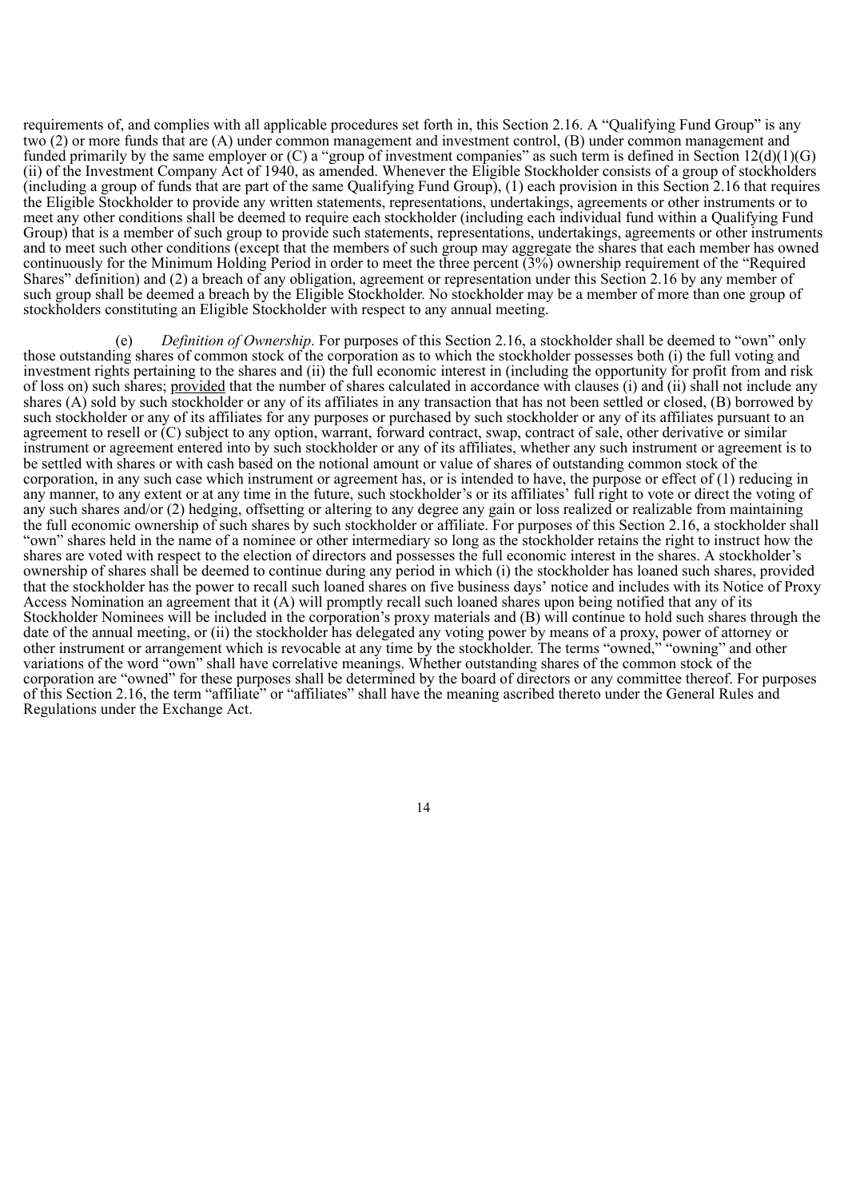requirements of, and complies with all applicable procedures set forth in, this Section 2.16. A "Qualifying Fund Group" is any two (2) or more funds that are (A) under common management and investment control, (B) under common management and funded primarily by the same employer or (C) a "group of investment companies" as such term is defined in Section 12(d)(1)(G)(ii) of the Investment Company Act of 1940, as amended. Whenever the Eligible Stockholder consists of a group of stockholders (including a group of funds that are part of the same Qualifying Fund Group), (1) each provision in this Section 2.16 that requires the Eligible Stockholder to provide any written statements, representations, undertakings, agreements or other instruments or to meet any other conditions shall be deemed to require each stockholder (including each individual fund within a Qualifying Fund Group) that is a member of such group to provide such statements, representations, undertakings, agreements or other instruments and to meet such other conditions (except that the members of such group may aggregate the shares that each member has owned continuously for the Minimum Holding Period in order to meet the three percent (3%) ownership requirement of the "Required Shares" definition) and (2) a breach of any obligation, agreement or representation under this Section 2.16 by any member of such group shall be deemed a breach by the Eligible Stockholder. No stockholder may be a member of more than one group of stockholders constituting an Eligible Stockholder with respect to any annual meeting.

(e) *Definition of Ownership*. For purposes of this Section 2.16, a stockholder shall be deemed to "own" only those outstanding shares of common stock of the corporation as to which the stockholder possesses both (i) the full voting and investment rights pertaining to the shares and (ii) the full economic interest in (including the opportunity for profit from and risk of loss on) such shares; provided that the number of shares calculated in accordance with clauses (i) and (ii) shall not include any shares (A) sold by such stockholder or any of its affiliates in any transaction that has not been settled or closed, (B) borrowed by such stockholder or any of its affiliates for any purposes or purchased by such stockholder or any of its affiliates pursuant to an agreement to resell or (C) subject to any option, warrant, forward contract, swap, contract of sale, other derivative or similar instrument or agreement entered into by such stockholder or any of its affiliates, whether any such instrument or agreement is to be settled with shares or with cash based on the notional amount or value of shares of outstanding common stock of the corporation, in any such case which instrument or agreement has, or is intended to have, the purpose or effect of (1) reducing in any manner, to any extent or at any time in the future, such stockholder's or its affiliates' full right to vote or direct the voting of any such shares and/or (2) hedging, offsetting or altering to any degree any gain or loss realized or realizable from maintaining the full economic ownership of such shares by such stockholder or affiliate. For purposes of this Section 2.16, a stockholder shall "own" shares held in the name of a nominee or other intermediary so long as the stockholder retains the right to instruct how the shares are voted with respect to the election of directors and possesses the full economic interest in the shares. A stockholder's ownership of shares shall be deemed to continue during any period in which (i) the stockholder has loaned such shares, provided that the stockholder has the power to recall such loaned shares on five business days' notice and includes with its Notice of Proxy Access Nomination an agreement that it (A) will promptly recall such loaned shares upon being notified that any of its Stockholder Nominees will be included in the corporation's proxy materials and (B) will continue to hold such shares through the date of the annual meeting, or (ii) the stockholder has delegated any voting power by means of a proxy, power of attorney or other instrument or arrangement which is revocable at any time by the stockholder. The terms "owned," "owning" and other variations of the word "own" shall have correlative meanings. Whether outstanding shares of the common stock of the corporation are "owned" for these purposes shall be determined by the board of directors or any committee thereof. For purposes of this Section 2.16, the term "affiliate" or "affiliates" shall have the meaning ascribed thereto under the General Rules and Regulations under the Exchange Act.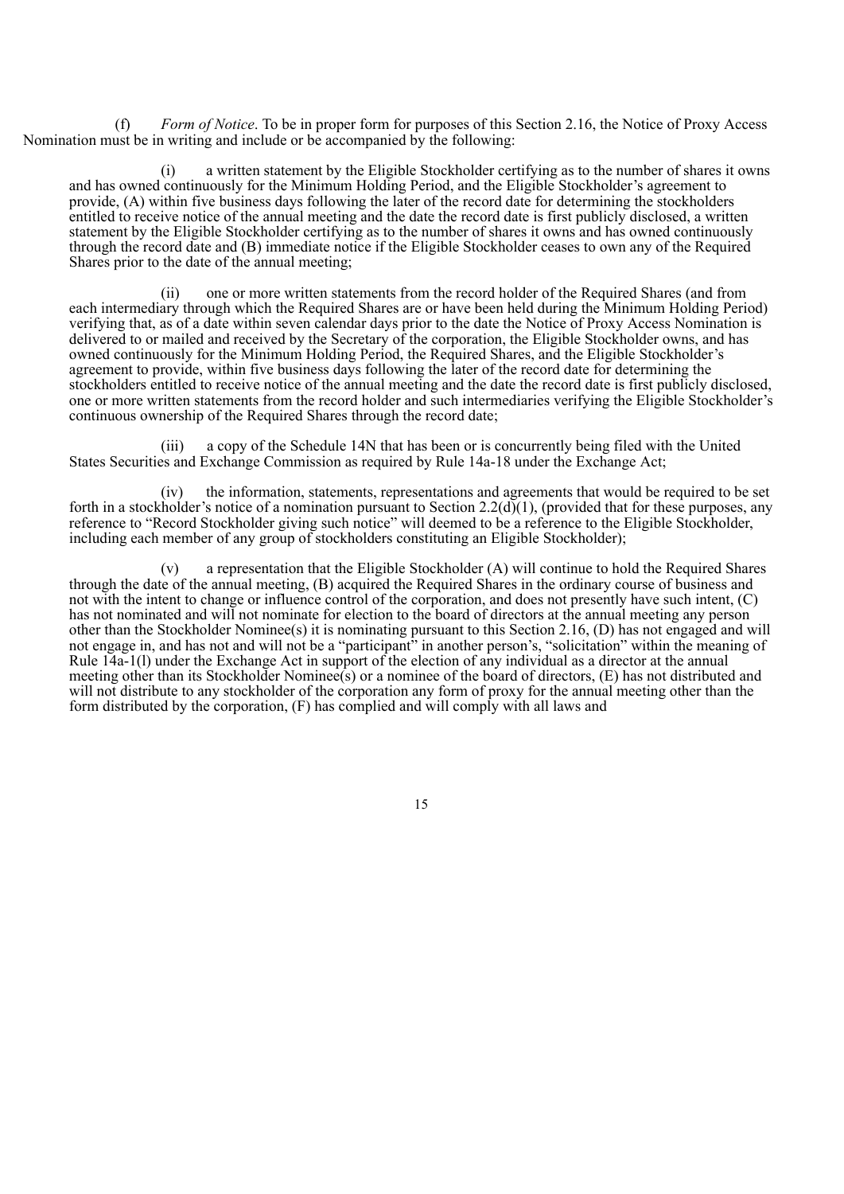(f) *Form of Notice*. To be in proper form for purposes of this Section 2.16, the Notice of Proxy Access Nomination must be in writing and include or be accompanied by the following:

(i) a written statement by the Eligible Stockholder certifying as to the number of shares it owns and has owned continuously for the Minimum Holding Period, and the Eligible Stockholder's agreement to provide, (A) within five business days following the later of the record date for determining the stockholders entitled to receive notice of the annual meeting and the date the record date is first publicly disclosed, a written statement by the Eligible Stockholder certifying as to the number of shares it owns and has owned continuously through the record date and (B) immediate notice if the Eligible Stockholder ceases to own any of the Required Shares prior to the date of the annual meeting;

(ii) one or more written statements from the record holder of the Required Shares (and from each intermediary through which the Required Shares are or have been held during the Minimum Holding Period) verifying that, as of a date within seven calendar days prior to the date the Notice of Proxy Access Nomination is delivered to or mailed and received by the Secretary of the corporation, the Eligible Stockholder owns, and has owned continuously for the Minimum Holding Period, the Required Shares, and the Eligible Stockholder's agreement to provide, within five business days following the later of the record date for determining the stockholders entitled to receive notice of the annual meeting and the date the record date is first publicly disclosed, one or more written statements from the record holder and such intermediaries verifying the Eligible Stockholder's continuous ownership of the Required Shares through the record date;

(iii) a copy of the Schedule 14N that has been or is concurrently being filed with the United States Securities and Exchange Commission as required by Rule 14a-18 under the Exchange Act;

(iv) the information, statements, representations and agreements that would be required to be set forth in a stockholder's notice of a nomination pursuant to Section 2.2(d)(1), (provided that for these purposes, any reference to "Record Stockholder giving such notice" will deemed to be a reference to the Eligible Stockholder, including each member of any group of stockholders constituting an Eligible Stockholder);

(v) a representation that the Eligible Stockholder (A) will continue to hold the Required Shares through the date of the annual meeting, (B) acquired the Required Shares in the ordinary course of business and not with the intent to change or influence control of the corporation, and does not presently have such intent, (C) has not nominated and will not nominate for election to the board of directors at the annual meeting any person other than the Stockholder Nominee(s) it is nominating pursuant to this Section 2.16, (D) has not engaged and will not engage in, and has not and will not be a "participant" in another person's, "solicitation" within the meaning of Rule 14a-1(l) under the Exchange Act in support of the election of any individual as a director at the annual meeting other than its Stockholder Nominee(s) or a nominee of the board of directors, (E) has not distributed and will not distribute to any stockholder of the corporation any form of proxy for the annual meeting other than the form distributed by the corporation, (F) has complied and will comply with all laws and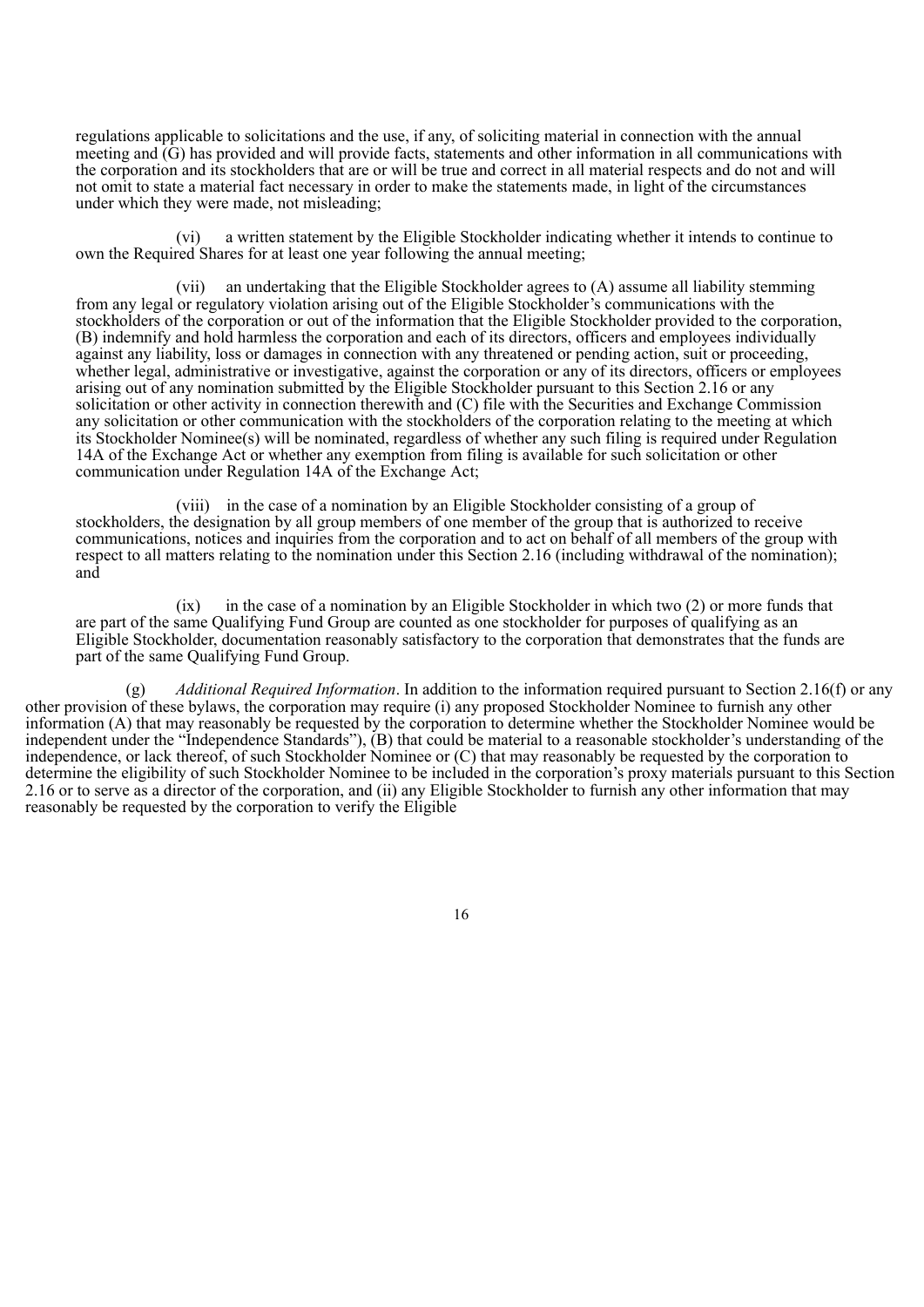regulations applicable to solicitations and the use, if any, of soliciting material in connection with the annual meeting and (G) has provided and will provide facts, statements and other information in all communications with the corporation and its stockholders that are or will be true and correct in all material respects and do not and will not omit to state a material fact necessary in order to make the statements made, in light of the circumstances under which they were made, not misleading;

(vi) a written statement by the Eligible Stockholder indicating whether it intends to continue to own the Required Shares for at least one year following the annual meeting;

(vii) an undertaking that the Eligible Stockholder agrees to (A) assume all liability stemming from any legal or regulatory violation arising out of the Eligible Stockholder's communications with the stockholders of the corporation or out of the information that the Eligible Stockholder provided to the corporation, (B) indemnify and hold harmless the corporation and each of its directors, officers and employees individually against any liability, loss or damages in connection with any threatened or pending action, suit or proceeding, whether legal, administrative or investigative, against the corporation or any of its directors, officers or employees arising out of any nomination submitted by the Eligible Stockholder pursuant to this Section 2.16 or any solicitation or other activity in connection therewith and (C) file with the Securities and Exchange Commission any solicitation or other communication with the stockholders of the corporation relating to the meeting at which its Stockholder Nominee(s) will be nominated, regardless of whether any such filing is required under Regulation 14A of the Exchange Act or whether any exemption from filing is available for such solicitation or other communication under Regulation 14A of the Exchange Act;

(viii) in the case of a nomination by an Eligible Stockholder consisting of a group of stockholders, the designation by all group members of one member of the group that is authorized to receive communications, notices and inquiries from the corporation and to act on behalf of all members of the group with respect to all matters relating to the nomination under this Section 2.16 (including withdrawal of the nomination); and

(ix) in the case of a nomination by an Eligible Stockholder in which two (2) or more funds that are part of the same Qualifying Fund Group are counted as one stockholder for purposes of qualifying as an Eligible Stockholder, documentation reasonably satisfactory to the corporation that demonstrates that the funds are part of the same Qualifying Fund Group.

(g) *Additional Required Information*. In addition to the information required pursuant to Section 2.16(f) or any other provision of these bylaws, the corporation may require (i) any proposed Stockholder Nominee to furnish any other information (A) that may reasonably be requested by the corporation to determine whether the Stockholder Nominee would be independent under the "Independence Standards"), (B) that could be material to a reasonable stockholder's understanding of the independence, or lack thereof, of such Stockholder Nominee or (C) that may reasonably be requested by the corporation to determine the eligibility of such Stockholder Nominee to be included in the corporation's proxy materials pursuant to this Section 2.16 or to serve as a director of the corporation, and (ii) any Eligible Stockholder to furnish any other information that may reasonably be requested by the corporation to verify the Eligible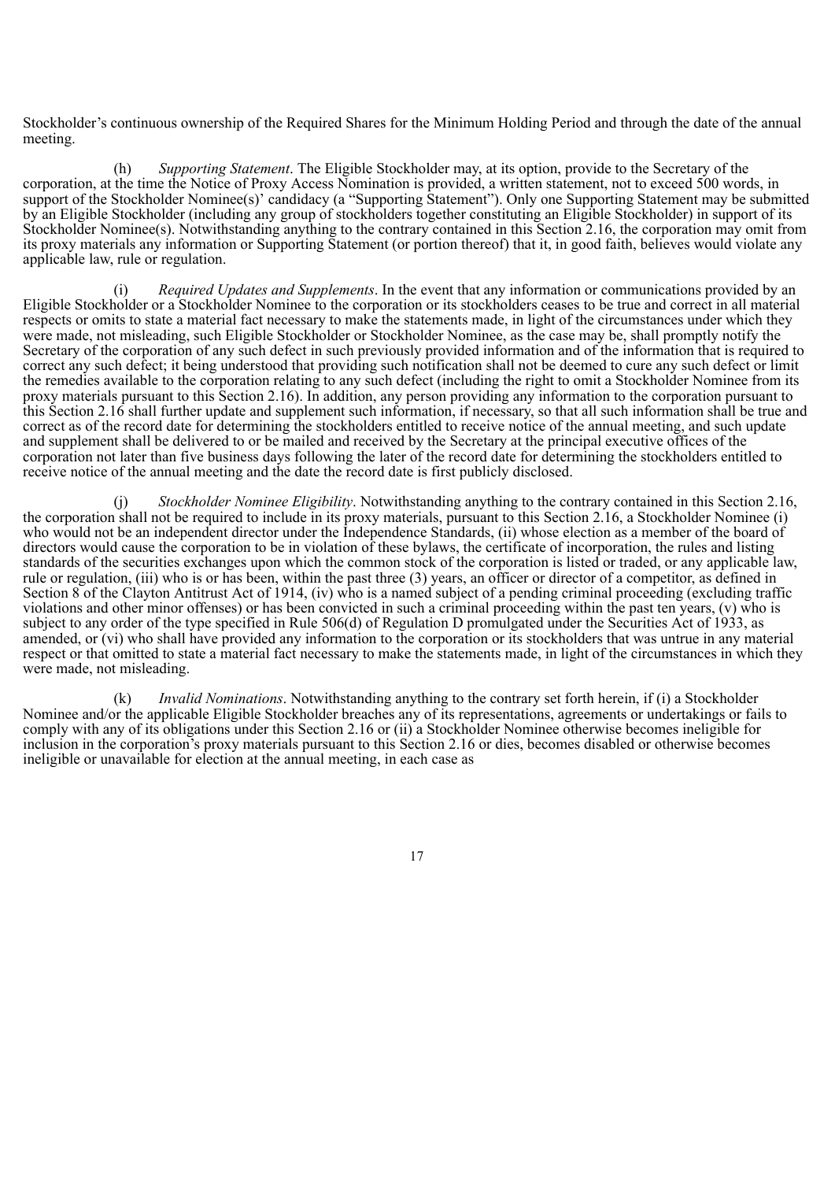Stockholder's continuous ownership of the Required Shares for the Minimum Holding Period and through the date of the annual meeting.

(h) *Supporting Statement*. The Eligible Stockholder may, at its option, provide to the Secretary of the corporation, at the time the Notice of Proxy Access Nomination is provided, a written statement, not to exceed 500 words, in support of the Stockholder Nominee(s)' candidacy (a "Supporting Statement"). Only one Supporting Statement may be submitted by an Eligible Stockholder (including any group of stockholders together constituting an Eligible Stockholder) in support of its Stockholder Nominee(s). Notwithstanding anything to the contrary contained in this Section 2.16, the corporation may omit from its proxy materials any information or Supporting Statement (or portion thereof) that it, in good faith, believes would violate any applicable law, rule or regulation.

(i) *Required Updates and Supplements*. In the event that any information or communications provided by an Eligible Stockholder or a Stockholder Nominee to the corporation or its stockholders ceases to be true and correct in all material respects or omits to state a material fact necessary to make the statements made, in light of the circumstances under which they were made, not misleading, such Eligible Stockholder or Stockholder Nominee, as the case may be, shall promptly notify the Secretary of the corporation of any such defect in such previously provided information and of the information that is required to correct any such defect; it being understood that providing such notification shall not be deemed to cure any such defect or limit the remedies available to the corporation relating to any such defect (including the right to omit a Stockholder Nominee from its proxy materials pursuant to this Section 2.16). In addition, any person providing any information to the corporation pursuant to this Section 2.16 shall further update and supplement such information, if necessary, so that all such information shall be true and correct as of the record date for determining the stockholders entitled to receive notice of the annual meeting, and such update and supplement shall be delivered to or be mailed and received by the Secretary at the principal executive offices of the corporation not later than five business days following the later of the record date for determining the stockholders entitled to receive notice of the annual meeting and the date the record date is first publicly disclosed.

(j) *Stockholder Nominee Eligibility*. Notwithstanding anything to the contrary contained in this Section 2.16, the corporation shall not be required to include in its proxy materials, pursuant to this Section 2.16, a Stockholder Nominee (i) who would not be an independent director under the Independence Standards, (ii) whose election as a member of the board of directors would cause the corporation to be in violation of these bylaws, the certificate of incorporation, the rules and listing standards of the securities exchanges upon which the common stock of the corporation is listed or traded, or any applicable law, rule or regulation, (iii) who is or has been, within the past three (3) years, an officer or director of a competitor, as defined in Section 8 of the Clayton Antitrust Act of 1914, (iv) who is a named subject of a pending criminal proceeding (excluding traffic violations and other minor offenses) or has been convicted in such a criminal proceeding within the past ten years, (v) who is subject to any order of the type specified in Rule 506(d) of Regulation D promulgated under the Securities Act of 1933, as amended, or (vi) who shall have provided any information to the corporation or its stockholders that was untrue in any material respect or that omitted to state a material fact necessary to make the statements made, in light of the circumstances in which they were made, not misleading.

(k) *Invalid Nominations*. Notwithstanding anything to the contrary set forth herein, if (i) a Stockholder Nominee and/or the applicable Eligible Stockholder breaches any of its representations, agreements or undertakings or fails to comply with any of its obligations under this Section 2.16 or (ii) a Stockholder Nominee otherwise becomes ineligible for inclusion in the corporation's proxy materials pursuant to this Section 2.16 or dies, becomes disabled or otherwise becomes ineligible or unavailable for election at the annual meeting, in each case as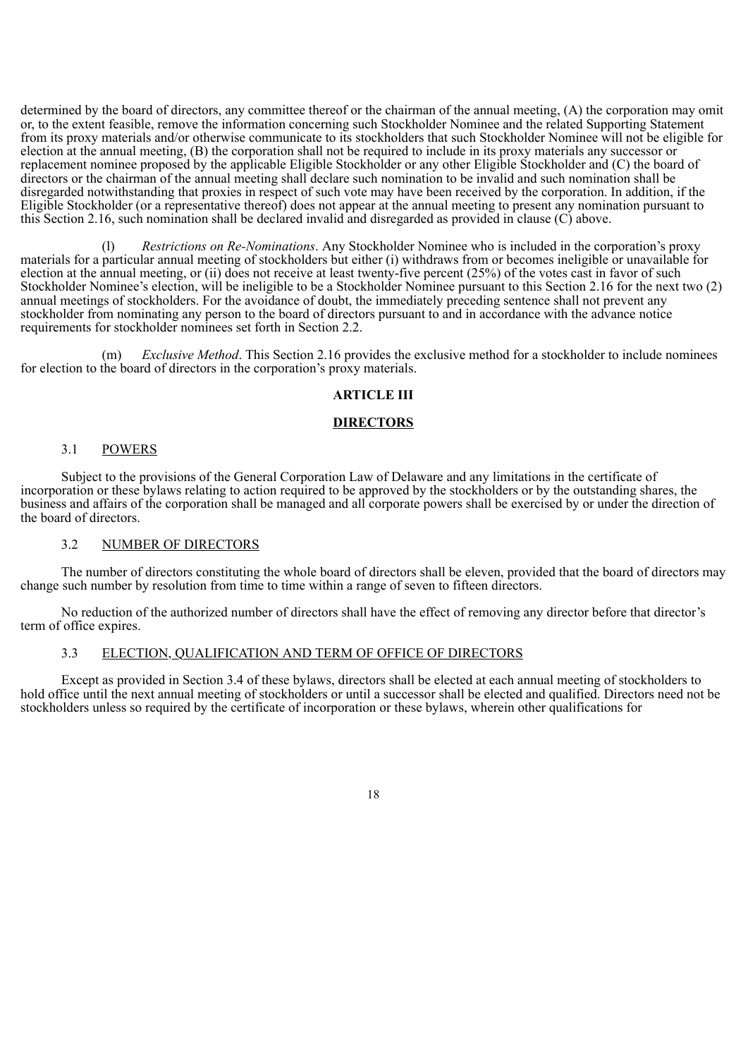determined by the board of directors, any committee thereof or the chairman of the annual meeting, (A) the corporation may omit or, to the extent feasible, remove the information concerning such Stockholder Nominee and the related Supporting Statement from its proxy materials and/or otherwise communicate to its stockholders that such Stockholder Nominee will not be eligible for election at the annual meeting, (B) the corporation shall not be required to include in its proxy materials any successor or replacement nominee proposed by the applicable Eligible Stockholder or any other Eligible Stockholder and (C) the board of directors or the chairman of the annual meeting shall declare such nomination to be invalid and such nomination shall be disregarded notwithstanding that proxies in respect of such vote may have been received by the corporation. In addition, if the Eligible Stockholder (or a representative thereof) does not appear at the annual meeting to present any nomination pursuant to this Section 2.16, such nomination shall be declared invalid and disregarded as provided in clause (C) above.

(l) *Restrictions on Re-Nominations*. Any Stockholder Nominee who is included in the corporation's proxy materials for a particular annual meeting of stockholders but either (i) withdraws from or becomes ineligible or unavailable for election at the annual meeting, or (ii) does not receive at least twenty-five percent (25%) of the votes cast in favor of such Stockholder Nominee's election, will be ineligible to be a Stockholder Nominee pursuant to this Section 2.16 for the next two (2) annual meetings of stockholders. For the avoidance of doubt, the immediately preceding sentence shall not prevent any stockholder from nominating any person to the board of directors pursuant to and in accordance with the advance notice requirements for stockholder nominees set forth in Section 2.2.

(m) *Exclusive Method*. This Section 2.16 provides the exclusive method for a stockholder to include nominees for election to the board of directors in the corporation's proxy materials.

## ARTICLE III

## DIRECTORS

### 3.1 POWERS

Subject to the provisions of the General Corporation Law of Delaware and any limitations in the certificate of incorporation or these bylaws relating to action required to be approved by the stockholders or by the outstanding shares, the business and affairs of the corporation shall be managed and all corporate powers shall be exercised by or under the direction of the board of directors.

### 3.2 NUMBER OF DIRECTORS

The number of directors constituting the whole board of directors shall be eleven, provided that the board of directors may change such number by resolution from time to time within a range of seven to fifteen directors.

No reduction of the authorized number of directors shall have the effect of removing any director before that director's term of office expires.

### 3.3 ELECTION, QUALIFICATION AND TERM OF OFFICE OF DIRECTORS

Except as provided in Section 3.4 of these bylaws, directors shall be elected at each annual meeting of stockholders to hold office until the next annual meeting of stockholders or until a successor shall be elected and qualified. Directors need not be stockholders unless so required by the certificate of incorporation or these bylaws, wherein other qualifications for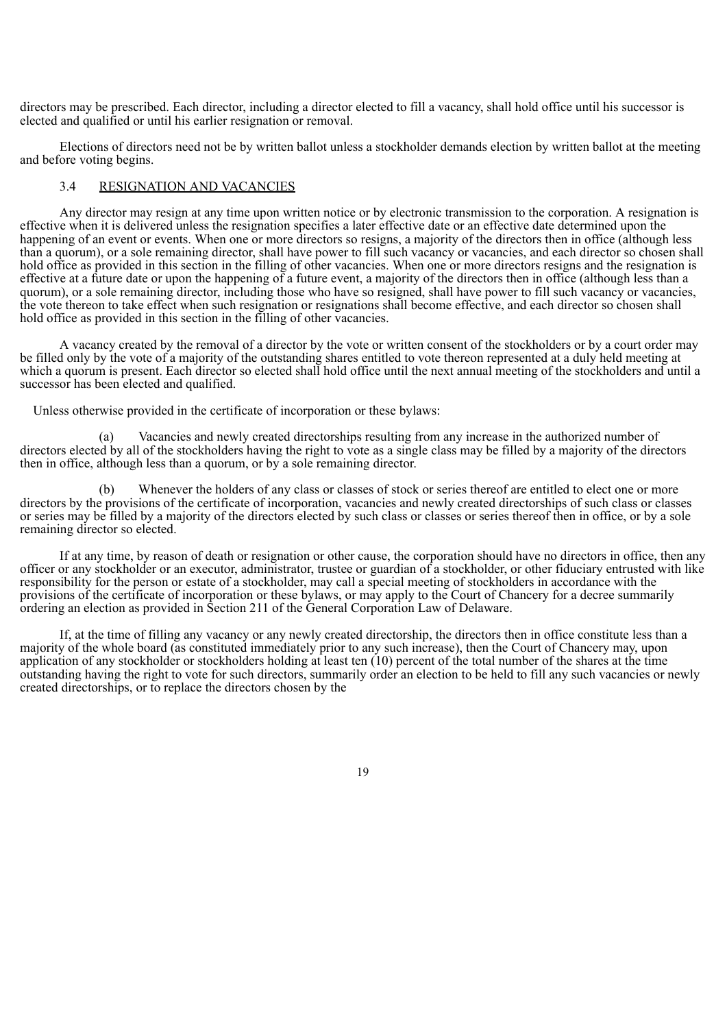directors may be prescribed. Each director, including a director elected to fill a vacancy, shall hold office until his successor is elected and qualified or until his earlier resignation or removal.

Elections of directors need not be by written ballot unless a stockholder demands election by written ballot at the meeting and before voting begins.

### 3.4 RESIGNATION AND VACANCIES

Any director may resign at any time upon written notice or by electronic transmission to the corporation. A resignation is effective when it is delivered unless the resignation specifies a later effective date or an effective date determined upon the happening of an event or events. When one or more directors so resigns, a majority of the directors then in office (although less than a quorum), or a sole remaining director, shall have power to fill such vacancy or vacancies, and each director so chosen shall hold office as provided in this section in the filling of other vacancies. When one or more directors resigns and the resignation is effective at a future date or upon the happening of a future event, a majority of the directors then in office (although less than a quorum), or a sole remaining director, including those who have so resigned, shall have power to fill such vacancy or vacancies, the vote thereon to take effect when such resignation or resignations shall become effective, and each director so chosen shall hold office as provided in this section in the filling of other vacancies.

A vacancy created by the removal of a director by the vote or written consent of the stockholders or by a court order may be filled only by the vote of a majority of the outstanding shares entitled to vote thereon represented at a duly held meeting at which a quorum is present. Each director so elected shall hold office until the next annual meeting of the stockholders and until a successor has been elected and qualified.

Unless otherwise provided in the certificate of incorporation or these bylaws:

(a) Vacancies and newly created directorships resulting from any increase in the authorized number of directors elected by all of the stockholders having the right to vote as a single class may be filled by a majority of the directors then in office, although less than a quorum, or by a sole remaining director.

(b) Whenever the holders of any class or classes of stock or series thereof are entitled to elect one or more directors by the provisions of the certificate of incorporation, vacancies and newly created directorships of such class or classes or series may be filled by a majority of the directors elected by such class or classes or series thereof then in office, or by a sole remaining director so elected.

If at any time, by reason of death or resignation or other cause, the corporation should have no directors in office, then any officer or any stockholder or an executor, administrator, trustee or guardian of a stockholder, or other fiduciary entrusted with like responsibility for the person or estate of a stockholder, may call a special meeting of stockholders in accordance with the provisions of the certificate of incorporation or these bylaws, or may apply to the Court of Chancery for a decree summarily ordering an election as provided in Section 211 of the General Corporation Law of Delaware.

If, at the time of filling any vacancy or any newly created directorship, the directors then in office constitute less than a majority of the whole board (as constituted immediately prior to any such increase), then the Court of Chancery may, upon application of any stockholder or stockholders holding at least ten (10) percent of the total number of the shares at the time outstanding having the right to vote for such directors, summarily order an election to be held to fill any such vacancies or newly created directorships, or to replace the directors chosen by the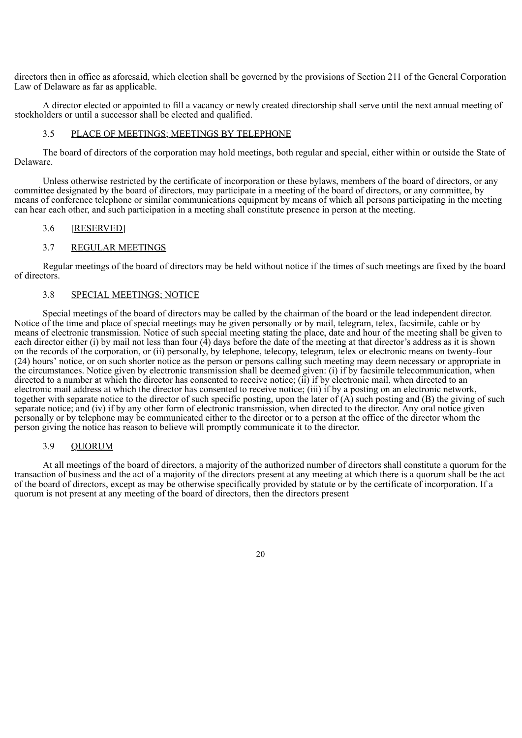directors then in office as aforesaid, which election shall be governed by the provisions of Section 211 of the General Corporation Law of Delaware as far as applicable.

A director elected or appointed to fill a vacancy or newly created directorship shall serve until the next annual meeting of stockholders or until a successor shall be elected and qualified.

### 3.5 PLACE OF MEETINGS; MEETINGS BY TELEPHONE

The board of directors of the corporation may hold meetings, both regular and special, either within or outside the State of Delaware.

Unless otherwise restricted by the certificate of incorporation or these bylaws, members of the board of directors, or any committee designated by the board of directors, may participate in a meeting of the board of directors, or any committee, by means of conference telephone or similar communications equipment by means of which all persons participating in the meeting can hear each other, and such participation in a meeting shall constitute presence in person at the meeting.

### 3.6 [RESERVED]

### 3.7 REGULAR MEETINGS

Regular meetings of the board of directors may be held without notice if the times of such meetings are fixed by the board of directors.

### 3.8 SPECIAL MEETINGS; NOTICE

Special meetings of the board of directors may be called by the chairman of the board or the lead independent director. Notice of the time and place of special meetings may be given personally or by mail, telegram, telex, facsimile, cable or by means of electronic transmission. Notice of such special meeting stating the place, date and hour of the meeting shall be given to each director either (i) by mail not less than four (4) days before the date of the meeting at that director's address as it is shown on the records of the corporation, or (ii) personally, by telephone, telecopy, telegram, telex or electronic means on twenty-four (24) hours' notice, or on such shorter notice as the person or persons calling such meeting may deem necessary or appropriate in the circumstances. Notice given by electronic transmission shall be deemed given: (i) if by facsimile telecommunication, when directed to a number at which the director has consented to receive notice; (ii) if by electronic mail, when directed to an electronic mail address at which the director has consented to receive notice; (iii) if by a posting on an electronic network, together with separate notice to the director of such specific posting, upon the later of (A) such posting and (B) the giving of such separate notice; and (iv) if by any other form of electronic transmission, when directed to the director. Any oral notice given personally or by telephone may be communicated either to the director or to a person at the office of the director whom the person giving the notice has reason to believe will promptly communicate it to the director.

### 3.9 QUORUM

At all meetings of the board of directors, a majority of the authorized number of directors shall constitute a quorum for the transaction of business and the act of a majority of the directors present at any meeting at which there is a quorum shall be the act of the board of directors, except as may be otherwise specifically provided by statute or by the certificate of incorporation. If a quorum is not present at any meeting of the board of directors, then the directors present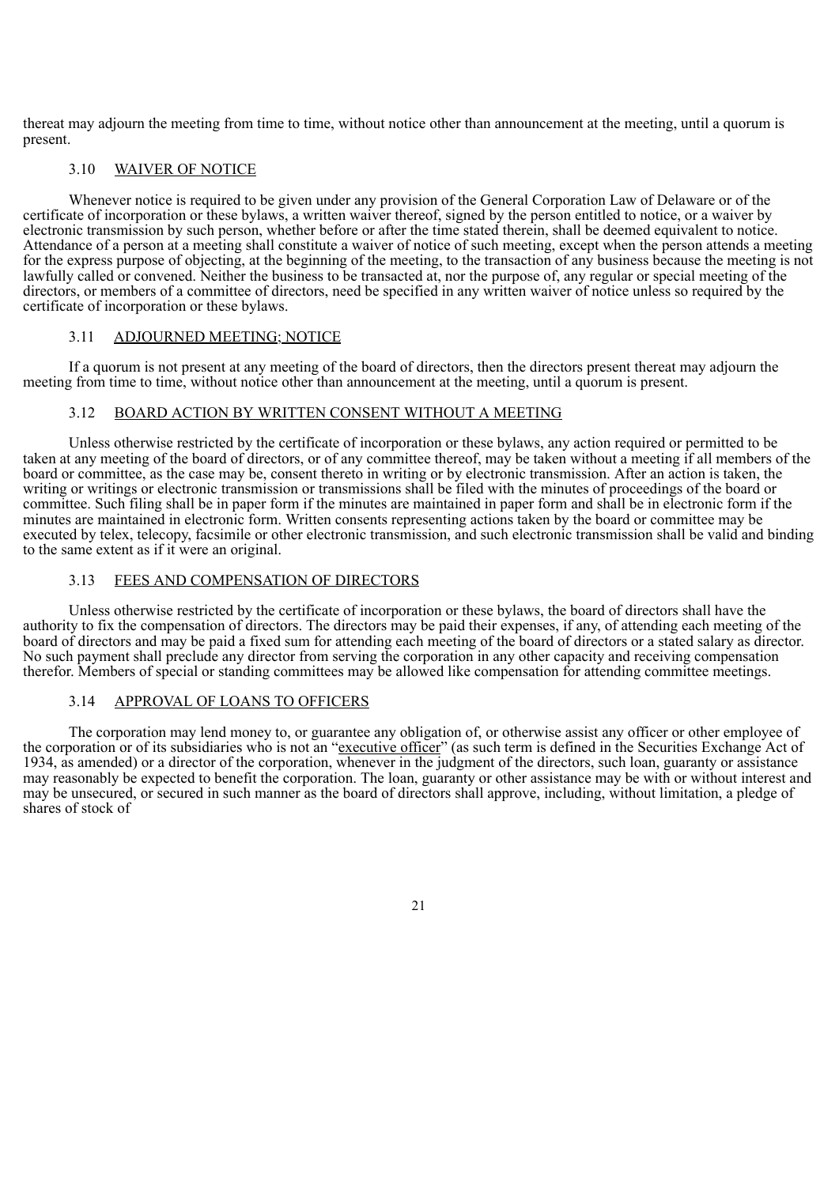thereat may adjourn the meeting from time to time, without notice other than announcement at the meeting, until a quorum is present.

### 3.10 WAIVER OF NOTICE

Whenever notice is required to be given under any provision of the General Corporation Law of Delaware or of the certificate of incorporation or these bylaws, a written waiver thereof, signed by the person entitled to notice, or a waiver by electronic transmission by such person, whether before or after the time stated therein, shall be deemed equivalent to notice. Attendance of a person at a meeting shall constitute a waiver of notice of such meeting, except when the person attends a meeting for the express purpose of objecting, at the beginning of the meeting, to the transaction of any business because the meeting is not lawfully called or convened. Neither the business to be transacted at, nor the purpose of, any regular or special meeting of the directors, or members of a committee of directors, need be specified in any written waiver of notice unless so required by the certificate of incorporation or these bylaws.

### 3.11 ADJOURNED MEETING; NOTICE

If a quorum is not present at any meeting of the board of directors, then the directors present thereat may adjourn the meeting from time to time, without notice other than announcement at the meeting, until a quorum is present.

### 3.12 BOARD ACTION BY WRITTEN CONSENT WITHOUT A MEETING

Unless otherwise restricted by the certificate of incorporation or these bylaws, any action required or permitted to be taken at any meeting of the board of directors, or of any committee thereof, may be taken without a meeting if all members of the board or committee, as the case may be, consent thereto in writing or by electronic transmission. After an action is taken, the writing or writings or electronic transmission or transmissions shall be filed with the minutes of proceedings of the board or committee. Such filing shall be in paper form if the minutes are maintained in paper form and shall be in electronic form if the minutes are maintained in electronic form. Written consents representing actions taken by the board or committee may be executed by telex, telecopy, facsimile or other electronic transmission, and such electronic transmission shall be valid and binding to the same extent as if it were an original.

### 3.13 FEES AND COMPENSATION OF DIRECTORS

Unless otherwise restricted by the certificate of incorporation or these bylaws, the board of directors shall have the authority to fix the compensation of directors. The directors may be paid their expenses, if any, of attending each meeting of the board of directors and may be paid a fixed sum for attending each meeting of the board of directors or a stated salary as director. No such payment shall preclude any director from serving the corporation in any other capacity and receiving compensation therefor. Members of special or standing committees may be allowed like compensation for attending committee meetings.

### 3.14 APPROVAL OF LOANS TO OFFICERS

The corporation may lend money to, or guarantee any obligation of, or otherwise assist any officer or other employee of the corporation or of its subsidiaries who is not an "executive officer" (as such term is defined in the Securities Exchange Act of 1934, as amended) or a director of the corporation, whenever in the judgment of the directors, such loan, guaranty or assistance may reasonably be expected to benefit the corporation. The loan, guaranty or other assistance may be with or without interest and may be unsecured, or secured in such manner as the board of directors shall approve, including, without limitation, a pledge of shares of stock of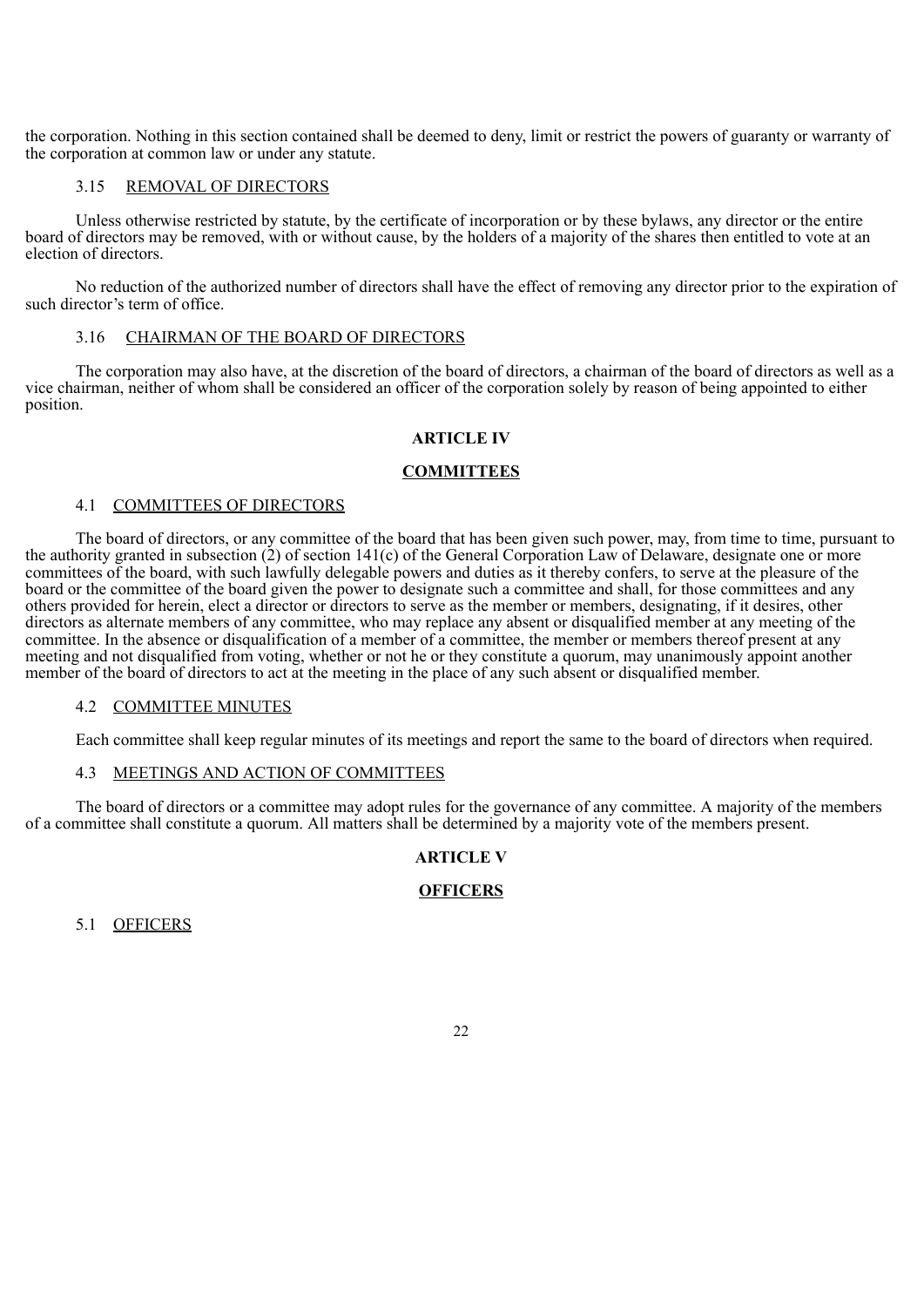the corporation. Nothing in this section contained shall be deemed to deny, limit or restrict the powers of guaranty or warranty of the corporation at common law or under any statute.

### 3.15 REMOVAL OF DIRECTORS

Unless otherwise restricted by statute, by the certificate of incorporation or by these bylaws, any director or the entire board of directors may be removed, with or without cause, by the holders of a majority of the shares then entitled to vote at an election of directors.

No reduction of the authorized number of directors shall have the effect of removing any director prior to the expiration of such director's term of office.

### 3.16 CHAIRMAN OF THE BOARD OF DIRECTORS

The corporation may also have, at the discretion of the board of directors, a chairman of the board of directors as well as a vice chairman, neither of whom shall be considered an officer of the corporation solely by reason of being appointed to either position.

## ARTICLE IV

## COMMITTEES

### 4.1 COMMITTEES OF DIRECTORS

The board of directors, or any committee of the board that has been given such power, may, from time to time, pursuant to the authority granted in subsection (2) of section 141(c) of the General Corporation Law of Delaware, designate one or more committees of the board, with such lawfully delegable powers and duties as it thereby confers, to serve at the pleasure of the board or the committee of the board given the power to designate such a committee and shall, for those committees and any others provided for herein, elect a director or directors to serve as the member or members, designating, if it desires, other directors as alternate members of any committee, who may replace any absent or disqualified member at any meeting of the committee. In the absence or disqualification of a member of a committee, the member or members thereof present at any meeting and not disqualified from voting, whether or not he or they constitute a quorum, may unanimously appoint another member of the board of directors to act at the meeting in the place of any such absent or disqualified member.

### 4.2 COMMITTEE MINUTES

Each committee shall keep regular minutes of its meetings and report the same to the board of directors when required.

### 4.3 MEETINGS AND ACTION OF COMMITTEES

The board of directors or a committee may adopt rules for the governance of any committee. A majority of the members of a committee shall constitute a quorum. All matters shall be determined by a majority vote of the members present.

## ARTICLE V

## OFFICERS

### 5.1 OFFICERS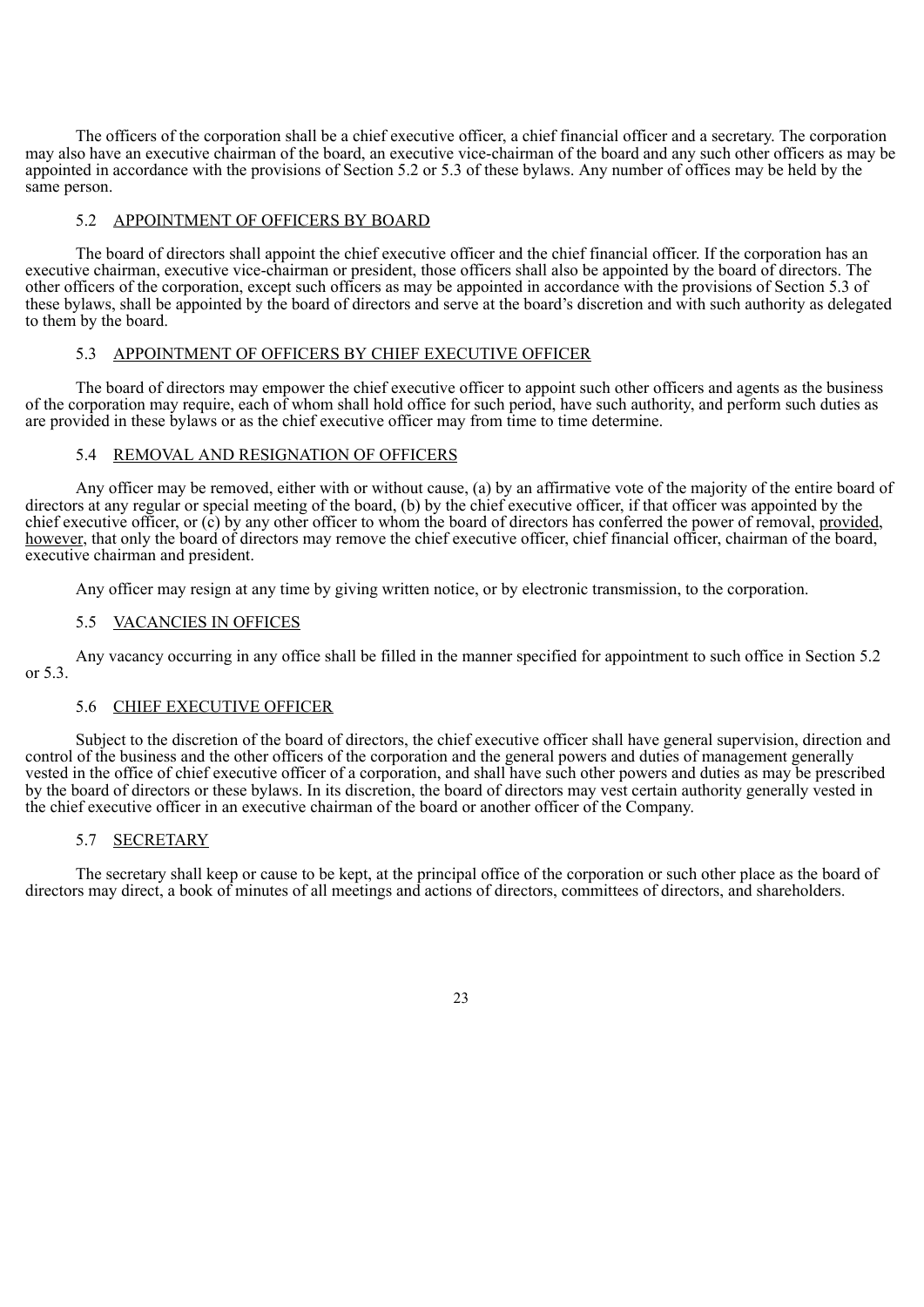The officers of the corporation shall be a chief executive officer, a chief financial officer and a secretary. The corporation may also have an executive chairman of the board, an executive vice-chairman of the board and any such other officers as may be appointed in accordance with the provisions of Section 5.2 or 5.3 of these bylaws. Any number of offices may be held by the same person.

### 5.2 APPOINTMENT OF OFFICERS BY BOARD

The board of directors shall appoint the chief executive officer and the chief financial officer. If the corporation has an executive chairman, executive vice-chairman or president, those officers shall also be appointed by the board of directors. The other officers of the corporation, except such officers as may be appointed in accordance with the provisions of Section 5.3 of these bylaws, shall be appointed by the board of directors and serve at the board's discretion and with such authority as delegated to them by the board.

### 5.3 APPOINTMENT OF OFFICERS BY CHIEF EXECUTIVE OFFICER

The board of directors may empower the chief executive officer to appoint such other officers and agents as the business of the corporation may require, each of whom shall hold office for such period, have such authority, and perform such duties as are provided in these bylaws or as the chief executive officer may from time to time determine.

### 5.4 REMOVAL AND RESIGNATION OF OFFICERS

Any officer may be removed, either with or without cause, (a) by an affirmative vote of the majority of the entire board of directors at any regular or special meeting of the board, (b) by the chief executive officer, if that officer was appointed by the chief executive officer, or (c) by any other officer to whom the board of directors has conferred the power of removal, provided, however, that only the board of directors may remove the chief executive officer, chief financial officer, chairman of the board, executive chairman and president.

Any officer may resign at any time by giving written notice, or by electronic transmission, to the corporation.

### 5.5 VACANCIES IN OFFICES

Any vacancy occurring in any office shall be filled in the manner specified for appointment to such office in Section 5.2 or 5.3.

### 5.6 CHIEF EXECUTIVE OFFICER

Subject to the discretion of the board of directors, the chief executive officer shall have general supervision, direction and control of the business and the other officers of the corporation and the general powers and duties of management generally vested in the office of chief executive officer of a corporation, and shall have such other powers and duties as may be prescribed by the board of directors or these bylaws. In its discretion, the board of directors may vest certain authority generally vested in the chief executive officer in an executive chairman of the board or another officer of the Company.

### 5.7 SECRETARY

The secretary shall keep or cause to be kept, at the principal office of the corporation or such other place as the board of directors may direct, a book of minutes of all meetings and actions of directors, committees of directors, and shareholders.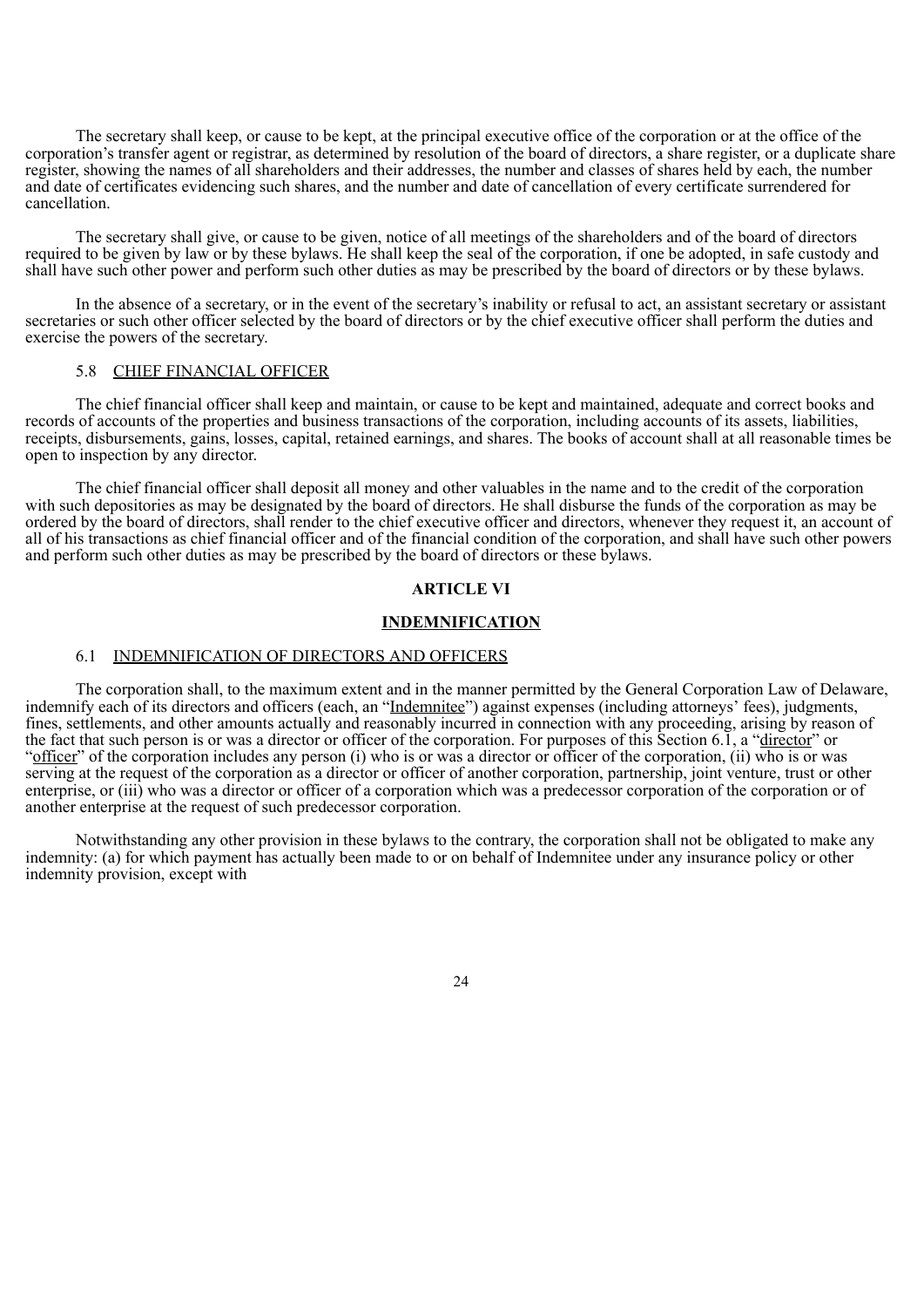The secretary shall keep, or cause to be kept, at the principal executive office of the corporation or at the office of the corporation's transfer agent or registrar, as determined by resolution of the board of directors, a share register, or a duplicate share register, showing the names of all shareholders and their addresses, the number and classes of shares held by each, the number and date of certificates evidencing such shares, and the number and date of cancellation of every certificate surrendered for cancellation.

The secretary shall give, or cause to be given, notice of all meetings of the shareholders and of the board of directors required to be given by law or by these bylaws. He shall keep the seal of the corporation, if one be adopted, in safe custody and shall have such other power and perform such other duties as may be prescribed by the board of directors or by these bylaws.

In the absence of a secretary, or in the event of the secretary's inability or refusal to act, an assistant secretary or assistant secretaries or such other officer selected by the board of directors or by the chief executive officer shall perform the duties and exercise the powers of the secretary.

5.8 CHIEF FINANCIAL OFFICER

The chief financial officer shall keep and maintain, or cause to be kept and maintained, adequate and correct books and records of accounts of the properties and business transactions of the corporation, including accounts of its assets, liabilities, receipts, disbursements, gains, losses, capital, retained earnings, and shares. The books of account shall at all reasonable times be open to inspection by any director.

The chief financial officer shall deposit all money and other valuables in the name and to the credit of the corporation with such depositories as may be designated by the board of directors. He shall disburse the funds of the corporation as may be ordered by the board of directors, shall render to the chief executive officer and directors, whenever they request it, an account of all of his transactions as chief financial officer and of the financial condition of the corporation, and shall have such other powers and perform such other duties as may be prescribed by the board of directors or these bylaws.

## ARTICLE VI

## INDEMNIFICATION

6.1 INDEMNIFICATION OF DIRECTORS AND OFFICERS

The corporation shall, to the maximum extent and in the manner permitted by the General Corporation Law of Delaware, indemnify each of its directors and officers (each, an "Indemnitee") against expenses (including attorneys' fees), judgments, fines, settlements, and other amounts actually and reasonably incurred in connection with any proceeding, arising by reason of the fact that such person is or was a director or officer of the corporation. For purposes of this Section 6.1, a "director" or "officer" of the corporation includes any person (i) who is or was a director or officer of the corporation, (ii) who is or was serving at the request of the corporation as a director or officer of another corporation, partnership, joint venture, trust or other enterprise, or (iii) who was a director or officer of a corporation which was a predecessor corporation of the corporation or of another enterprise at the request of such predecessor corporation.

Notwithstanding any other provision in these bylaws to the contrary, the corporation shall not be obligated to make any indemnity: (a) for which payment has actually been made to or on behalf of Indemnitee under any insurance policy or other indemnity provision, except with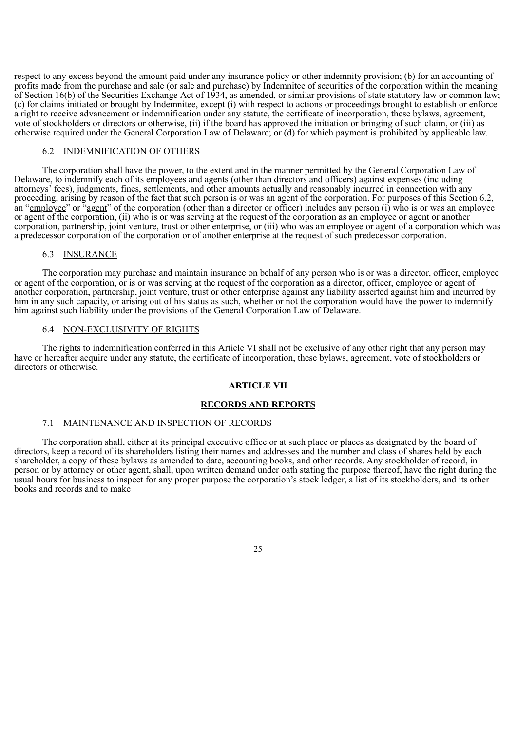respect to any excess beyond the amount paid under any insurance policy or other indemnity provision; (b) for an accounting of profits made from the purchase and sale (or sale and purchase) by Indemnitee of securities of the corporation within the meaning of Section 16(b) of the Securities Exchange Act of 1934, as amended, or similar provisions of state statutory law or common law; (c) for claims initiated or brought by Indemnitee, except (i) with respect to actions or proceedings brought to establish or enforce a right to receive advancement or indemnification under any statute, the certificate of incorporation, these bylaws, agreement, vote of stockholders or directors or otherwise, (ii) if the board has approved the initiation or bringing of such claim, or (iii) as otherwise required under the General Corporation Law of Delaware; or (d) for which payment is prohibited by applicable law.

### 6.2 INDEMNIFICATION OF OTHERS

The corporation shall have the power, to the extent and in the manner permitted by the General Corporation Law of Delaware, to indemnify each of its employees and agents (other than directors and officers) against expenses (including attorneys' fees), judgments, fines, settlements, and other amounts actually and reasonably incurred in connection with any proceeding, arising by reason of the fact that such person is or was an agent of the corporation. For purposes of this Section 6.2, an "employee" or "agent" of the corporation (other than a director or officer) includes any person (i) who is or was an employee or agent of the corporation, (ii) who is or was serving at the request of the corporation as an employee or agent or another corporation, partnership, joint venture, trust or other enterprise, or (iii) who was an employee or agent of a corporation which was a predecessor corporation of the corporation or of another enterprise at the request of such predecessor corporation.

### 6.3 INSURANCE

The corporation may purchase and maintain insurance on behalf of any person who is or was a director, officer, employee or agent of the corporation, or is or was serving at the request of the corporation as a director, officer, employee or agent of another corporation, partnership, joint venture, trust or other enterprise against any liability asserted against him and incurred by him in any such capacity, or arising out of his status as such, whether or not the corporation would have the power to indemnify him against such liability under the provisions of the General Corporation Law of Delaware.

### 6.4 NON-EXCLUSIVITY OF RIGHTS

The rights to indemnification conferred in this Article VI shall not be exclusive of any other right that any person may have or hereafter acquire under any statute, the certificate of incorporation, these bylaws, agreement, vote of stockholders or directors or otherwise.

## ARTICLE VII

## RECORDS AND REPORTS

### 7.1 MAINTENANCE AND INSPECTION OF RECORDS

The corporation shall, either at its principal executive office or at such place or places as designated by the board of directors, keep a record of its shareholders listing their names and addresses and the number and class of shares held by each shareholder, a copy of these bylaws as amended to date, accounting books, and other records. Any stockholder of record, in person or by attorney or other agent, shall, upon written demand under oath stating the purpose thereof, have the right during the usual hours for business to inspect for any proper purpose the corporation's stock ledger, a list of its stockholders, and its other books and records and to make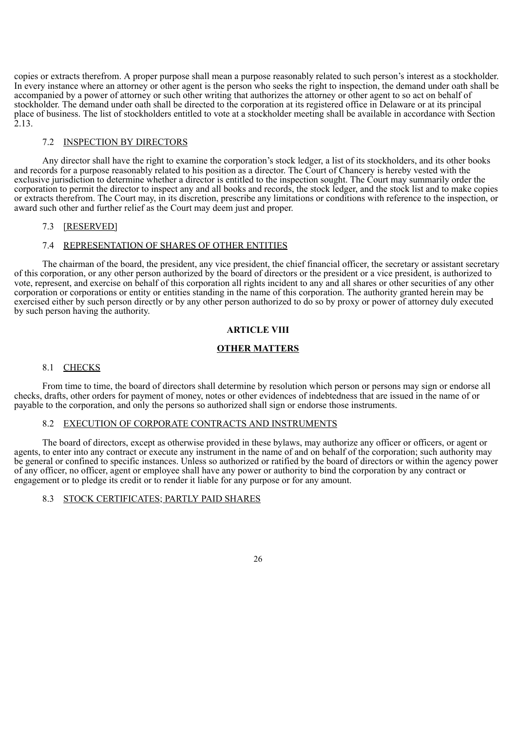copies or extracts therefrom. A proper purpose shall mean a purpose reasonably related to such person's interest as a stockholder. In every instance where an attorney or other agent is the person who seeks the right to inspection, the demand under oath shall be accompanied by a power of attorney or such other writing that authorizes the attorney or other agent to so act on behalf of stockholder. The demand under oath shall be directed to the corporation at its registered office in Delaware or at its principal place of business. The list of stockholders entitled to vote at a stockholder meeting shall be available in accordance with Section 2.13.

### 7.2 INSPECTION BY DIRECTORS

Any director shall have the right to examine the corporation's stock ledger, a list of its stockholders, and its other books and records for a purpose reasonably related to his position as a director. The Court of Chancery is hereby vested with the exclusive jurisdiction to determine whether a director is entitled to the inspection sought. The Court may summarily order the corporation to permit the director to inspect any and all books and records, the stock ledger, and the stock list and to make copies or extracts therefrom. The Court may, in its discretion, prescribe any limitations or conditions with reference to the inspection, or award such other and further relief as the Court may deem just and proper.

### 7.3 [RESERVED]

### 7.4 REPRESENTATION OF SHARES OF OTHER ENTITIES

The chairman of the board, the president, any vice president, the chief financial officer, the secretary or assistant secretary of this corporation, or any other person authorized by the board of directors or the president or a vice president, is authorized to vote, represent, and exercise on behalf of this corporation all rights incident to any and all shares or other securities of any other corporation or corporations or entity or entities standing in the name of this corporation. The authority granted herein may be exercised either by such person directly or by any other person authorized to do so by proxy or power of attorney duly executed by such person having the authority.

## ARTICLE VIII

## OTHER MATTERS

### 8.1 CHECKS

From time to time, the board of directors shall determine by resolution which person or persons may sign or endorse all checks, drafts, other orders for payment of money, notes or other evidences of indebtedness that are issued in the name of or payable to the corporation, and only the persons so authorized shall sign or endorse those instruments.

### 8.2 EXECUTION OF CORPORATE CONTRACTS AND INSTRUMENTS

The board of directors, except as otherwise provided in these bylaws, may authorize any officer or officers, or agent or agents, to enter into any contract or execute any instrument in the name of and on behalf of the corporation; such authority may be general or confined to specific instances. Unless so authorized or ratified by the board of directors or within the agency power of any officer, no officer, agent or employee shall have any power or authority to bind the corporation by any contract or engagement or to pledge its credit or to render it liable for any purpose or for any amount.

### 8.3 STOCK CERTIFICATES; PARTLY PAID SHARES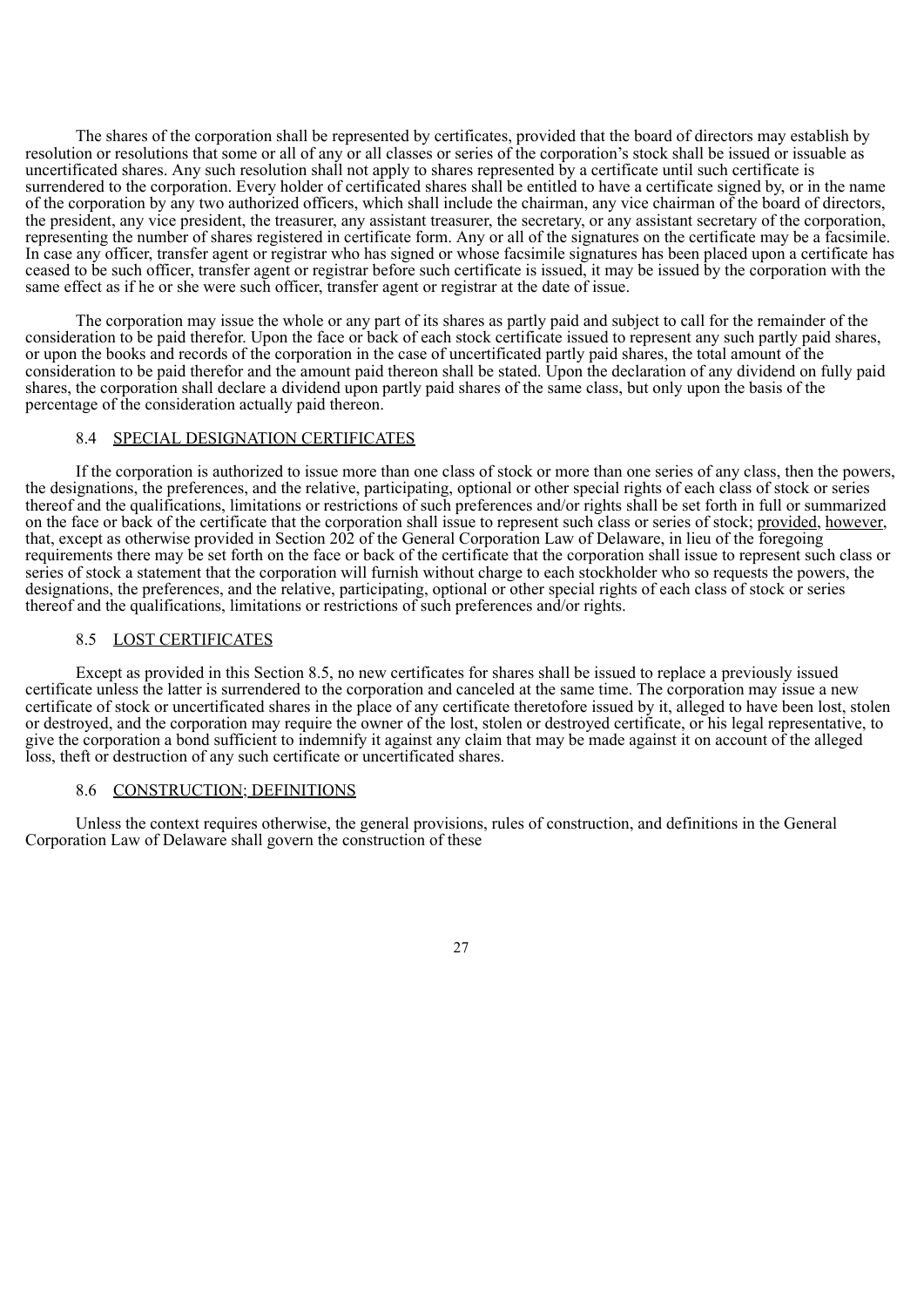The shares of the corporation shall be represented by certificates, provided that the board of directors may establish by resolution or resolutions that some or all of any or all classes or series of the corporation's stock shall be issued or issuable as uncertificated shares. Any such resolution shall not apply to shares represented by a certificate until such certificate is surrendered to the corporation. Every holder of certificated shares shall be entitled to have a certificate signed by, or in the name of the corporation by any two authorized officers, which shall include the chairman, any vice chairman of the board of directors, the president, any vice president, the treasurer, any assistant treasurer, the secretary, or any assistant secretary of the corporation, representing the number of shares registered in certificate form. Any or all of the signatures on the certificate may be a facsimile. In case any officer, transfer agent or registrar who has signed or whose facsimile signatures has been placed upon a certificate has ceased to be such officer, transfer agent or registrar before such certificate is issued, it may be issued by the corporation with the same effect as if he or she were such officer, transfer agent or registrar at the date of issue.

The corporation may issue the whole or any part of its shares as partly paid and subject to call for the remainder of the consideration to be paid therefor. Upon the face or back of each stock certificate issued to represent any such partly paid shares, or upon the books and records of the corporation in the case of uncertificated partly paid shares, the total amount of the consideration to be paid therefor and the amount paid thereon shall be stated. Upon the declaration of any dividend on fully paid shares, the corporation shall declare a dividend upon partly paid shares of the same class, but only upon the basis of the percentage of the consideration actually paid thereon.

### 8.4 SPECIAL DESIGNATION CERTIFICATES

If the corporation is authorized to issue more than one class of stock or more than one series of any class, then the powers, the designations, the preferences, and the relative, participating, optional or other special rights of each class of stock or series thereof and the qualifications, limitations or restrictions of such preferences and/or rights shall be set forth in full or summarized on the face or back of the certificate that the corporation shall issue to represent such class or series of stock; provided, however, that, except as otherwise provided in Section 202 of the General Corporation Law of Delaware, in lieu of the foregoing requirements there may be set forth on the face or back of the certificate that the corporation shall issue to represent such class or series of stock a statement that the corporation will furnish without charge to each stockholder who so requests the powers, the designations, the preferences, and the relative, participating, optional or other special rights of each class of stock or series thereof and the qualifications, limitations or restrictions of such preferences and/or rights.

### 8.5 LOST CERTIFICATES

Except as provided in this Section 8.5, no new certificates for shares shall be issued to replace a previously issued certificate unless the latter is surrendered to the corporation and canceled at the same time. The corporation may issue a new certificate of stock or uncertificated shares in the place of any certificate theretofore issued by it, alleged to have been lost, stolen or destroyed, and the corporation may require the owner of the lost, stolen or destroyed certificate, or his legal representative, to give the corporation a bond sufficient to indemnify it against any claim that may be made against it on account of the alleged loss, theft or destruction of any such certificate or uncertificated shares.

### 8.6 CONSTRUCTION; DEFINITIONS

Unless the context requires otherwise, the general provisions, rules of construction, and definitions in the General Corporation Law of Delaware shall govern the construction of these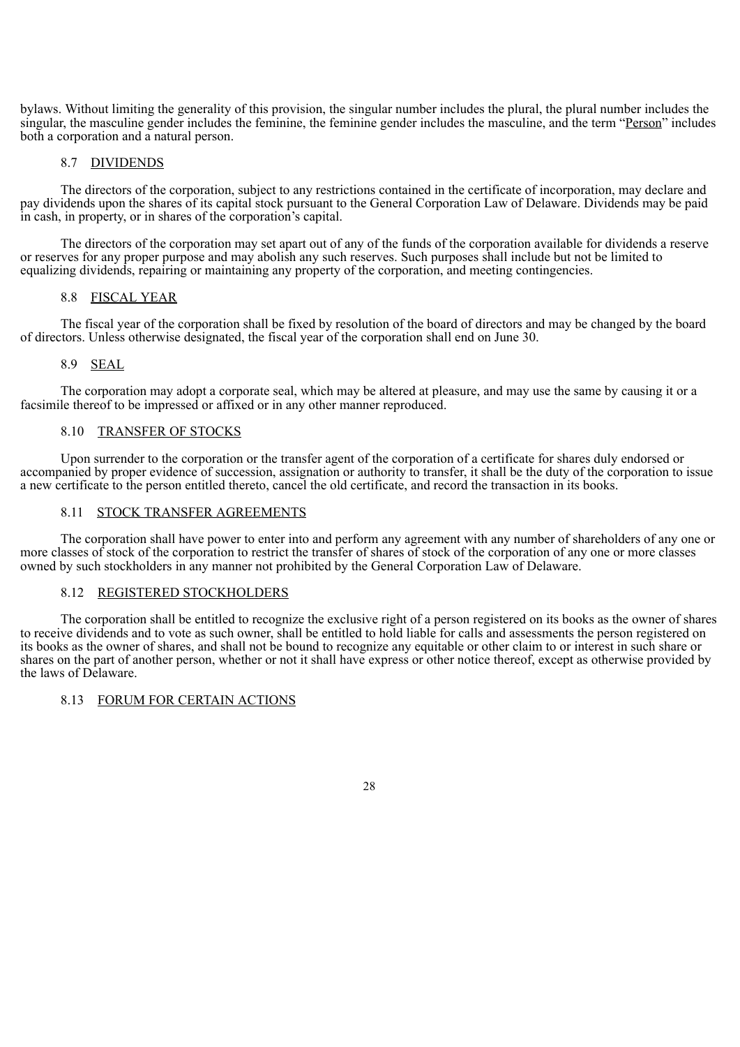bylaws. Without limiting the generality of this provision, the singular number includes the plural, the plural number includes the singular, the masculine gender includes the feminine, the feminine gender includes the masculine, and the term "Person" includes both a corporation and a natural person.

### 8.7 DIVIDENDS

The directors of the corporation, subject to any restrictions contained in the certificate of incorporation, may declare and pay dividends upon the shares of its capital stock pursuant to the General Corporation Law of Delaware. Dividends may be paid in cash, in property, or in shares of the corporation's capital.

The directors of the corporation may set apart out of any of the funds of the corporation available for dividends a reserve or reserves for any proper purpose and may abolish any such reserves. Such purposes shall include but not be limited to equalizing dividends, repairing or maintaining any property of the corporation, and meeting contingencies.

### 8.8 FISCAL YEAR

The fiscal year of the corporation shall be fixed by resolution of the board of directors and may be changed by the board of directors. Unless otherwise designated, the fiscal year of the corporation shall end on June 30.

### 8.9 SEAL

The corporation may adopt a corporate seal, which may be altered at pleasure, and may use the same by causing it or a facsimile thereof to be impressed or affixed or in any other manner reproduced.

### 8.10 TRANSFER OF STOCKS

Upon surrender to the corporation or the transfer agent of the corporation of a certificate for shares duly endorsed or accompanied by proper evidence of succession, assignation or authority to transfer, it shall be the duty of the corporation to issue a new certificate to the person entitled thereto, cancel the old certificate, and record the transaction in its books.

### 8.11 STOCK TRANSFER AGREEMENTS

The corporation shall have power to enter into and perform any agreement with any number of shareholders of any one or more classes of stock of the corporation to restrict the transfer of shares of stock of the corporation of any one or more classes owned by such stockholders in any manner not prohibited by the General Corporation Law of Delaware.

### 8.12 REGISTERED STOCKHOLDERS

The corporation shall be entitled to recognize the exclusive right of a person registered on its books as the owner of shares to receive dividends and to vote as such owner, shall be entitled to hold liable for calls and assessments the person registered on its books as the owner of shares, and shall not be bound to recognize any equitable or other claim to or interest in such share or shares on the part of another person, whether or not it shall have express or other notice thereof, except as otherwise provided by the laws of Delaware.

### 8.13 FORUM FOR CERTAIN ACTIONS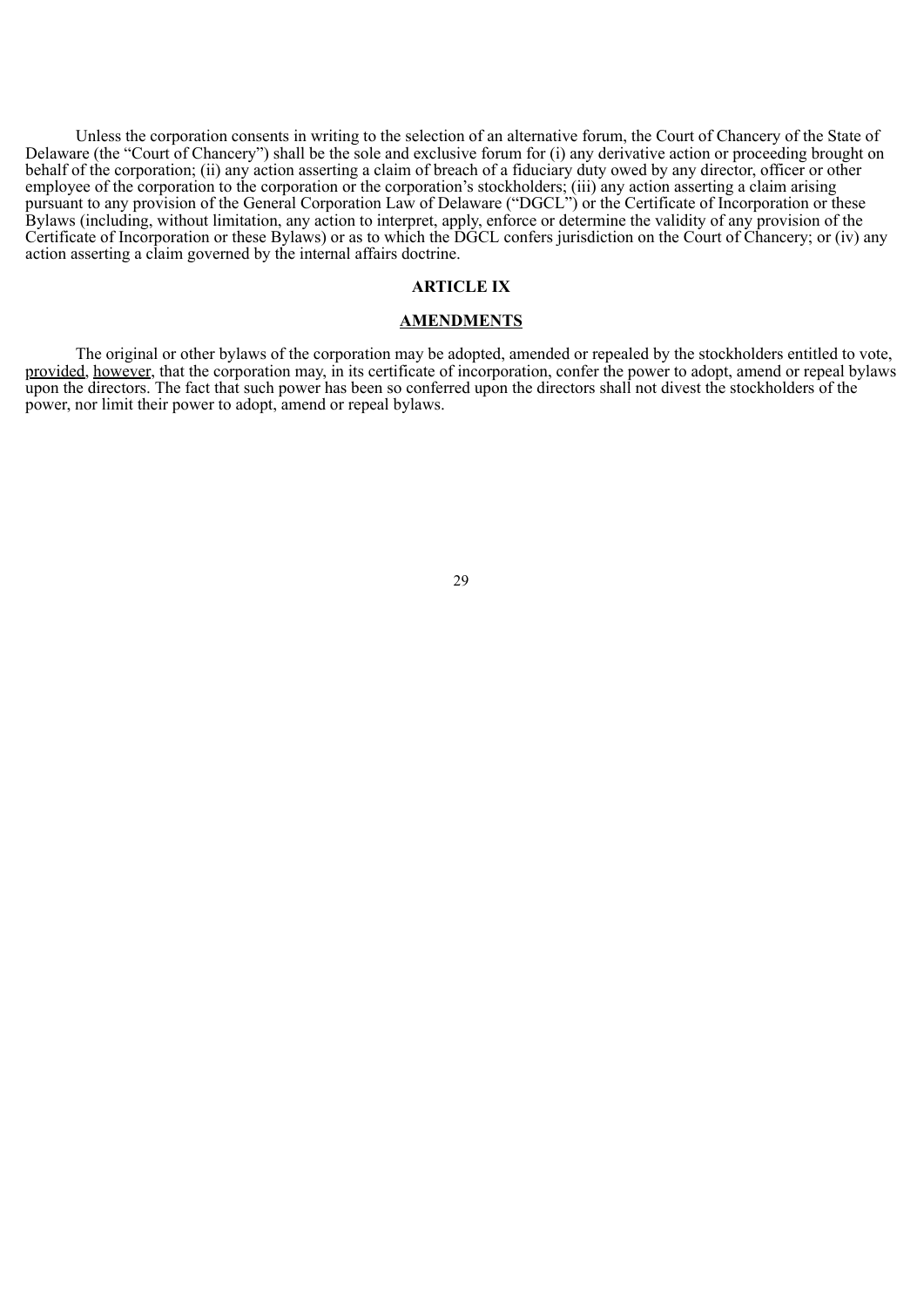Unless the corporation consents in writing to the selection of an alternative forum, the Court of Chancery of the State of Delaware (the "Court of Chancery") shall be the sole and exclusive forum for (i) any derivative action or proceeding brought on behalf of the corporation; (ii) any action asserting a claim of breach of a fiduciary duty owed by any director, officer or other employee of the corporation to the corporation or the corporation's stockholders; (iii) any action asserting a claim arising pursuant to any provision of the General Corporation Law of Delaware ("DGCL") or the Certificate of Incorporation or these Bylaws (including, without limitation, any action to interpret, apply, enforce or determine the validity of any provision of the Certificate of Incorporation or these Bylaws) or as to which the DGCL confers jurisdiction on the Court of Chancery; or (iv) any action asserting a claim governed by the internal affairs doctrine.

## ARTICLE IX

## AMENDMENTS

The original or other bylaws of the corporation may be adopted, amended or repealed by the stockholders entitled to vote, provided, however, that the corporation may, in its certificate of incorporation, confer the power to adopt, amend or repeal bylaws upon the directors. The fact that such power has been so conferred upon the directors shall not divest the stockholders of the power, nor limit their power to adopt, amend or repeal bylaws.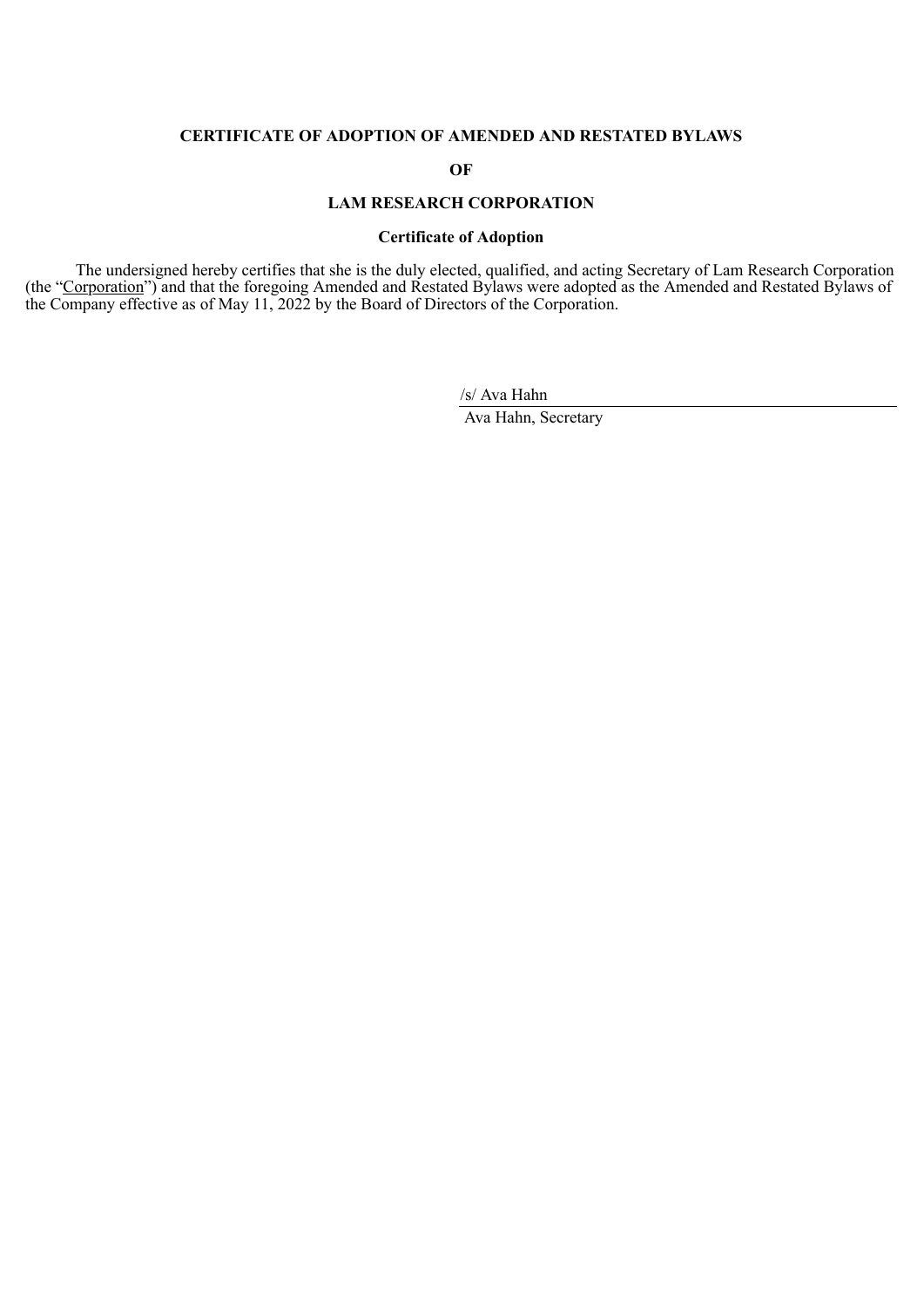**CERTIFICATE OF ADOPTION OF AMENDED AND RESTATED BYLAWS**

**OF**

**LAM RESEARCH CORPORATION**

**Certificate of Adoption**

The undersigned hereby certifies that she is the duly elected, qualified, and acting Secretary of Lam Research Corporation (the "Corporation") and that the foregoing Amended and Restated Bylaws were adopted as the Amended and Restated Bylaws of the Company effective as of May 11, 2022 by the Board of Directors of the Corporation.

/s/ Ava Hahn

Ava Hahn, Secretary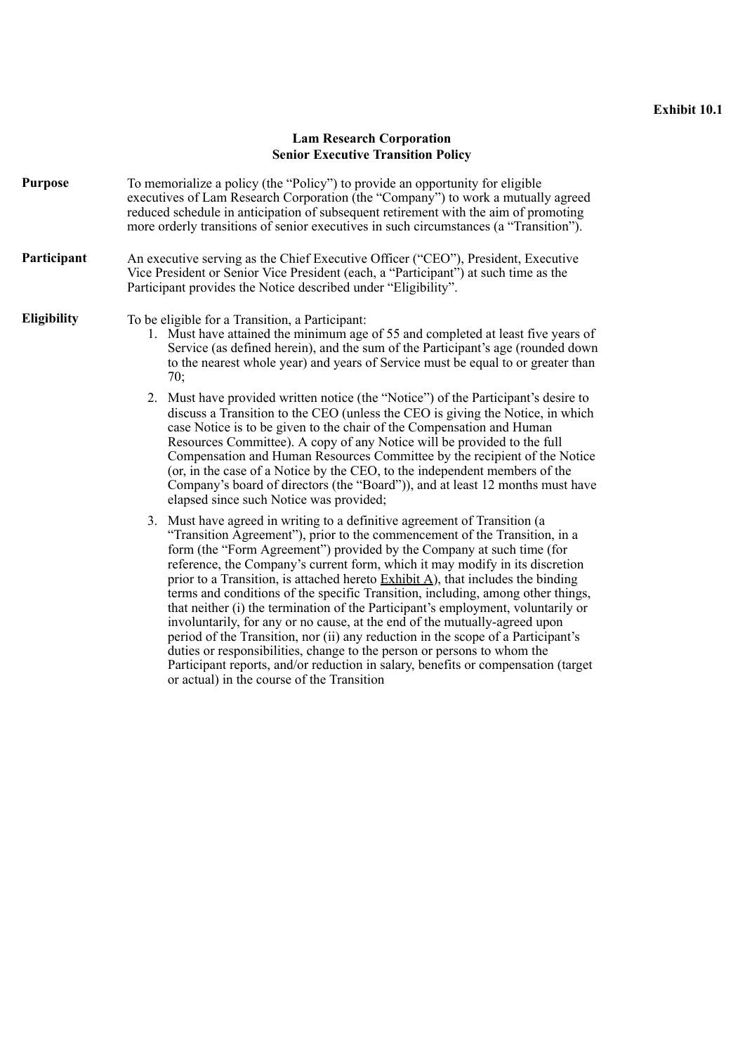**Exhibit 10.1**

**Lam Research Corporation**
**Senior Executive Transition Policy**

**Purpose** To memorialize a policy (the "Policy") to provide an opportunity for eligible executives of Lam Research Corporation (the "Company") to work a mutually agreed reduced schedule in anticipation of subsequent retirement with the aim of promoting more orderly transitions of senior executives in such circumstances (a "Transition").

**Participant** An executive serving as the Chief Executive Officer ("CEO"), President, Executive Vice President or Senior Vice President (each, a "Participant") at such time as the Participant provides the Notice described under "Eligibility".

**Eligibility** To be eligible for a Transition, a Participant:

1. Must have attained the minimum age of 55 and completed at least five years of Service (as defined herein), and the sum of the Participant's age (rounded down to the nearest whole year) and years of Service must be equal to or greater than 70;

2. Must have provided written notice (the "Notice") of the Participant's desire to discuss a Transition to the CEO (unless the CEO is giving the Notice, in which case Notice is to be given to the chair of the Compensation and Human Resources Committee). A copy of any Notice will be provided to the full Compensation and Human Resources Committee by the recipient of the Notice (or, in the case of a Notice by the CEO, to the independent members of the Company's board of directors (the "Board")), and at least 12 months must have elapsed since such Notice was provided;

3. Must have agreed in writing to a definitive agreement of Transition (a "Transition Agreement"), prior to the commencement of the Transition, in a form (the "Form Agreement") provided by the Company at such time (for reference, the Company's current form, which it may modify in its discretion prior to a Transition, is attached hereto Exhibit A), that includes the binding terms and conditions of the specific Transition, including, among other things, that neither (i) the termination of the Participant's employment, voluntarily or involuntarily, for any or no cause, at the end of the mutually-agreed upon period of the Transition, nor (ii) any reduction in the scope of a Participant's duties or responsibilities, change to the person or persons to whom the Participant reports, and/or reduction in salary, benefits or compensation (target or actual) in the course of the Transition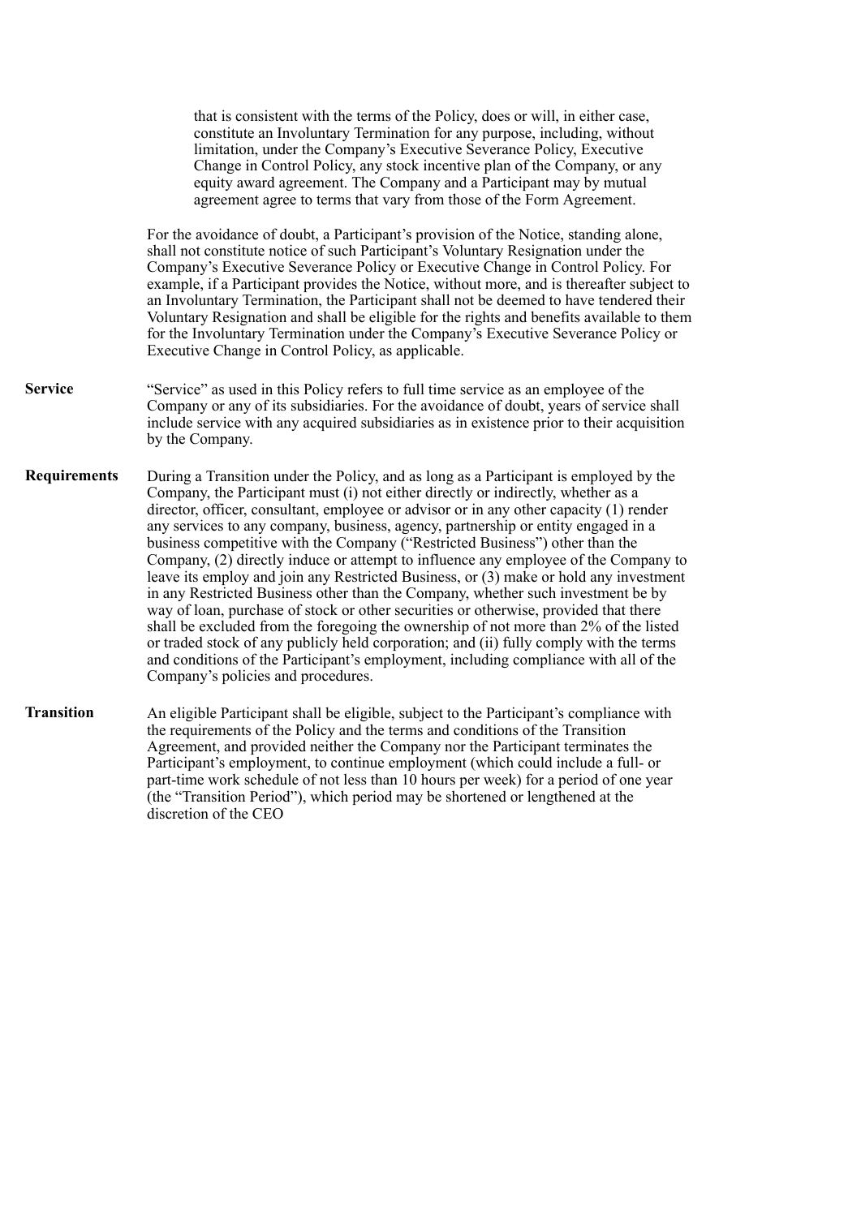that is consistent with the terms of the Policy, does or will, in either case, constitute an Involuntary Termination for any purpose, including, without limitation, under the Company's Executive Severance Policy, Executive Change in Control Policy, any stock incentive plan of the Company, or any equity award agreement. The Company and a Participant may by mutual agreement agree to terms that vary from those of the Form Agreement.

For the avoidance of doubt, a Participant's provision of the Notice, standing alone, shall not constitute notice of such Participant's Voluntary Resignation under the Company's Executive Severance Policy or Executive Change in Control Policy. For example, if a Participant provides the Notice, without more, and is thereafter subject to an Involuntary Termination, the Participant shall not be deemed to have tendered their Voluntary Resignation and shall be eligible for the rights and benefits available to them for the Involuntary Termination under the Company's Executive Severance Policy or Executive Change in Control Policy, as applicable.

**Service**

"Service" as used in this Policy refers to full time service as an employee of the Company or any of its subsidiaries. For the avoidance of doubt, years of service shall include service with any acquired subsidiaries as in existence prior to their acquisition by the Company.

**Requirements**

During a Transition under the Policy, and as long as a Participant is employed by the Company, the Participant must (i) not either directly or indirectly, whether as a director, officer, consultant, employee or advisor or in any other capacity (1) render any services to any company, business, agency, partnership or entity engaged in a business competitive with the Company ("Restricted Business") other than the Company, (2) directly induce or attempt to influence any employee of the Company to leave its employ and join any Restricted Business, or (3) make or hold any investment in any Restricted Business other than the Company, whether such investment be by way of loan, purchase of stock or other securities or otherwise, provided that there shall be excluded from the foregoing the ownership of not more than 2% of the listed or traded stock of any publicly held corporation; and (ii) fully comply with the terms and conditions of the Participant's employment, including compliance with all of the Company's policies and procedures.

**Transition**

An eligible Participant shall be eligible, subject to the Participant's compliance with the requirements of the Policy and the terms and conditions of the Transition Agreement, and provided neither the Company nor the Participant terminates the Participant's employment, to continue employment (which could include a full- or part-time work schedule of not less than 10 hours per week) for a period of one year (the "Transition Period"), which period may be shortened or lengthened at the discretion of the CEO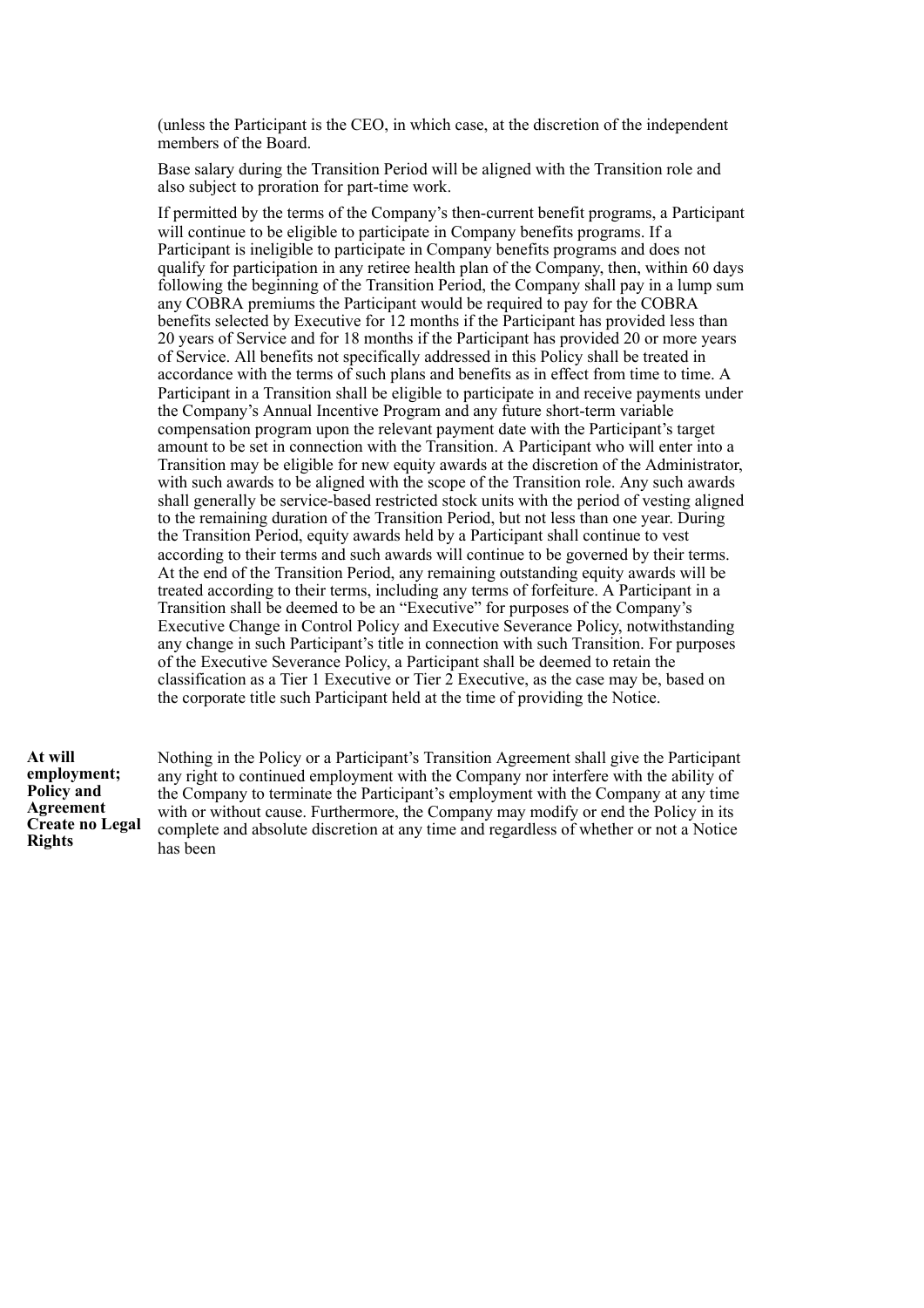(unless the Participant is the CEO, in which case, at the discretion of the independent members of the Board.

Base salary during the Transition Period will be aligned with the Transition role and also subject to proration for part-time work.

If permitted by the terms of the Company's then-current benefit programs, a Participant will continue to be eligible to participate in Company benefits programs. If a Participant is ineligible to participate in Company benefits programs and does not qualify for participation in any retiree health plan of the Company, then, within 60 days following the beginning of the Transition Period, the Company shall pay in a lump sum any COBRA premiums the Participant would be required to pay for the COBRA benefits selected by Executive for 12 months if the Participant has provided less than 20 years of Service and for 18 months if the Participant has provided 20 or more years of Service. All benefits not specifically addressed in this Policy shall be treated in accordance with the terms of such plans and benefits as in effect from time to time. A Participant in a Transition shall be eligible to participate in and receive payments under the Company's Annual Incentive Program and any future short-term variable compensation program upon the relevant payment date with the Participant's target amount to be set in connection with the Transition. A Participant who will enter into a Transition may be eligible for new equity awards at the discretion of the Administrator, with such awards to be aligned with the scope of the Transition role. Any such awards shall generally be service-based restricted stock units with the period of vesting aligned to the remaining duration of the Transition Period, but not less than one year. During the Transition Period, equity awards held by a Participant shall continue to vest according to their terms and such awards will continue to be governed by their terms. At the end of the Transition Period, any remaining outstanding equity awards will be treated according to their terms, including any terms of forfeiture. A Participant in a Transition shall be deemed to be an "Executive" for purposes of the Company's Executive Change in Control Policy and Executive Severance Policy, notwithstanding any change in such Participant's title in connection with such Transition. For purposes of the Executive Severance Policy, a Participant shall be deemed to retain the classification as a Tier 1 Executive or Tier 2 Executive, as the case may be, based on the corporate title such Participant held at the time of providing the Notice.

**At will employment; Policy and Agreement Create no Legal Rights**

Nothing in the Policy or a Participant's Transition Agreement shall give the Participant any right to continued employment with the Company nor interfere with the ability of the Company to terminate the Participant's employment with the Company at any time with or without cause. Furthermore, the Company may modify or end the Policy in its complete and absolute discretion at any time and regardless of whether or not a Notice has been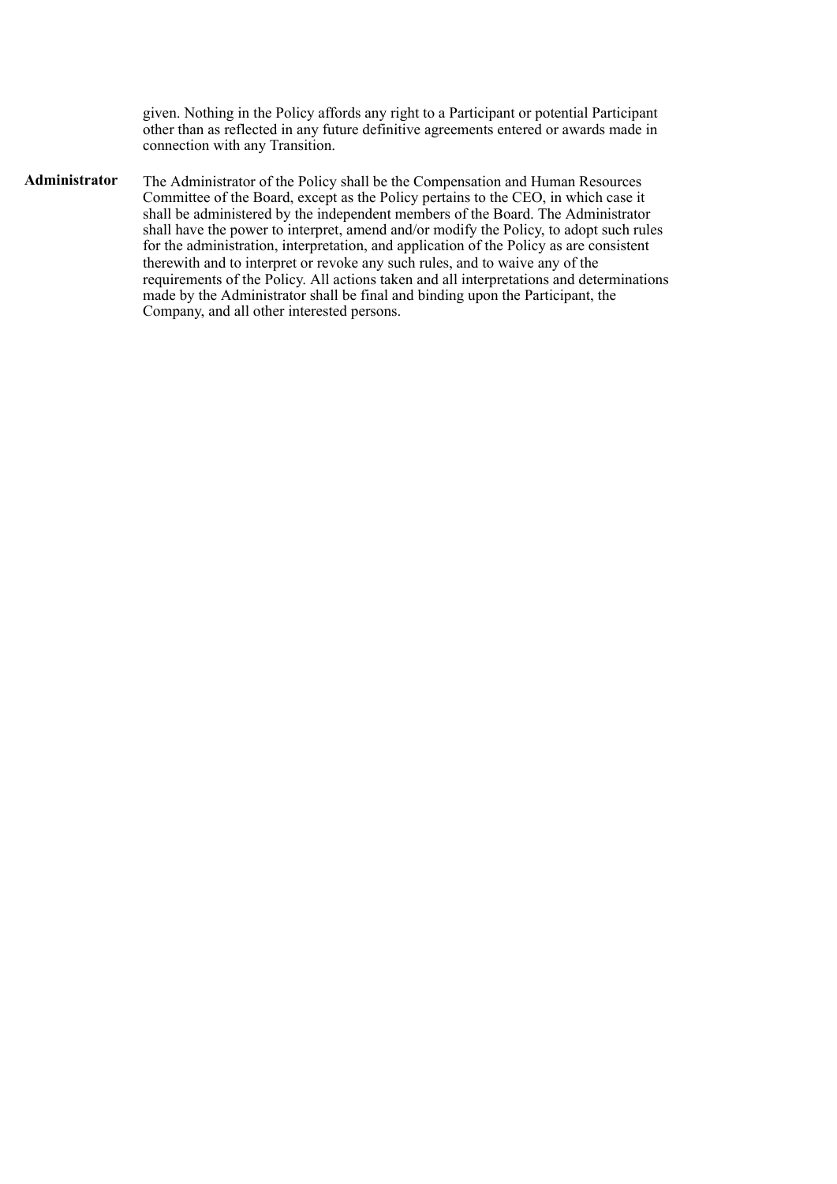given. Nothing in the Policy affords any right to a Participant or potential Participant other than as reflected in any future definitive agreements entered or awards made in connection with any Transition.

**Administrator** The Administrator of the Policy shall be the Compensation and Human Resources Committee of the Board, except as the Policy pertains to the CEO, in which case it shall be administered by the independent members of the Board. The Administrator shall have the power to interpret, amend and/or modify the Policy, to adopt such rules for the administration, interpretation, and application of the Policy as are consistent therewith and to interpret or revoke any such rules, and to waive any of the requirements of the Policy. All actions taken and all interpretations and determinations made by the Administrator shall be final and binding upon the Participant, the Company, and all other interested persons.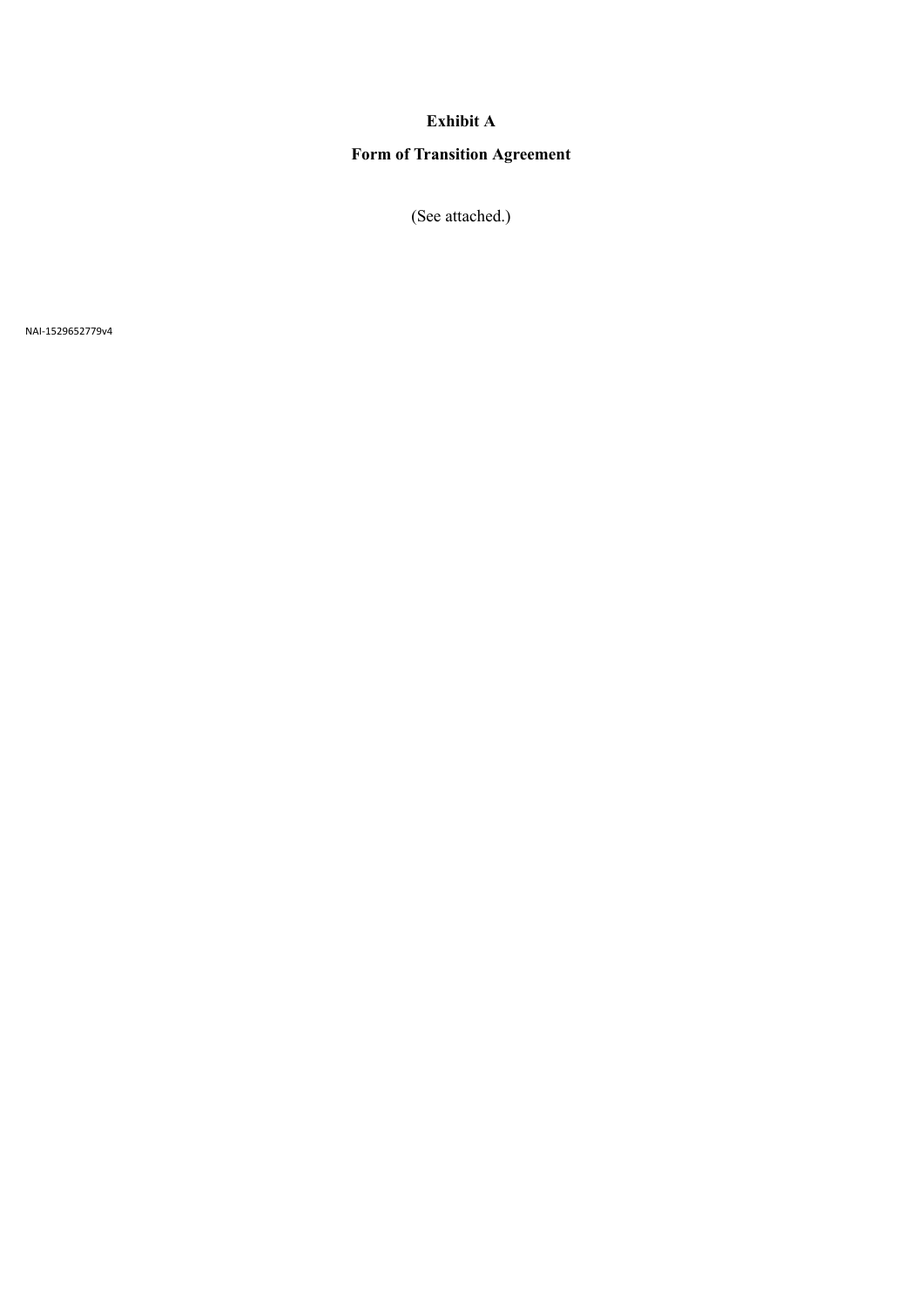# Exhibit A

## Form of Transition Agreement

(See attached.)

NAI-1529652779v4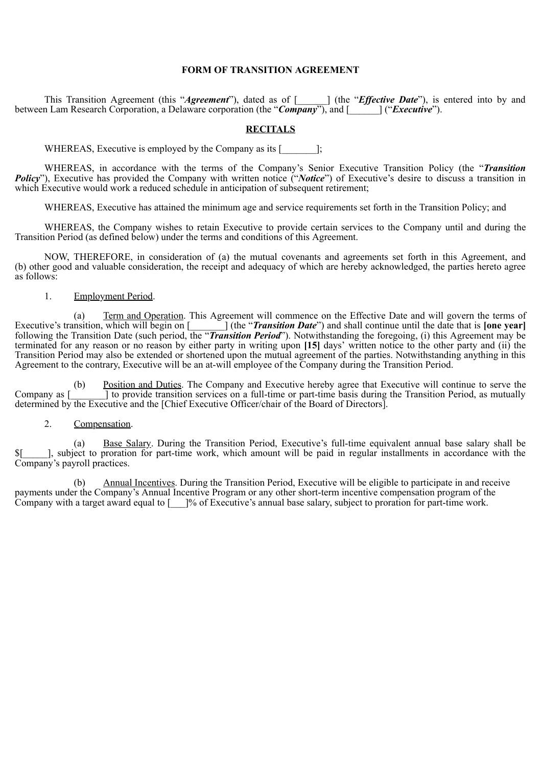# FORM OF TRANSITION AGREEMENT

This Transition Agreement (this "***Agreement***"), dated as of [______] (the "***Effective Date***"), is entered into by and between Lam Research Corporation, a Delaware corporation (the "***Company***"), and [______] ("***Executive***").

## RECITALS

WHEREAS, Executive is employed by the Company as its [_______];

WHEREAS, in accordance with the terms of the Company's Senior Executive Transition Policy (the "***Transition Policy***"), Executive has provided the Company with written notice ("***Notice***") of Executive's desire to discuss a transition in which Executive would work a reduced schedule in anticipation of subsequent retirement;

WHEREAS, Executive has attained the minimum age and service requirements set forth in the Transition Policy; and

WHEREAS, the Company wishes to retain Executive to provide certain services to the Company until and during the Transition Period (as defined below) under the terms and conditions of this Agreement.

NOW, THEREFORE, in consideration of (a) the mutual covenants and agreements set forth in this Agreement, and (b) other good and valuable consideration, the receipt and adequacy of which are hereby acknowledged, the parties hereto agree as follows:

1. Employment Period.

(a) Term and Operation. This Agreement will commence on the Effective Date and will govern the terms of Executive's transition, which will begin on [_______] (the "***Transition Date***") and shall continue until the date that is **[one year]** following the Transition Date (such period, the "***Transition Period***"). Notwithstanding the foregoing, (i) this Agreement may be terminated for any reason or no reason by either party in writing upon **[15]** days' written notice to the other party and (ii) the Transition Period may also be extended or shortened upon the mutual agreement of the parties. Notwithstanding anything in this Agreement to the contrary, Executive will be an at-will employee of the Company during the Transition Period.

(b) Position and Duties. The Company and Executive hereby agree that Executive will continue to serve the Company as [_______] to provide transition services on a full-time or part-time basis during the Transition Period, as mutually determined by the Executive and the [Chief Executive Officer/chair of the Board of Directors].

2. Compensation.

(a) Base Salary. During the Transition Period, Executive's full-time equivalent annual base salary shall be $[_____], subject to proration for part-time work, which amount will be paid in regular installments in accordance with the Company's payroll practices.

(b) Annual Incentives. During the Transition Period, Executive will be eligible to participate in and receive payments under the Company's Annual Incentive Program or any other short-term incentive compensation program of the Company with a target award equal to [___]% of Executive's annual base salary, subject to proration for part-time work.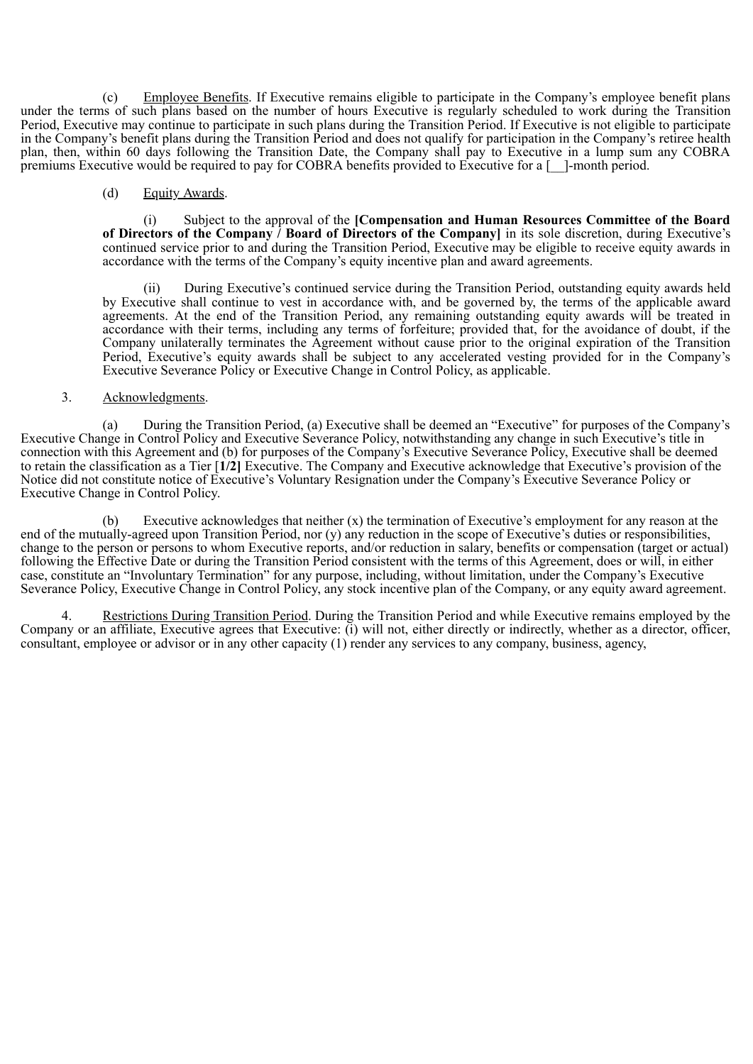(c) Employee Benefits. If Executive remains eligible to participate in the Company's employee benefit plans under the terms of such plans based on the number of hours Executive is regularly scheduled to work during the Transition Period, Executive may continue to participate in such plans during the Transition Period. If Executive is not eligible to participate in the Company's benefit plans during the Transition Period and does not qualify for participation in the Company's retiree health plan, then, within 60 days following the Transition Date, the Company shall pay to Executive in a lump sum any COBRA premiums Executive would be required to pay for COBRA benefits provided to Executive for a [__]-month period.

(d) Equity Awards.

(i) Subject to the approval of the **[Compensation and Human Resources Committee of the Board of Directors of the Company / Board of Directors of the Company]** in its sole discretion, during Executive's continued service prior to and during the Transition Period, Executive may be eligible to receive equity awards in accordance with the terms of the Company's equity incentive plan and award agreements.

(ii) During Executive's continued service during the Transition Period, outstanding equity awards held by Executive shall continue to vest in accordance with, and be governed by, the terms of the applicable award agreements. At the end of the Transition Period, any remaining outstanding equity awards will be treated in accordance with their terms, including any terms of forfeiture; provided that, for the avoidance of doubt, if the Company unilaterally terminates the Agreement without cause prior to the original expiration of the Transition Period, Executive's equity awards shall be subject to any accelerated vesting provided for in the Company's Executive Severance Policy or Executive Change in Control Policy, as applicable.

3. Acknowledgments.

(a) During the Transition Period, (a) Executive shall be deemed an "Executive" for purposes of the Company's Executive Change in Control Policy and Executive Severance Policy, notwithstanding any change in such Executive's title in connection with this Agreement and (b) for purposes of the Company's Executive Severance Policy, Executive shall be deemed to retain the classification as a Tier [**1/2**] Executive. The Company and Executive acknowledge that Executive's provision of the Notice did not constitute notice of Executive's Voluntary Resignation under the Company's Executive Severance Policy or Executive Change in Control Policy.

(b) Executive acknowledges that neither (x) the termination of Executive's employment for any reason at the end of the mutually-agreed upon Transition Period, nor (y) any reduction in the scope of Executive's duties or responsibilities, change to the person or persons to whom Executive reports, and/or reduction in salary, benefits or compensation (target or actual) following the Effective Date or during the Transition Period consistent with the terms of this Agreement, does or will, in either case, constitute an "Involuntary Termination" for any purpose, including, without limitation, under the Company's Executive Severance Policy, Executive Change in Control Policy, any stock incentive plan of the Company, or any equity award agreement.

4. Restrictions During Transition Period. During the Transition Period and while Executive remains employed by the Company or an affiliate, Executive agrees that Executive: (i) will not, either directly or indirectly, whether as a director, officer, consultant, employee or advisor or in any other capacity (1) render any services to any company, business, agency,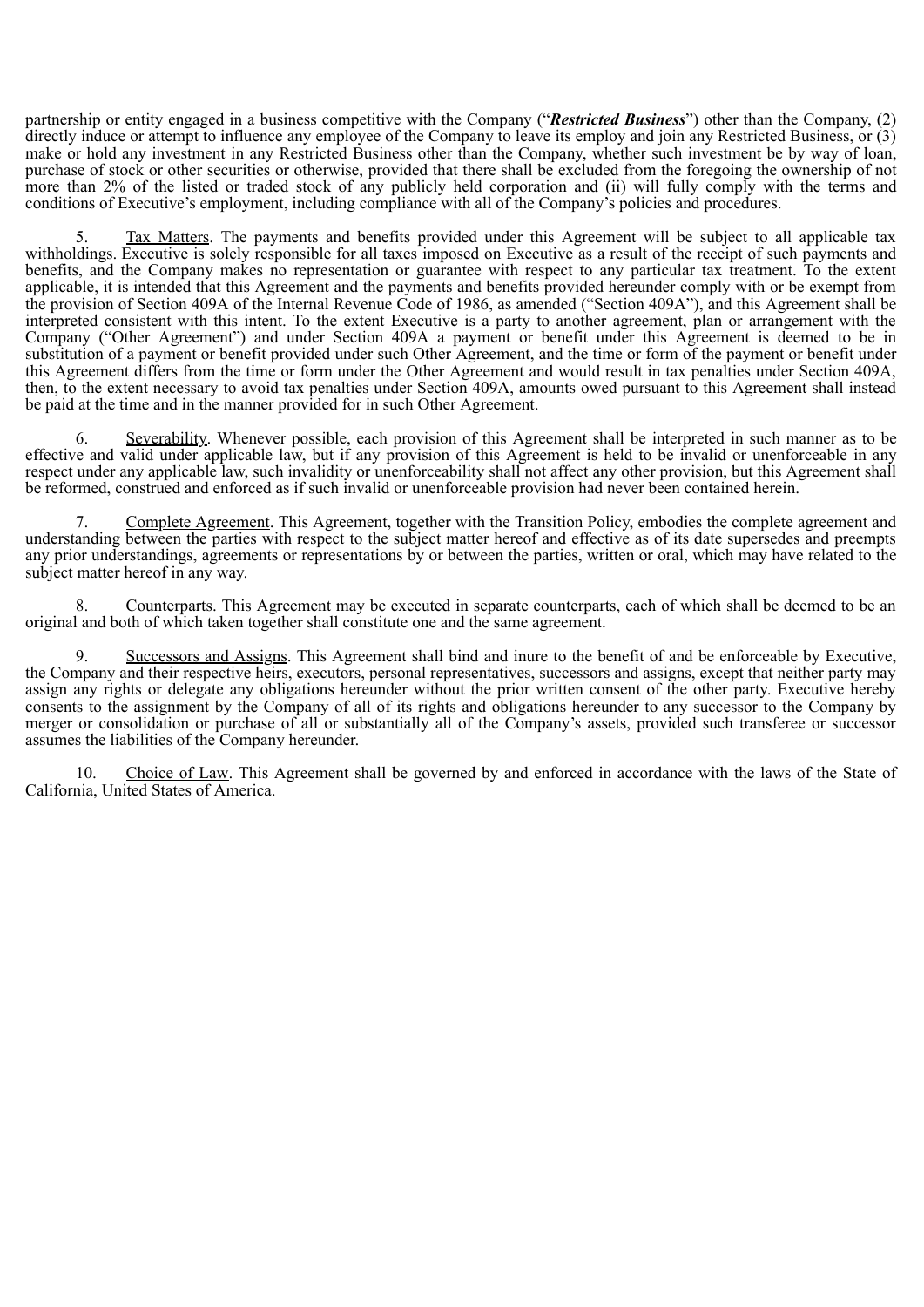partnership or entity engaged in a business competitive with the Company ("***Restricted Business***") other than the Company, (2) directly induce or attempt to influence any employee of the Company to leave its employ and join any Restricted Business, or (3) make or hold any investment in any Restricted Business other than the Company, whether such investment be by way of loan, purchase of stock or other securities or otherwise, provided that there shall be excluded from the foregoing the ownership of not more than 2% of the listed or traded stock of any publicly held corporation and (ii) will fully comply with the terms and conditions of Executive's employment, including compliance with all of the Company's policies and procedures.

5. Tax Matters. The payments and benefits provided under this Agreement will be subject to all applicable tax withholdings. Executive is solely responsible for all taxes imposed on Executive as a result of the receipt of such payments and benefits, and the Company makes no representation or guarantee with respect to any particular tax treatment. To the extent applicable, it is intended that this Agreement and the payments and benefits provided hereunder comply with or be exempt from the provision of Section 409A of the Internal Revenue Code of 1986, as amended ("Section 409A"), and this Agreement shall be interpreted consistent with this intent. To the extent Executive is a party to another agreement, plan or arrangement with the Company ("Other Agreement") and under Section 409A a payment or benefit under this Agreement is deemed to be in substitution of a payment or benefit provided under such Other Agreement, and the time or form of the payment or benefit under this Agreement differs from the time or form under the Other Agreement and would result in tax penalties under Section 409A, then, to the extent necessary to avoid tax penalties under Section 409A, amounts owed pursuant to this Agreement shall instead be paid at the time and in the manner provided for in such Other Agreement.

6. Severability. Whenever possible, each provision of this Agreement shall be interpreted in such manner as to be effective and valid under applicable law, but if any provision of this Agreement is held to be invalid or unenforceable in any respect under any applicable law, such invalidity or unenforceability shall not affect any other provision, but this Agreement shall be reformed, construed and enforced as if such invalid or unenforceable provision had never been contained herein.

7. Complete Agreement. This Agreement, together with the Transition Policy, embodies the complete agreement and understanding between the parties with respect to the subject matter hereof and effective as of its date supersedes and preempts any prior understandings, agreements or representations by or between the parties, written or oral, which may have related to the subject matter hereof in any way.

8. Counterparts. This Agreement may be executed in separate counterparts, each of which shall be deemed to be an original and both of which taken together shall constitute one and the same agreement.

9. Successors and Assigns. This Agreement shall bind and inure to the benefit of and be enforceable by Executive, the Company and their respective heirs, executors, personal representatives, successors and assigns, except that neither party may assign any rights or delegate any obligations hereunder without the prior written consent of the other party. Executive hereby consents to the assignment by the Company of all of its rights and obligations hereunder to any successor to the Company by merger or consolidation or purchase of all or substantially all of the Company's assets, provided such transferee or successor assumes the liabilities of the Company hereunder.

10. Choice of Law. This Agreement shall be governed by and enforced in accordance with the laws of the State of California, United States of America.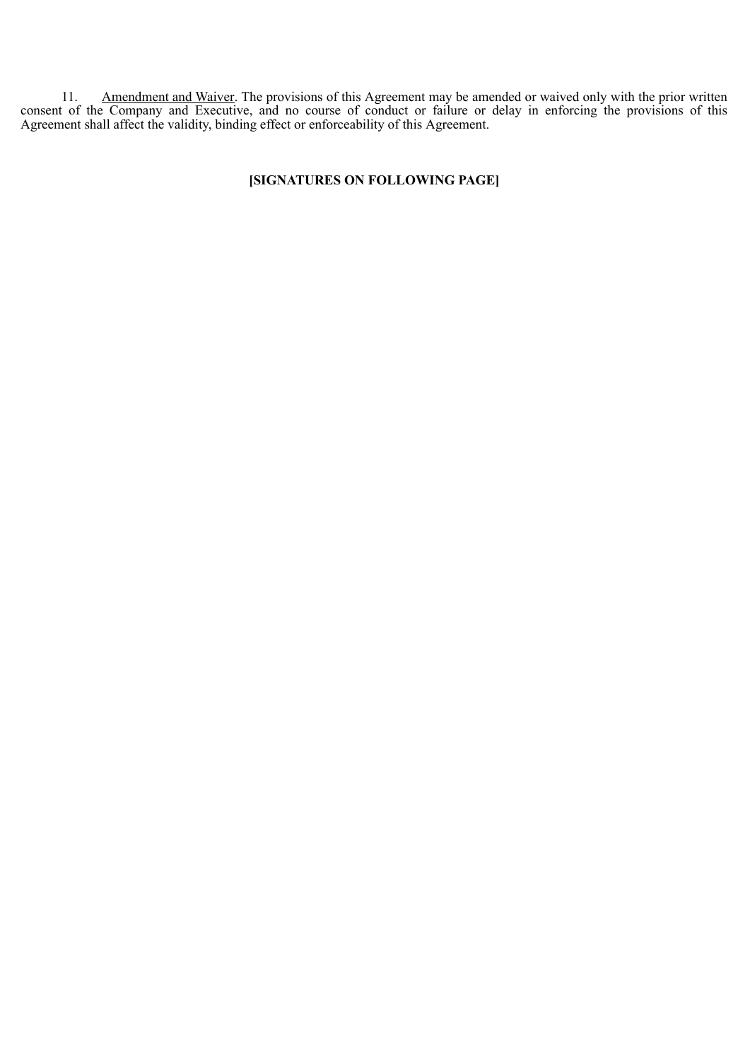11. Amendment and Waiver. The provisions of this Agreement may be amended or waived only with the prior written consent of the Company and Executive, and no course of conduct or failure or delay in enforcing the provisions of this Agreement shall affect the validity, binding effect or enforceability of this Agreement.

**[SIGNATURES ON FOLLOWING PAGE]**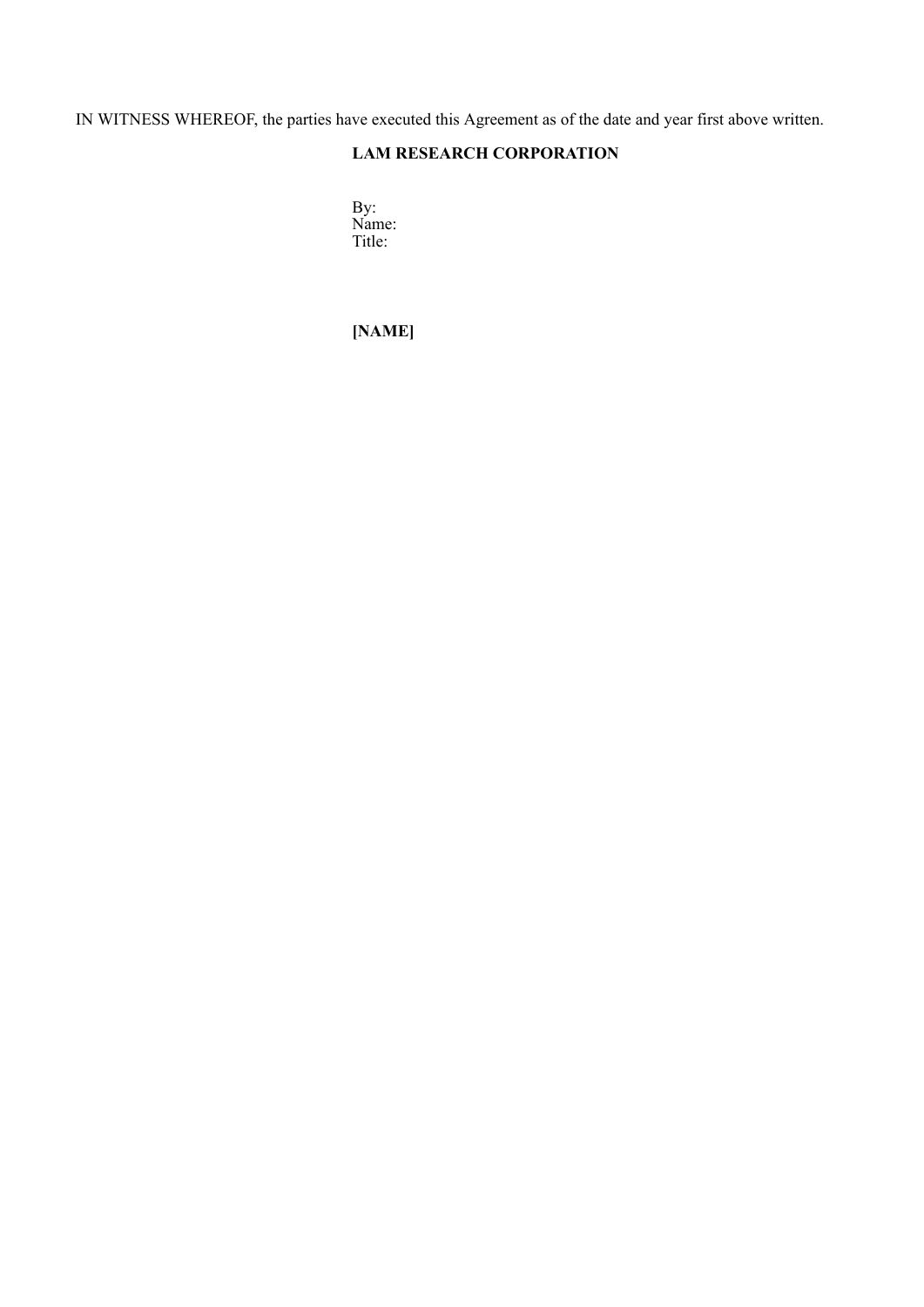IN WITNESS WHEREOF, the parties have executed this Agreement as of the date and year first above written.

**LAM RESEARCH CORPORATION**

By:
Name:
Title:

**[NAME]**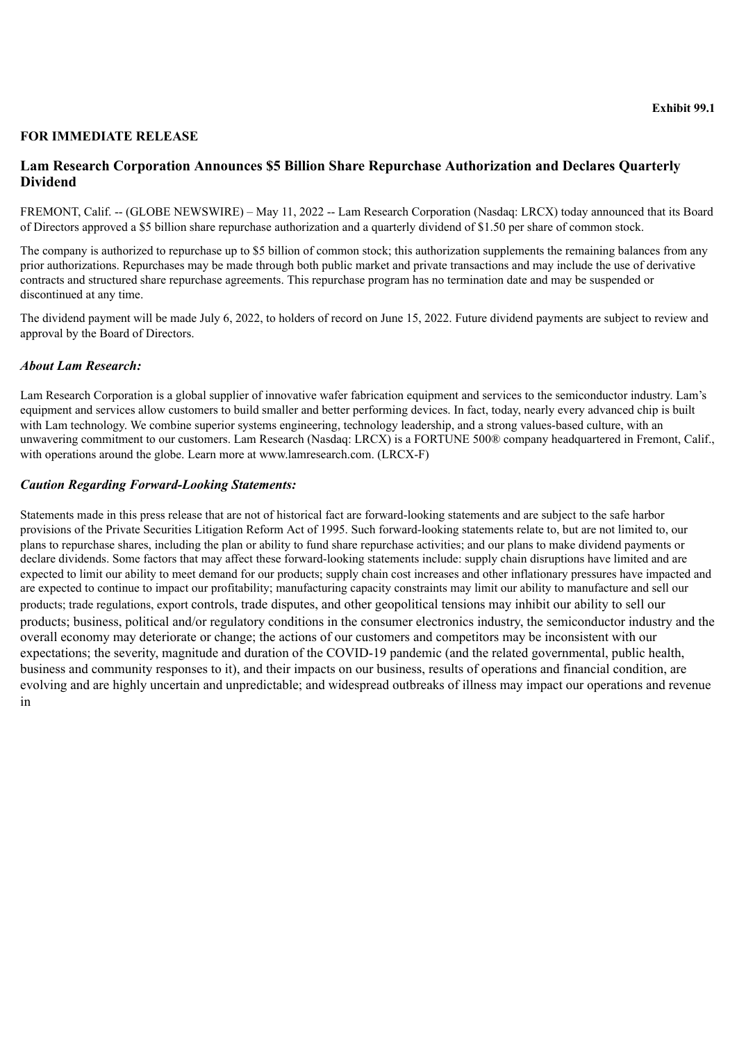**Exhibit 99.1**

**FOR IMMEDIATE RELEASE**

## Lam Research Corporation Announces $5 Billion Share Repurchase Authorization and Declares Quarterly Dividend

FREMONT, Calif. -- (GLOBE NEWSWIRE) – May 11, 2022 -- Lam Research Corporation (Nasdaq: LRCX) today announced that its Board of Directors approved a $5 billion share repurchase authorization and a quarterly dividend of $1.50 per share of common stock.

The company is authorized to repurchase up to $5 billion of common stock; this authorization supplements the remaining balances from any prior authorizations. Repurchases may be made through both public market and private transactions and may include the use of derivative contracts and structured share repurchase agreements. This repurchase program has no termination date and may be suspended or discontinued at any time.

The dividend payment will be made July 6, 2022, to holders of record on June 15, 2022. Future dividend payments are subject to review and approval by the Board of Directors.

### *About Lam Research:*

Lam Research Corporation is a global supplier of innovative wafer fabrication equipment and services to the semiconductor industry. Lam's equipment and services allow customers to build smaller and better performing devices. In fact, today, nearly every advanced chip is built with Lam technology. We combine superior systems engineering, technology leadership, and a strong values-based culture, with an unwavering commitment to our customers. Lam Research (Nasdaq: LRCX) is a FORTUNE 500® company headquartered in Fremont, Calif., with operations around the globe. Learn more at www.lamresearch.com. (LRCX-F)

### *Caution Regarding Forward-Looking Statements:*

Statements made in this press release that are not of historical fact are forward-looking statements and are subject to the safe harbor provisions of the Private Securities Litigation Reform Act of 1995. Such forward-looking statements relate to, but are not limited to, our plans to repurchase shares, including the plan or ability to fund share repurchase activities; and our plans to make dividend payments or declare dividends. Some factors that may affect these forward-looking statements include: supply chain disruptions have limited and are expected to limit our ability to meet demand for our products; supply chain cost increases and other inflationary pressures have impacted and are expected to continue to impact our profitability; manufacturing capacity constraints may limit our ability to manufacture and sell our products; trade regulations, export controls, trade disputes, and other geopolitical tensions may inhibit our ability to sell our products; business, political and/or regulatory conditions in the consumer electronics industry, the semiconductor industry and the overall economy may deteriorate or change; the actions of our customers and competitors may be inconsistent with our expectations; the severity, magnitude and duration of the COVID-19 pandemic (and the related governmental, public health, business and community responses to it), and their impacts on our business, results of operations and financial condition, are evolving and are highly uncertain and unpredictable; and widespread outbreaks of illness may impact our operations and revenue in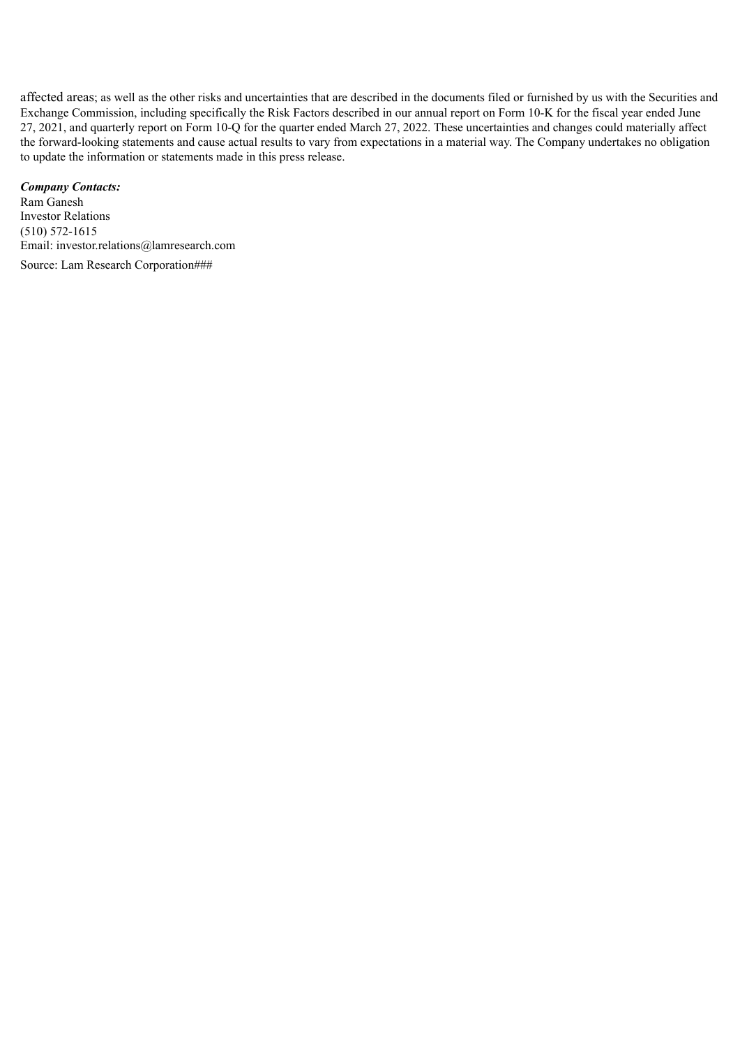affected areas; as well as the other risks and uncertainties that are described in the documents filed or furnished by us with the Securities and Exchange Commission, including specifically the Risk Factors described in our annual report on Form 10-K for the fiscal year ended June 27, 2021, and quarterly report on Form 10-Q for the quarter ended March 27, 2022. These uncertainties and changes could materially affect the forward-looking statements and cause actual results to vary from expectations in a material way. The Company undertakes no obligation to update the information or statements made in this press release.

***Company Contacts:***
Ram Ganesh
Investor Relations
(510) 572-1615
Email: investor.relations@lamresearch.com

Source: Lam Research Corporation###